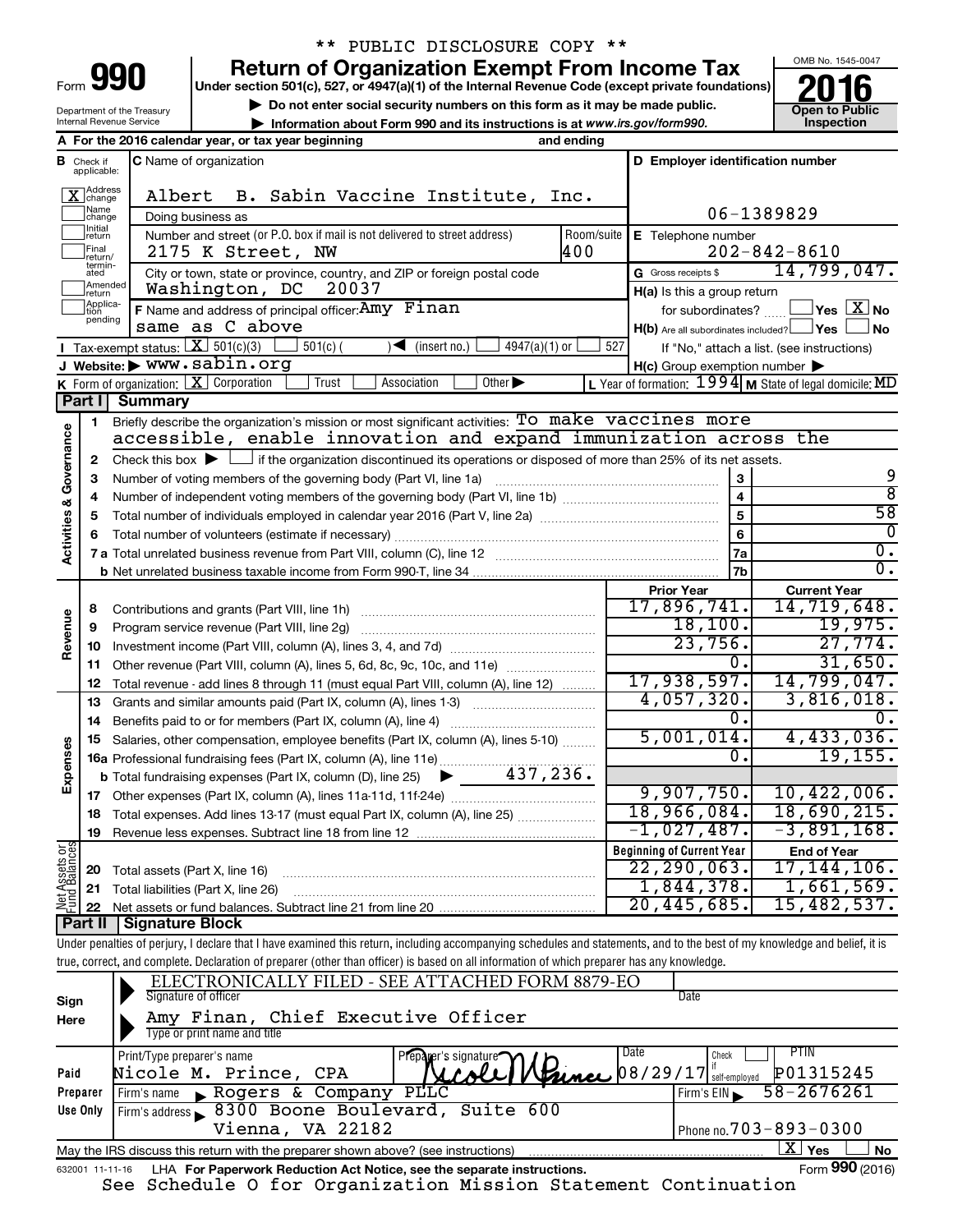\*\* PUBLIC DISCLOSURE COPY \*\*

# Form 990 — Return of Organization Exempt From Income Tax (2016)

Under section 501(c), 527, or 4947(a)(1) of the Internal Revenue Code (except private foundations)

▶ Do not enter social security numbers on this form as it may be made public.

▶ Information about Form 990 and its instructions is at www.irs.gov/form990.

Department of the Treasury, Internal Revenue Service

OMB No. 1545-0047 — **Open to Public Inspection**

**A** For the 2016 calendar year, or tax year beginning and ending

**B** Check if applicable: [X] Address change; [ ] Name change; [ ] Initial return; [ ] Final return/terminated; [ ] Amended return; [ ] Application pending

**C** Name of organization: Albert B. Sabin Vaccine Institute, Inc.

Doing business as

Number and street (or P.O. box if mail is not delivered to street address): 2175 K Street, NW — Room/suite: 400

City or town, state or province, country, and ZIP or foreign postal code: Washington, DC 20037

**D** Employer identification number: 06-1389829

**E** Telephone number: 202-842-8610

**G** Gross receipts $ 14,799,047.

**F** Name and address of principal officer: Amy Finan, same as C above

**H(a)** Is this a group return for subordinates? [ ] Yes [X] No

**H(b)** Are all subordinates included? [ ] Yes [ ] No — If "No," attach a list. (see instructions)

**H(c)** Group exemption number ▶

**I** Tax-exempt status: [X] 501(c)(3) [ ] 501(c) ( ) ◀ (insert no.) [ ] 4947(a)(1) or [ ] 527

**J** Website: ▶ www.sabin.org

**K** Form of organization: [X] Corporation [ ] Trust [ ] Association [ ] Other ▶

**L** Year of formation: 1994 **M** State of legal domicile: MD

## Part I Summary

**Activities & Governance**

1. Briefly describe the organization's mission or most significant activities: To make vaccines more accessible, enable innovation and expand immunization across the
2. Check this box ▶ [ ] if the organization discontinued its operations or disposed of more than 25% of its net assets.

| Line | Description | | Value |
|---|---|---|---|
| 3 | Number of voting members of the governing body (Part VI, line 1a) | 3 | 9 |
| 4 | Number of independent voting members of the governing body (Part VI, line 1b) | 4 | 8 |
| 5 | Total number of individuals employed in calendar year 2016 (Part V, line 2a) | 5 | 58 |
| 6 | Total number of volunteers (estimate if necessary) | 6 | 0 |
| 7a | Total unrelated business revenue from Part VIII, column (C), line 12 | 7a | 0. |
| 7b | Net unrelated business taxable income from Form 990-T, line 34 | 7b | 0. |

| | Line | Description | Prior Year | Current Year |
|---|---|---|---|---|
| Revenue | 8 | Contributions and grants (Part VIII, line 1h) | 17,896,741. | 14,719,648. |
| | 9 | Program service revenue (Part VIII, line 2g) | 18,100. | 19,975. |
| | 10 | Investment income (Part VIII, column (A), lines 3, 4, and 7d) | 23,756. | 27,774. |
| | 11 | Other revenue (Part VIII, column (A), lines 5, 6d, 8c, 9c, 10c, and 11e) | 0. | 31,650. |
| | 12 | Total revenue - add lines 8 through 11 (must equal Part VIII, column (A), line 12) | 17,938,597. | 14,799,047. |
| Expenses | 13 | Grants and similar amounts paid (Part IX, column (A), lines 1-3) | 4,057,320. | 3,816,018. |
| | 14 | Benefits paid to or for members (Part IX, column (A), line 4) | 0. | 0. |
| | 15 | Salaries, other compensation, employee benefits (Part IX, column (A), lines 5-10) | 5,001,014. | 4,433,036. |
| | 16a | Professional fundraising fees (Part IX, column (A), line 11e) | 0. | 19,155. |
| | b | Total fundraising expenses (Part IX, column (D), line 25) ▶ 437,236. | | |
| | 17 | Other expenses (Part IX, column (A), lines 11a-11d, 11f-24e) | 9,907,750. | 10,422,006. |
| | 18 | Total expenses. Add lines 13-17 (must equal Part IX, column (A), line 25) | 18,966,084. | 18,690,215. |
| | 19 | Revenue less expenses. Subtract line 18 from line 12 | -1,027,487. | -3,891,168. |
| | | | **Beginning of Current Year** | **End of Year** |
| Net Assets or Fund Balances | 20 | Total assets (Part X, line 16) | 22,290,063. | 17,144,106. |
| | 21 | Total liabilities (Part X, line 26) | 1,844,378. | 1,661,569. |
| | 22 | Net assets or fund balances. Subtract line 21 from line 20 | 20,445,685. | 15,482,537. |

## Part II Signature Block

Under penalties of perjury, I declare that I have examined this return, including accompanying schedules and statements, and to the best of my knowledge and belief, it is true, correct, and complete. Declaration of preparer (other than officer) is based on all information of which preparer has any knowledge.

**Sign Here**

ELECTRONICALLY FILED - SEE ATTACHED FORM 8879-EO — Signature of officer — Date

Amy Finan, Chief Executive Officer — Type or print name and title

**Paid Preparer Use Only**

| Print/Type preparer's name | Preparer's signature | Date | Check if self-employed | PTIN |
|---|---|---|---|---|
| Nicole M. Prince, CPA | Nicole M Prince | 08/29/17 | [ ] | P01315245 |

Firm's name ▶ Rogers & Company PLLC — Firm's EIN ▶ 58-2676261

Firm's address ▶ 8300 Boone Boulevard, Suite 600, Vienna, VA 22182 — Phone no. 703-893-0300

May the IRS discuss this return with the preparer shown above? (see instructions) [X] Yes [ ] No

632001 11-11-16 LHA For Paperwork Reduction Act Notice, see the separate instructions. Form **990** (2016)

See Schedule O for Organization Mission Statement Continuation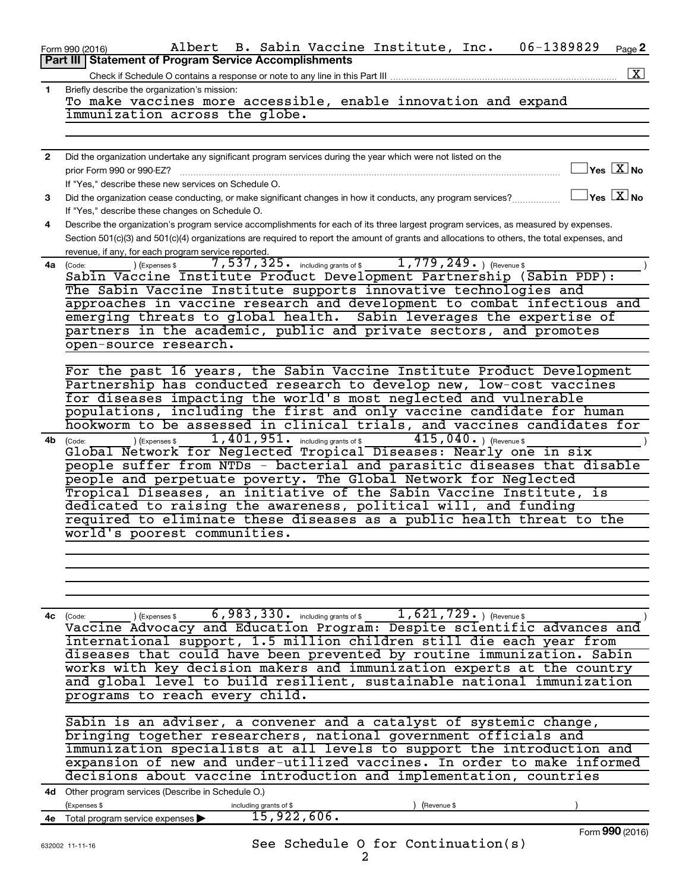Form 990 (2016) Albert B. Sabin Vaccine Institute, Inc. 06-1389829 Page **2**

## Part III Statement of Program Service Accomplishments

Check if Schedule O contains a response or note to any line in this Part III .......... [X]

**1** Briefly describe the organization's mission:

To make vaccines more accessible, enable innovation and expand immunization across the globe.

**2** Did the organization undertake any significant program services during the year which were not listed on the prior Form 990 or 990-EZ? .......... [ ] Yes [X] No

If "Yes," describe these new services on Schedule O.

**3** Did the organization cease conducting, or make significant changes in how it conducts, any program services? .......... [ ] Yes [X] No

If "Yes," describe these changes on Schedule O.

**4** Describe the organization's program service accomplishments for each of its three largest program services, as measured by expenses. Section 501(c)(3) and 501(c)(4) organizations are required to report the amount of grants and allocations to others, the total expenses, and revenue, if any, for each program service reported.

**4a** (Code: ) (Expenses $ 7,537,325. including grants of $ 1,779,249. ) (Revenue $ )

Sabin Vaccine Institute Product Development Partnership (Sabin PDP): The Sabin Vaccine Institute supports innovative technologies and approaches in vaccine research and development to combat infectious and emerging threats to global health. Sabin leverages the expertise of partners in the academic, public and private sectors, and promotes open-source research.

For the past 16 years, the Sabin Vaccine Institute Product Development Partnership has conducted research to develop new, low-cost vaccines for diseases impacting the world's most neglected and vulnerable populations, including the first and only vaccine candidate for human hookworm to be assessed in clinical trials, and vaccines candidates for

**4b** (Code: ) (Expenses $ 1,401,951. including grants of $ 415,040. ) (Revenue $ )

Global Network for Neglected Tropical Diseases: Nearly one in six people suffer from NTDs - bacterial and parasitic diseases that disable people and perpetuate poverty. The Global Network for Neglected Tropical Diseases, an initiative of the Sabin Vaccine Institute, is dedicated to raising the awareness, political will, and funding required to eliminate these diseases as a public health threat to the world's poorest communities.

**4c** (Code: ) (Expenses $ 6,983,330. including grants of $ 1,621,729. ) (Revenue $ )

Vaccine Advocacy and Education Program: Despite scientific advances and international support, 1.5 million children still die each year from diseases that could have been prevented by routine immunization. Sabin works with key decision makers and immunization experts at the country and global level to build resilient, sustainable national immunization programs to reach every child.

Sabin is an adviser, a convener and a catalyst of systemic change, bringing together researchers, national government officials and immunization specialists at all levels to support the introduction and expansion of new and under-utilized vaccines. In order to make informed decisions about vaccine introduction and implementation, countries

**4d** Other program services (Describe in Schedule O.)

(Expenses $ including grants of $ ) (Revenue $ )

**4e** Total program service expenses ▶ 15,922,606.

Form **990** (2016)

632002 11-11-16

See Schedule O for Continuation(s)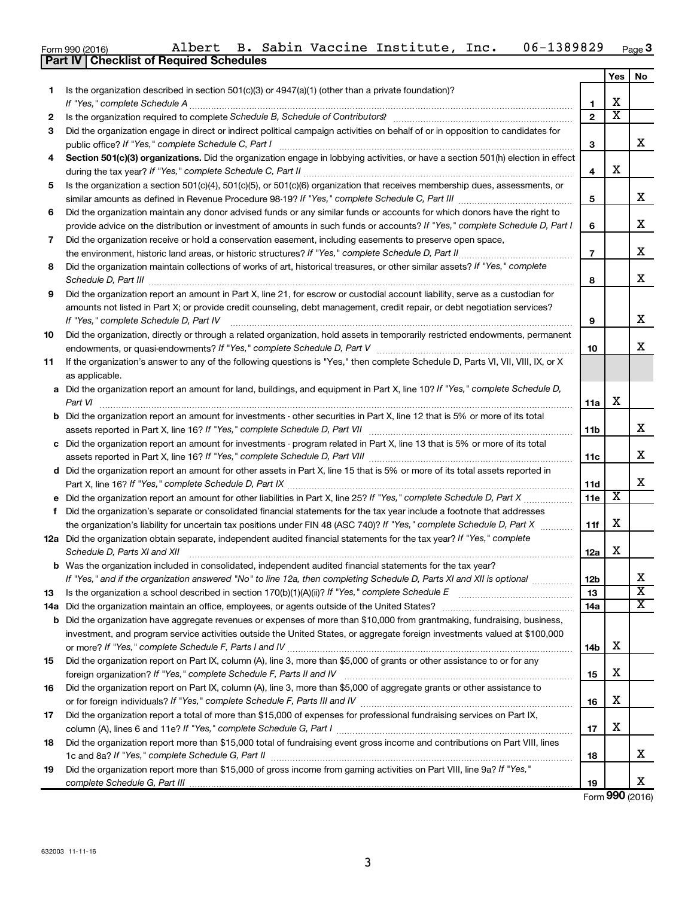Form 990 (2016) Albert B. Sabin Vaccine Institute, Inc. 06-1389829 Page 3

**Part IV Checklist of Required Schedules**

| | | | Yes | No |
|---|---|---|---|---|
| 1 | Is the organization described in section 501(c)(3) or 4947(a)(1) (other than a private foundation)? *If "Yes," complete Schedule A* | 1 | X | |
| 2 | Is the organization required to complete *Schedule B, Schedule of Contributors*? | 2 | X | |
| 3 | Did the organization engage in direct or indirect political campaign activities on behalf of or in opposition to candidates for public office? *If "Yes," complete Schedule C, Part I* | 3 | | X |
| 4 | **Section 501(c)(3) organizations.** Did the organization engage in lobbying activities, or have a section 501(h) election in effect during the tax year? *If "Yes," complete Schedule C, Part II* | 4 | X | |
| 5 | Is the organization a section 501(c)(4), 501(c)(5), or 501(c)(6) organization that receives membership dues, assessments, or similar amounts as defined in Revenue Procedure 98-19? *If "Yes," complete Schedule C, Part III* | 5 | | X |
| 6 | Did the organization maintain any donor advised funds or any similar funds or accounts for which donors have the right to provide advice on the distribution or investment of amounts in such funds or accounts? *If "Yes," complete Schedule D, Part I* | 6 | | X |
| 7 | Did the organization receive or hold a conservation easement, including easements to preserve open space, the environment, historic land areas, or historic structures? *If "Yes," complete Schedule D, Part II* | 7 | | X |
| 8 | Did the organization maintain collections of works of art, historical treasures, or other similar assets? *If "Yes," complete Schedule D, Part III* | 8 | | X |
| 9 | Did the organization report an amount in Part X, line 21, for escrow or custodial account liability, serve as a custodian for amounts not listed in Part X; or provide credit counseling, debt management, credit repair, or debt negotiation services? *If "Yes," complete Schedule D, Part IV* | 9 | | X |
| 10 | Did the organization, directly or through a related organization, hold assets in temporarily restricted endowments, permanent endowments, or quasi-endowments? *If "Yes," complete Schedule D, Part V* | 10 | | X |
| 11 | If the organization's answer to any of the following questions is "Yes," then complete Schedule D, Parts VI, VII, VIII, IX, or X as applicable. | | | |
| a | Did the organization report an amount for land, buildings, and equipment in Part X, line 10? *If "Yes," complete Schedule D, Part VI* | 11a | X | |
| b | Did the organization report an amount for investments - other securities in Part X, line 12 that is 5% or more of its total assets reported in Part X, line 16? *If "Yes," complete Schedule D, Part VII* | 11b | | X |
| c | Did the organization report an amount for investments - program related in Part X, line 13 that is 5% or more of its total assets reported in Part X, line 16? *If "Yes," complete Schedule D, Part VIII* | 11c | | X |
| d | Did the organization report an amount for other assets in Part X, line 15 that is 5% or more of its total assets reported in Part X, line 16? *If "Yes," complete Schedule D, Part IX* | 11d | | X |
| e | Did the organization report an amount for other liabilities in Part X, line 25? *If "Yes," complete Schedule D, Part X* | 11e | X | |
| f | Did the organization's separate or consolidated financial statements for the tax year include a footnote that addresses the organization's liability for uncertain tax positions under FIN 48 (ASC 740)? *If "Yes," complete Schedule D, Part X* | 11f | X | |
| 12a | Did the organization obtain separate, independent audited financial statements for the tax year? *If "Yes," complete Schedule D, Parts XI and XII* | 12a | X | |
| b | Was the organization included in consolidated, independent audited financial statements for the tax year? *If "Yes," and if the organization answered "No" to line 12a, then completing Schedule D, Parts XI and XII is optional* | 12b | | X |
| 13 | Is the organization a school described in section 170(b)(1)(A)(ii)? *If "Yes," complete Schedule E* | 13 | | X |
| 14a | Did the organization maintain an office, employees, or agents outside of the United States? | 14a | | X |
| b | Did the organization have aggregate revenues or expenses of more than $10,000 from grantmaking, fundraising, business, investment, and program service activities outside the United States, or aggregate foreign investments valued at $100,000 or more? *If "Yes," complete Schedule F, Parts I and IV* | 14b | X | |
| 15 | Did the organization report on Part IX, column (A), line 3, more than $5,000 of grants or other assistance to or for any foreign organization? *If "Yes," complete Schedule F, Parts II and IV* | 15 | X | |
| 16 | Did the organization report on Part IX, column (A), line 3, more than $5,000 of aggregate grants or other assistance to or for foreign individuals? *If "Yes," complete Schedule F, Parts III and IV* | 16 | X | |
| 17 | Did the organization report a total of more than $15,000 of expenses for professional fundraising services on Part IX, column (A), lines 6 and 11e? *If "Yes," complete Schedule G, Part I* | 17 | X | |
| 18 | Did the organization report more than $15,000 total of fundraising event gross income and contributions on Part VIII, lines 1c and 8a? *If "Yes," complete Schedule G, Part II* | 18 | | X |
| 19 | Did the organization report more than $15,000 of gross income from gaming activities on Part VIII, line 9a? *If "Yes," complete Schedule G, Part III* | 19 | | X |

Form **990** (2016)

632003 11-11-16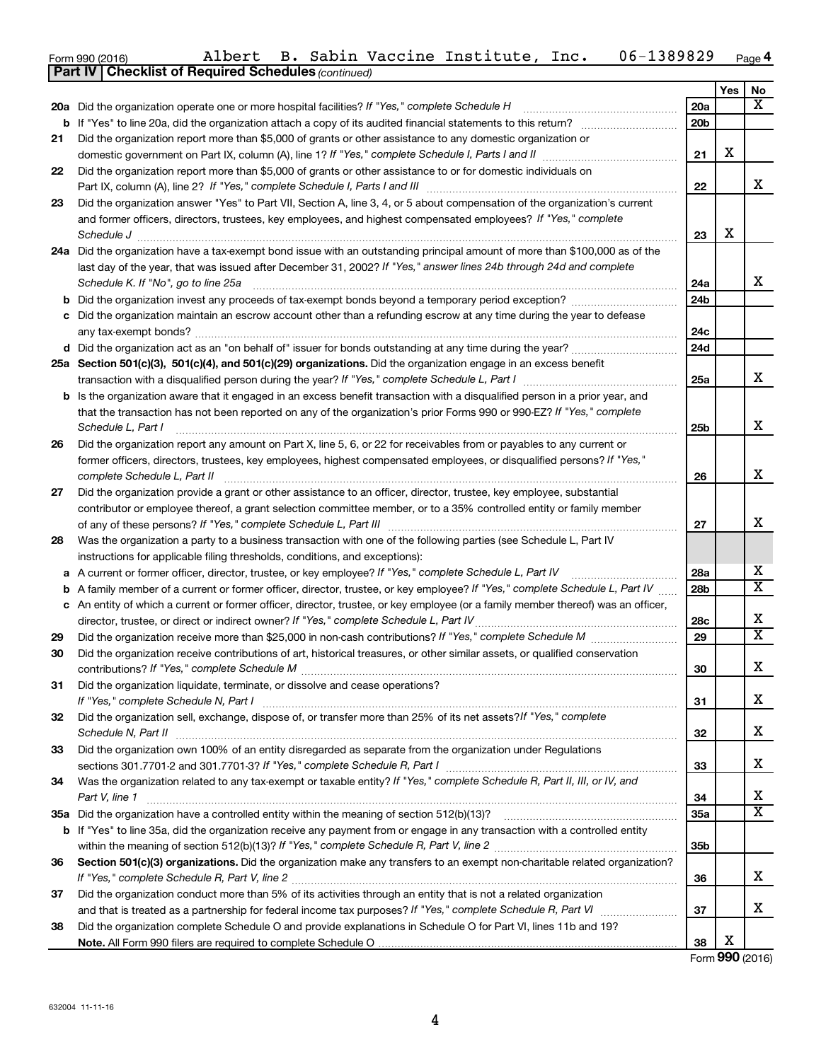Form 990 (2016) Albert B. Sabin Vaccine Institute, Inc. 06-1389829 Page 4

**Part IV | Checklist of Required Schedules** *(continued)*

| | | | Yes | No |
|---|---|---|---|---|
| **20a** | Did the organization operate one or more hospital facilities? *If "Yes," complete Schedule H* | 20a | | X |
| **b** | If "Yes" to line 20a, did the organization attach a copy of its audited financial statements to this return? | 20b | | |
| **21** | Did the organization report more than $5,000 of grants or other assistance to any domestic organization or domestic government on Part IX, column (A), line 1? *If "Yes," complete Schedule I, Parts I and II* | 21 | X | |
| **22** | Did the organization report more than $5,000 of grants or other assistance to or for domestic individuals on Part IX, column (A), line 2? *If "Yes," complete Schedule I, Parts I and III* | 22 | | X |
| **23** | Did the organization answer "Yes" to Part VII, Section A, line 3, 4, or 5 about compensation of the organization's current and former officers, directors, trustees, key employees, and highest compensated employees? *If "Yes," complete Schedule J* | 23 | X | |
| **24a** | Did the organization have a tax-exempt bond issue with an outstanding principal amount of more than $100,000 as of the last day of the year, that was issued after December 31, 2002? *If "Yes," answer lines 24b through 24d and complete Schedule K. If "No", go to line 25a* | 24a | | X |
| **b** | Did the organization invest any proceeds of tax-exempt bonds beyond a temporary period exception? | 24b | | |
| **c** | Did the organization maintain an escrow account other than a refunding escrow at any time during the year to defease any tax-exempt bonds? | 24c | | |
| **d** | Did the organization act as an "on behalf of" issuer for bonds outstanding at any time during the year? | 24d | | |
| **25a** | **Section 501(c)(3), 501(c)(4), and 501(c)(29) organizations.** Did the organization engage in an excess benefit transaction with a disqualified person during the year? *If "Yes," complete Schedule L, Part I* | 25a | | X |
| **b** | Is the organization aware that it engaged in an excess benefit transaction with a disqualified person in a prior year, and that the transaction has not been reported on any of the organization's prior Forms 990 or 990-EZ? *If "Yes," complete Schedule L, Part I* | 25b | | X |
| **26** | Did the organization report any amount on Part X, line 5, 6, or 22 for receivables from or payables to any current or former officers, directors, trustees, key employees, highest compensated employees, or disqualified persons? *If "Yes," complete Schedule L, Part II* | 26 | | X |
| **27** | Did the organization provide a grant or other assistance to an officer, director, trustee, key employee, substantial contributor or employee thereof, a grant selection committee member, or to a 35% controlled entity or family member of any of these persons? *If "Yes," complete Schedule L, Part III* | 27 | | X |
| **28** | Was the organization a party to a business transaction with one of the following parties (see Schedule L, Part IV instructions for applicable filing thresholds, conditions, and exceptions): | | | |
| **a** | A current or former officer, director, trustee, or key employee? *If "Yes," complete Schedule L, Part IV* | 28a | | X |
| **b** | A family member of a current or former officer, director, trustee, or key employee? *If "Yes," complete Schedule L, Part IV* | 28b | | X |
| **c** | An entity of which a current or former officer, director, trustee, or key employee (or a family member thereof) was an officer, director, trustee, or direct or indirect owner? *If "Yes," complete Schedule L, Part IV* | 28c | | X |
| **29** | Did the organization receive more than $25,000 in non-cash contributions? *If "Yes," complete Schedule M* | 29 | | X |
| **30** | Did the organization receive contributions of art, historical treasures, or other similar assets, or qualified conservation contributions? *If "Yes," complete Schedule M* | 30 | | X |
| **31** | Did the organization liquidate, terminate, or dissolve and cease operations? *If "Yes," complete Schedule N, Part I* | 31 | | X |
| **32** | Did the organization sell, exchange, dispose of, or transfer more than 25% of its net assets? *If "Yes," complete Schedule N, Part II* | 32 | | X |
| **33** | Did the organization own 100% of an entity disregarded as separate from the organization under Regulations sections 301.7701-2 and 301.7701-3? *If "Yes," complete Schedule R, Part I* | 33 | | X |
| **34** | Was the organization related to any tax-exempt or taxable entity? *If "Yes," complete Schedule R, Part II, III, or IV, and Part V, line 1* | 34 | | X |
| **35a** | Did the organization have a controlled entity within the meaning of section 512(b)(13)? | 35a | | X |
| **b** | If "Yes" to line 35a, did the organization receive any payment from or engage in any transaction with a controlled entity within the meaning of section 512(b)(13)? *If "Yes," complete Schedule R, Part V, line 2* | 35b | | |
| **36** | **Section 501(c)(3) organizations.** Did the organization make any transfers to an exempt non-charitable related organization? *If "Yes," complete Schedule R, Part V, line 2* | 36 | | X |
| **37** | Did the organization conduct more than 5% of its activities through an entity that is not a related organization and that is treated as a partnership for federal income tax purposes? *If "Yes," complete Schedule R, Part VI* | 37 | | X |
| **38** | Did the organization complete Schedule O and provide explanations in Schedule O for Part VI, lines 11b and 19? **Note.** All Form 990 filers are required to complete Schedule O | 38 | X | |

Form **990** (2016)

632004 11-11-16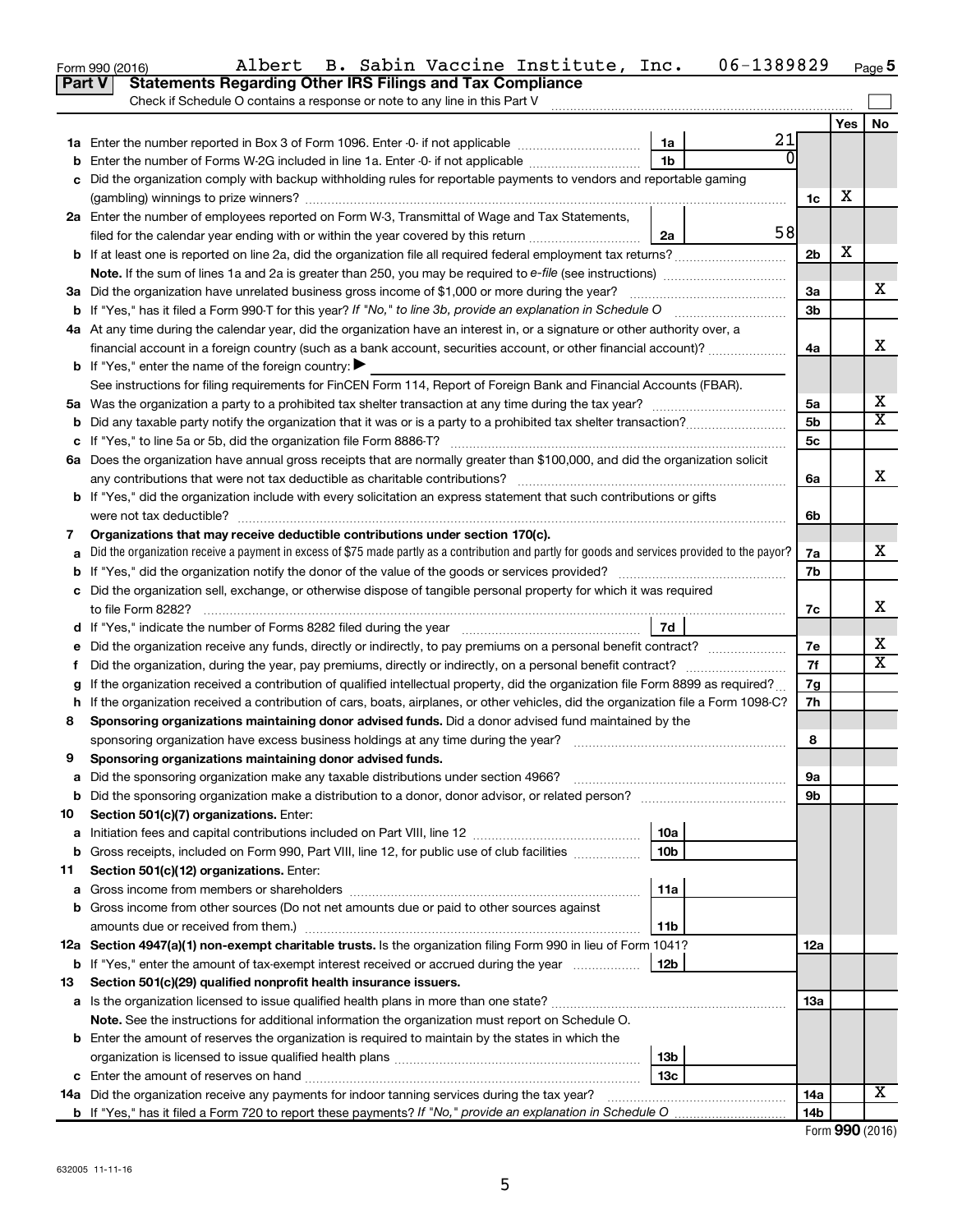Form 990 (2016) Albert B. Sabin Vaccine Institute, Inc. 06-1389829 Page 5

## Part V Statements Regarding Other IRS Filings and Tax Compliance

Check if Schedule O contains a response or note to any line in this Part V

| | | | | | Yes | No |
|---|---|---|---|---|---|---|
| 1a | Enter the number reported in Box 3 of Form 1096. Enter -0- if not applicable | 1a | 21 | | | |
| b | Enter the number of Forms W-2G included in line 1a. Enter -0- if not applicable | 1b | 0 | | | |
| c | Did the organization comply with backup withholding rules for reportable payments to vendors and reportable gaming (gambling) winnings to prize winners? | | | 1c | X | |
| 2a | Enter the number of employees reported on Form W-3, Transmittal of Wage and Tax Statements, filed for the calendar year ending with or within the year covered by this return | 2a | 58 | | | |
| b | If at least one is reported on line 2a, did the organization file all required federal employment tax returns? | | | 2b | X | |
| | **Note.** If the sum of lines 1a and 2a is greater than 250, you may be required to *e-file* (see instructions) | | | | | |
| 3a | Did the organization have unrelated business gross income of $1,000 or more during the year? | | | 3a | | X |
| b | If "Yes," has it filed a Form 990-T for this year? *If "No," to line 3b, provide an explanation in Schedule O* | | | 3b | | |
| 4a | At any time during the calendar year, did the organization have an interest in, or a signature or other authority over, a financial account in a foreign country (such as a bank account, securities account, or other financial account)? | | | 4a | | X |
| b | If "Yes," enter the name of the foreign country: ▶ | | | | | |
| | See instructions for filing requirements for FinCEN Form 114, Report of Foreign Bank and Financial Accounts (FBAR). | | | | | |
| 5a | Was the organization a party to a prohibited tax shelter transaction at any time during the tax year? | | | 5a | | X |
| b | Did any taxable party notify the organization that it was or is a party to a prohibited tax shelter transaction? | | | 5b | | X |
| c | If "Yes," to line 5a or 5b, did the organization file Form 8886-T? | | | 5c | | |
| 6a | Does the organization have annual gross receipts that are normally greater than $100,000, and did the organization solicit any contributions that were not tax deductible as charitable contributions? | | | 6a | | X |
| b | If "Yes," did the organization include with every solicitation an express statement that such contributions or gifts were not tax deductible? | | | 6b | | |
| 7 | **Organizations that may receive deductible contributions under section 170(c).** | | | | | |
| a | Did the organization receive a payment in excess of $75 made partly as a contribution and partly for goods and services provided to the payor? | | | 7a | | X |
| b | If "Yes," did the organization notify the donor of the value of the goods or services provided? | | | 7b | | |
| c | Did the organization sell, exchange, or otherwise dispose of tangible personal property for which it was required to file Form 8282? | | | 7c | | X |
| d | If "Yes," indicate the number of Forms 8282 filed during the year | 7d | | | | |
| e | Did the organization receive any funds, directly or indirectly, to pay premiums on a personal benefit contract? | | | 7e | | X |
| f | Did the organization, during the year, pay premiums, directly or indirectly, on a personal benefit contract? | | | 7f | | X |
| g | If the organization received a contribution of qualified intellectual property, did the organization file Form 8899 as required? | | | 7g | | |
| h | If the organization received a contribution of cars, boats, airplanes, or other vehicles, did the organization file a Form 1098-C? | | | 7h | | |
| 8 | **Sponsoring organizations maintaining donor advised funds.** Did a donor advised fund maintained by the sponsoring organization have excess business holdings at any time during the year? | | | 8 | | |
| 9 | **Sponsoring organizations maintaining donor advised funds.** | | | | | |
| a | Did the sponsoring organization make any taxable distributions under section 4966? | | | 9a | | |
| b | Did the sponsoring organization make a distribution to a donor, donor advisor, or related person? | | | 9b | | |
| 10 | **Section 501(c)(7) organizations.** Enter: | | | | | |
| a | Initiation fees and capital contributions included on Part VIII, line 12 | 10a | | | | |
| b | Gross receipts, included on Form 990, Part VIII, line 12, for public use of club facilities | 10b | | | | |
| 11 | **Section 501(c)(12) organizations.** Enter: | | | | | |
| a | Gross income from members or shareholders | 11a | | | | |
| b | Gross income from other sources (Do not net amounts due or paid to other sources against amounts due or received from them.) | 11b | | | | |
| 12a | **Section 4947(a)(1) non-exempt charitable trusts.** Is the organization filing Form 990 in lieu of Form 1041? | | | 12a | | |
| b | If "Yes," enter the amount of tax-exempt interest received or accrued during the year | 12b | | | | |
| 13 | **Section 501(c)(29) qualified nonprofit health insurance issuers.** | | | | | |
| a | Is the organization licensed to issue qualified health plans in more than one state? | | | 13a | | |
| | **Note.** See the instructions for additional information the organization must report on Schedule O. | | | | | |
| b | Enter the amount of reserves the organization is required to maintain by the states in which the organization is licensed to issue qualified health plans | 13b | | | | |
| c | Enter the amount of reserves on hand | 13c | | | | |
| 14a | Did the organization receive any payments for indoor tanning services during the tax year? | | | 14a | | X |
| b | If "Yes," has it filed a Form 720 to report these payments? *If "No," provide an explanation in Schedule O* | | | 14b | | |

Form **990** (2016)

632005 11-11-16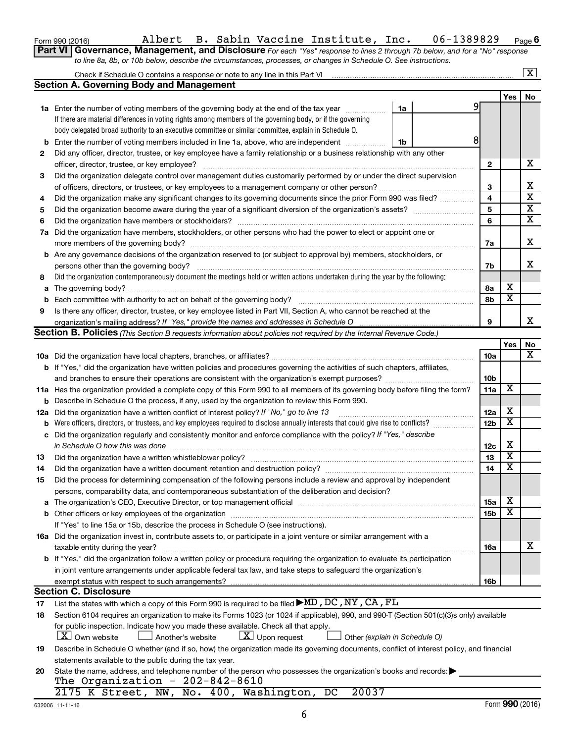Form 990 (2016) Albert B. Sabin Vaccine Institute, Inc. 06-1389829 Page 6

**Part VI Governance, Management, and Disclosure** *For each "Yes" response to lines 2 through 7b below, and for a "No" response to line 8a, 8b, or 10b below, describe the circumstances, processes, or changes in Schedule O. See instructions.*

Check if Schedule O contains a response or note to any line in this Part VI [X]

## Section A. Governing Body and Management

| | | | | Yes | No |
|---|---|---|---|---|---|
| 1a | Enter the number of voting members of the governing body at the end of the tax year. If there are material differences in voting rights among members of the governing body, or if the governing body delegated broad authority to an executive committee or similar committee, explain in Schedule O. | 1a | 9 | | |
| b | Enter the number of voting members included in line 1a, above, who are independent | 1b | 8 | | |
| 2 | Did any officer, director, trustee, or key employee have a family relationship or a business relationship with any other officer, director, trustee, or key employee? | 2 | | | X |
| 3 | Did the organization delegate control over management duties customarily performed by or under the direct supervision of officers, directors, or trustees, or key employees to a management company or other person? | 3 | | | X |
| 4 | Did the organization make any significant changes to its governing documents since the prior Form 990 was filed? | 4 | | | X |
| 5 | Did the organization become aware during the year of a significant diversion of the organization's assets? | 5 | | | X |
| 6 | Did the organization have members or stockholders? | 6 | | | X |
| 7a | Did the organization have members, stockholders, or other persons who had the power to elect or appoint one or more members of the governing body? | 7a | | | X |
| b | Are any governance decisions of the organization reserved to (or subject to approval by) members, stockholders, or persons other than the governing body? | 7b | | | X |
| 8 | Did the organization contemporaneously document the meetings held or written actions undertaken during the year by the following: | | | | |
| a | The governing body? | 8a | | X | |
| b | Each committee with authority to act on behalf of the governing body? | 8b | | X | |
| 9 | Is there any officer, director, trustee, or key employee listed in Part VII, Section A, who cannot be reached at the organization's mailing address? *If "Yes," provide the names and addresses in Schedule O* | 9 | | | X |

## Section B. Policies *(This Section B requests information about policies not required by the Internal Revenue Code.)*

| | | | Yes | No |
|---|---|---|---|---|
| 10a | Did the organization have local chapters, branches, or affiliates? | 10a | | X |
| b | If "Yes," did the organization have written policies and procedures governing the activities of such chapters, affiliates, and branches to ensure their operations are consistent with the organization's exempt purposes? | 10b | | |
| 11a | Has the organization provided a complete copy of this Form 990 to all members of its governing body before filing the form? | 11a | X | |
| b | Describe in Schedule O the process, if any, used by the organization to review this Form 990. | | | |
| 12a | Did the organization have a written conflict of interest policy? *If "No," go to line 13* | 12a | X | |
| b | Were officers, directors, or trustees, and key employees required to disclose annually interests that could give rise to conflicts? | 12b | X | |
| c | Did the organization regularly and consistently monitor and enforce compliance with the policy? *If "Yes," describe in Schedule O how this was done* | 12c | X | |
| 13 | Did the organization have a written whistleblower policy? | 13 | X | |
| 14 | Did the organization have a written document retention and destruction policy? | 14 | X | |
| 15 | Did the process for determining compensation of the following persons include a review and approval by independent persons, comparability data, and contemporaneous substantiation of the deliberation and decision? | | | |
| a | The organization's CEO, Executive Director, or top management official | 15a | X | |
| b | Other officers or key employees of the organization | 15b | X | |
| | If "Yes" to line 15a or 15b, describe the process in Schedule O (see instructions). | | | |
| 16a | Did the organization invest in, contribute assets to, or participate in a joint venture or similar arrangement with a taxable entity during the year? | 16a | | X |
| b | If "Yes," did the organization follow a written policy or procedure requiring the organization to evaluate its participation in joint venture arrangements under applicable federal tax law, and take steps to safeguard the organization's exempt status with respect to such arrangements? | 16b | | |

## Section C. Disclosure

17 List the states with which a copy of this Form 990 is required to be filed ▶ MD, DC, NY, CA, FL

18 Section 6104 requires an organization to make its Forms 1023 (or 1024 if applicable), 990, and 990-T (Section 501(c)(3)s only) available for public inspection. Indicate how you made these available. Check all that apply.

[X] Own website [ ] Another's website [X] Upon request [ ] Other *(explain in Schedule O)*

19 Describe in Schedule O whether (and if so, how) the organization made its governing documents, conflict of interest policy, and financial statements available to the public during the tax year.

20 State the name, address, and telephone number of the person who possesses the organization's books and records: ▶
The Organization - 202-842-8610
2175 K Street, NW, No. 400, Washington, DC 20037

632006 11-11-16 Form **990** (2016)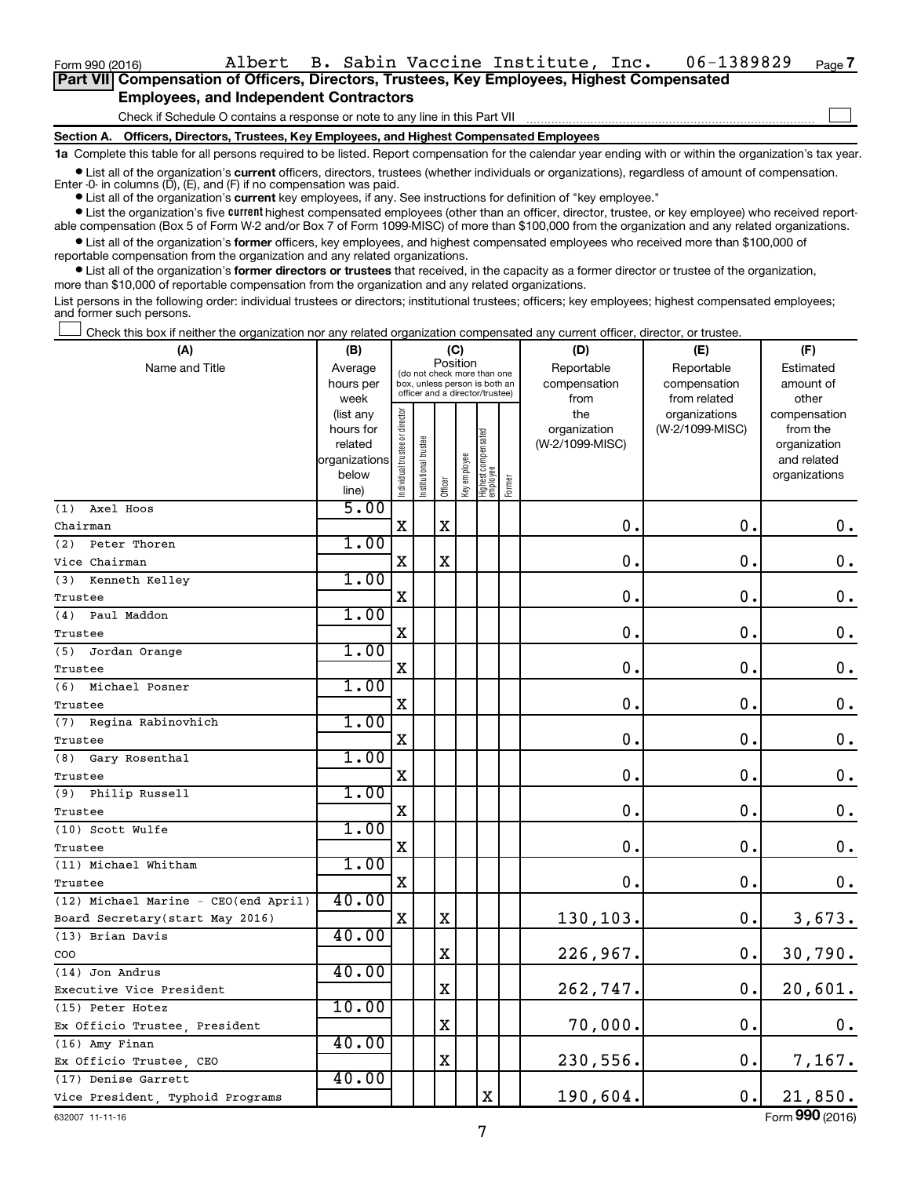Form 990 (2016) Albert B. Sabin Vaccine Institute, Inc. 06-1389829 Page 7

## Part VII Compensation of Officers, Directors, Trustees, Key Employees, Highest Compensated Employees, and Independent Contractors

Check if Schedule O contains a response or note to any line in this Part VII

### Section A. Officers, Directors, Trustees, Key Employees, and Highest Compensated Employees

**1a** Complete this table for all persons required to be listed. Report compensation for the calendar year ending with or within the organization's tax year.

- List all of the organization's **current** officers, directors, trustees (whether individuals or organizations), regardless of amount of compensation. Enter -0- in columns (D), (E), and (F) if no compensation was paid.
- List all of the organization's **current** key employees, if any. See instructions for definition of "key employee."
- List the organization's five **current** highest compensated employees (other than an officer, director, trustee, or key employee) who received reportable compensation (Box 5 of Form W-2 and/or Box 7 of Form 1099-MISC) of more than $100,000 from the organization and any related organizations.
- List all of the organization's **former** officers, key employees, and highest compensated employees who received more than $100,000 of reportable compensation from the organization and any related organizations.
- List all of the organization's **former directors or trustees** that received, in the capacity as a former director or trustee of the organization, more than $10,000 of reportable compensation from the organization and any related organizations.

List persons in the following order: individual trustees or directors; institutional trustees; officers; key employees; highest compensated employees; and former such persons.

Check this box if neither the organization nor any related organization compensated any current officer, director, or trustee.

| (A) Name and Title | (B) Average hours per week (list any hours for related organizations below line) | (C) Position: Individual trustee or director | Institutional trustee | Officer | Key employee | Highest compensated employee | Former | (D) Reportable compensation from the organization (W-2/1099-MISC) | (E) Reportable compensation from related organizations (W-2/1099-MISC) | (F) Estimated amount of other compensation from the organization and related organizations |
|---|---|---|---|---|---|---|---|---|---|---|
| (1) Axel Hoos<br>Chairman | 5.00 | X | | X | | | | 0. | 0. | 0. |
| (2) Peter Thoren<br>Vice Chairman | 1.00 | X | | X | | | | 0. | 0. | 0. |
| (3) Kenneth Kelley<br>Trustee | 1.00 | X | | | | | | 0. | 0. | 0. |
| (4) Paul Maddon<br>Trustee | 1.00 | X | | | | | | 0. | 0. | 0. |
| (5) Jordan Orange<br>Trustee | 1.00 | X | | | | | | 0. | 0. | 0. |
| (6) Michael Posner<br>Trustee | 1.00 | X | | | | | | 0. | 0. | 0. |
| (7) Regina Rabinovhich<br>Trustee | 1.00 | X | | | | | | 0. | 0. | 0. |
| (8) Gary Rosenthal<br>Trustee | 1.00 | X | | | | | | 0. | 0. | 0. |
| (9) Philip Russell<br>Trustee | 1.00 | X | | | | | | 0. | 0. | 0. |
| (10) Scott Wulfe<br>Trustee | 1.00 | X | | | | | | 0. | 0. | 0. |
| (11) Michael Whitham<br>Trustee | 1.00 | X | | | | | | 0. | 0. | 0. |
| (12) Michael Marine - CEO(end April)<br>Board Secretary(start May 2016) | 40.00 | X | | X | | | | 130,103. | 0. | 3,673. |
| (13) Brian Davis<br>COO | 40.00 | | | X | | | | 226,967. | 0. | 30,790. |
| (14) Jon Andrus<br>Executive Vice President | 40.00 | | | X | | | | 262,747. | 0. | 20,601. |
| (15) Peter Hotez<br>Ex Officio Trustee, President | 10.00 | | | X | | | | 70,000. | 0. | 0. |
| (16) Amy Finan<br>Ex Officio Trustee, CEO | 40.00 | | | X | | | | 230,556. | 0. | 7,167. |
| (17) Denise Garrett<br>Vice President, Typhoid Programs | 40.00 | | | | | X | | 190,604. | 0. | 21,850. |

632007 11-11-16

Form **990** (2016)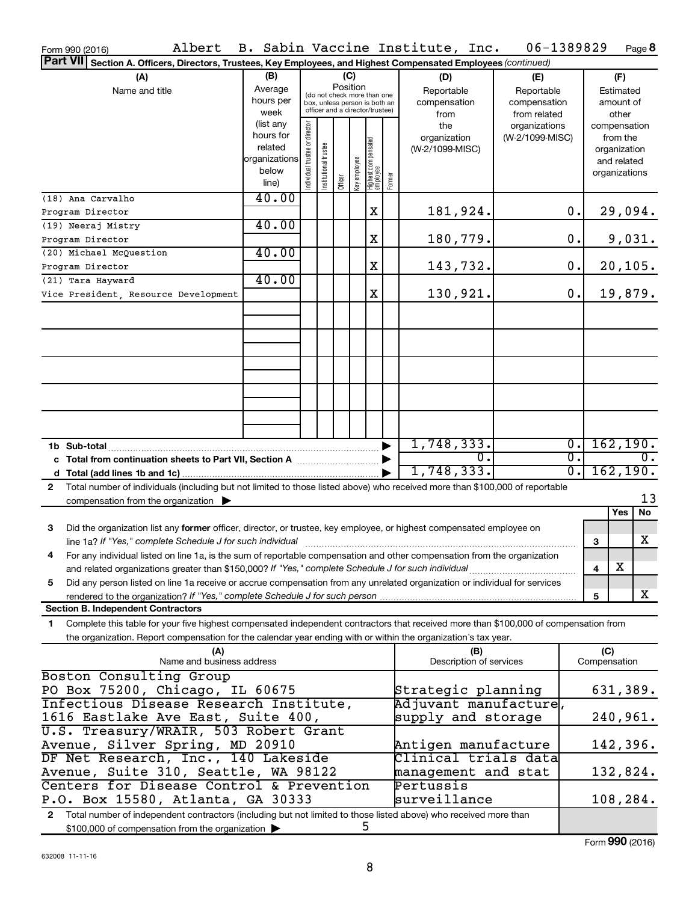Form 990 (2016) Albert B. Sabin Vaccine Institute, Inc. 06-1389829 Page 8

**Part VII Section A. Officers, Directors, Trustees, Key Employees, and Highest Compensated Employees** *(continued)*

| (A) Name and title | (B) Average hours per week (list any hours for related organizations below line) | (C) Position: Individual trustee or director | Institutional trustee | Officer | Key employee | Highest compensated employee | Former | (D) Reportable compensation from the organization (W-2/1099-MISC) | (E) Reportable compensation from related organizations (W-2/1099-MISC) | (F) Estimated amount of other compensation from the organization and related organizations |
|---|---|---|---|---|---|---|---|---|---|---|
| (18) Ana Carvalho<br>Program Director | 40.00 | | | | | X | | 181,924. | 0. | 29,094. |
| (19) Neeraj Mistry<br>Program Director | 40.00 | | | | | X | | 180,779. | 0. | 9,031. |
| (20) Michael McQuestion<br>Program Director | 40.00 | | | | | X | | 143,732. | 0. | 20,105. |
| (21) Tara Hayward<br>Vice President, Resource Development | 40.00 | | | | | X | | 130,921. | 0. | 19,879. |
| **1b Sub-total** | | | | | | | | 1,748,333. | 0. | 162,190. |
| **c Total from continuation sheets to Part VII, Section A** | | | | | | | | 0. | 0. | 0. |
| **d Total (add lines 1b and 1c)** | | | | | | | | 1,748,333. | 0. | 162,190. |

**2** Total number of individuals (including but not limited to those listed above) who received more than $100,000 of reportable compensation from the organization ▶ 13

| | | Yes | No |
|---|---|---|---|
| **3** Did the organization list any **former** officer, director, or trustee, key employee, or highest compensated employee on line 1a? *If "Yes," complete Schedule J for such individual* | 3 | | X |
| **4** For any individual listed on line 1a, is the sum of reportable compensation and other compensation from the organization and related organizations greater than $150,000? *If "Yes," complete Schedule J for such individual* | 4 | X | |
| **5** Did any person listed on line 1a receive or accrue compensation from any unrelated organization or individual for services rendered to the organization? *If "Yes," complete Schedule J for such person* | 5 | | X |

**Section B. Independent Contractors**

**1** Complete this table for your five highest compensated independent contractors that received more than $100,000 of compensation from the organization. Report compensation for the calendar year ending with or within the organization's tax year.

| (A) Name and business address | (B) Description of services | (C) Compensation |
|---|---|---|
| Boston Consulting Group<br>PO Box 75200, Chicago, IL 60675 | Strategic planning | 631,389. |
| Infectious Disease Research Institute,<br>1616 Eastlake Ave East, Suite 400, | Adjuvant manufacture, supply and storage | 240,961. |
| U.S. Treasury/WRAIR, 503 Robert Grant<br>Avenue, Silver Spring, MD 20910 | Antigen manufacture | 142,396. |
| DF Net Research, Inc., 140 Lakeside<br>Avenue, Suite 310, Seattle, WA 98122 | Clinical trials data management and stat | 132,824. |
| Centers for Disease Control & Prevention<br>P.O. Box 15580, Atlanta, GA 30333 | Pertussis surveillance | 108,284. |

**2** Total number of independent contractors (including but not limited to those listed above) who received more than $100,000 of compensation from the organization ▶ 5

632008 11-11-16 Form **990** (2016)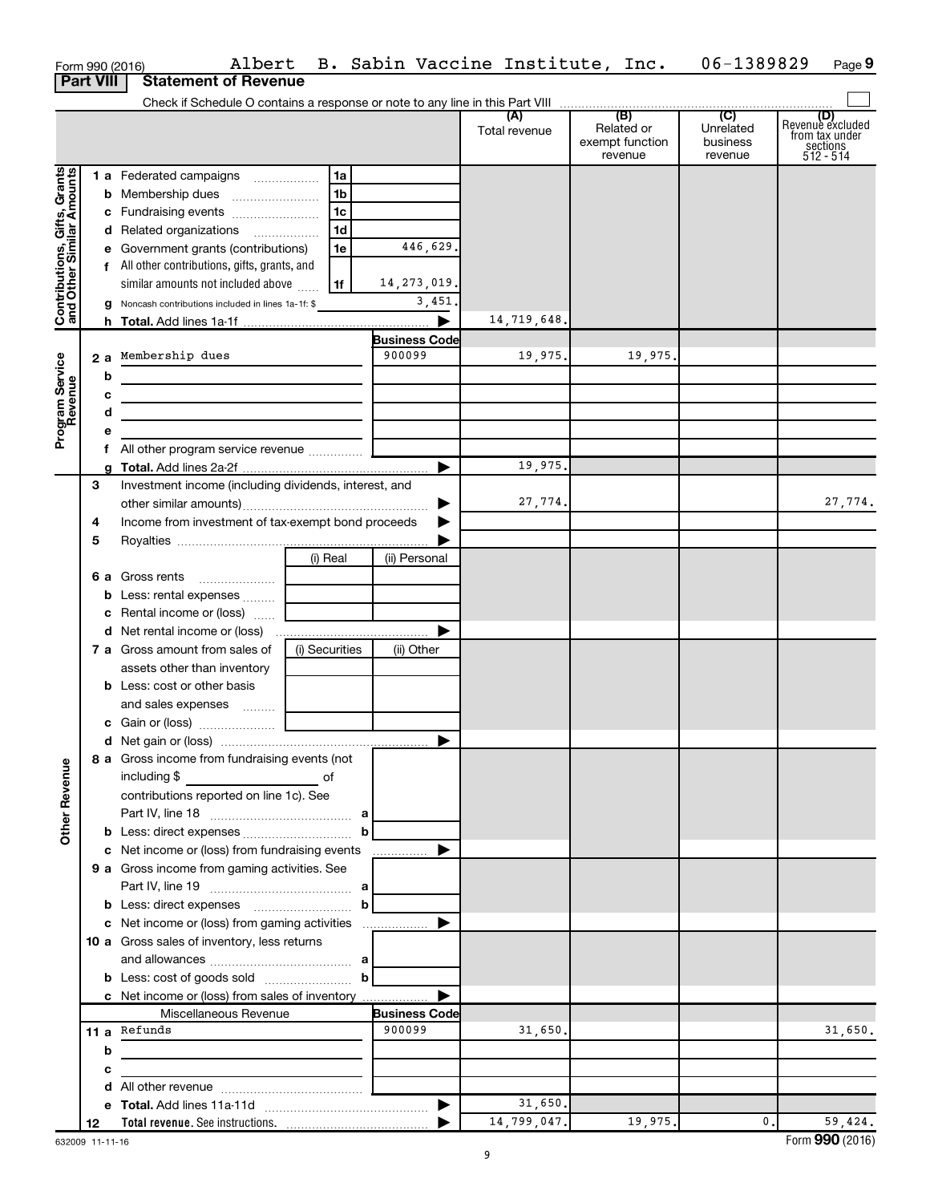Form 990 (2016) Albert B. Sabin Vaccine Institute, Inc. 06-1389829 Page **9**

**Part VIII** **Statement of Revenue**

Check if Schedule O contains a response or note to any line in this Part VIII

| | | | (A) Total revenue | (B) Related or exempt function revenue | (C) Unrelated business revenue | (D) Revenue excluded from tax under sections 512 - 514 |
|---|---|---|---|---|---|---|
| **Contributions, Gifts, Grants and Other Similar Amounts** | | | | | | |
| 1 a Federated campaigns | 1a | | | | | |
| b Membership dues | 1b | | | | | |
| c Fundraising events | 1c | | | | | |
| d Related organizations | 1d | | | | | |
| e Government grants (contributions) | 1e | 446,629. | | | | |
| f All other contributions, gifts, grants, and similar amounts not included above | 1f | 14,273,019. | | | | |
| g Noncash contributions included in lines 1a-1f: $ | | 3,451. | | | | |
| h **Total.** Add lines 1a-1f | | | 14,719,648. | | | |
| **Program Service Revenue** | | **Business Code** | | | | |
| 2 a Membership dues | | 900099 | 19,975. | 19,975. | | |
| b | | | | | | |
| c | | | | | | |
| d | | | | | | |
| e | | | | | | |
| f All other program service revenue | | | | | | |
| g **Total.** Add lines 2a-2f | | | 19,975. | | | |
| 3 Investment income (including dividends, interest, and other similar amounts) | | | 27,774. | | | 27,774. |
| 4 Income from investment of tax-exempt bond proceeds | | | | | | |
| 5 Royalties | | | | | | |
| | (i) Real | (ii) Personal | | | | |
| 6 a Gross rents | | | | | | |
| b Less: rental expenses | | | | | | |
| c Rental income or (loss) | | | | | | |
| d Net rental income or (loss) | | | | | | |
| | (i) Securities | (ii) Other | | | | |
| 7 a Gross amount from sales of assets other than inventory | | | | | | |
| b Less: cost or other basis and sales expenses | | | | | | |
| c Gain or (loss) | | | | | | |
| d Net gain or (loss) | | | | | | |
| **Other Revenue** | | | | | | |
| 8 a Gross income from fundraising events (not including $ of contributions reported on line 1c). See Part IV, line 18 | a | | | | | |
| b Less: direct expenses | b | | | | | |
| c Net income or (loss) from fundraising events | | | | | | |
| 9 a Gross income from gaming activities. See Part IV, line 19 | a | | | | | |
| b Less: direct expenses | b | | | | | |
| c Net income or (loss) from gaming activities | | | | | | |
| 10 a Gross sales of inventory, less returns and allowances | a | | | | | |
| b Less: cost of goods sold | b | | | | | |
| c Net income or (loss) from sales of inventory | | | | | | |
| Miscellaneous Revenue | | **Business Code** | | | | |
| 11 a Refunds | | 900099 | 31,650. | | | 31,650. |
| b | | | | | | |
| c | | | | | | |
| d All other revenue | | | | | | |
| e **Total.** Add lines 11a-11d | | | 31,650. | | | |
| 12 **Total revenue.** See instructions. | | | 14,799,047. | 19,975. | 0. | 59,424. |

632009 11-11-16

Form **990** (2016)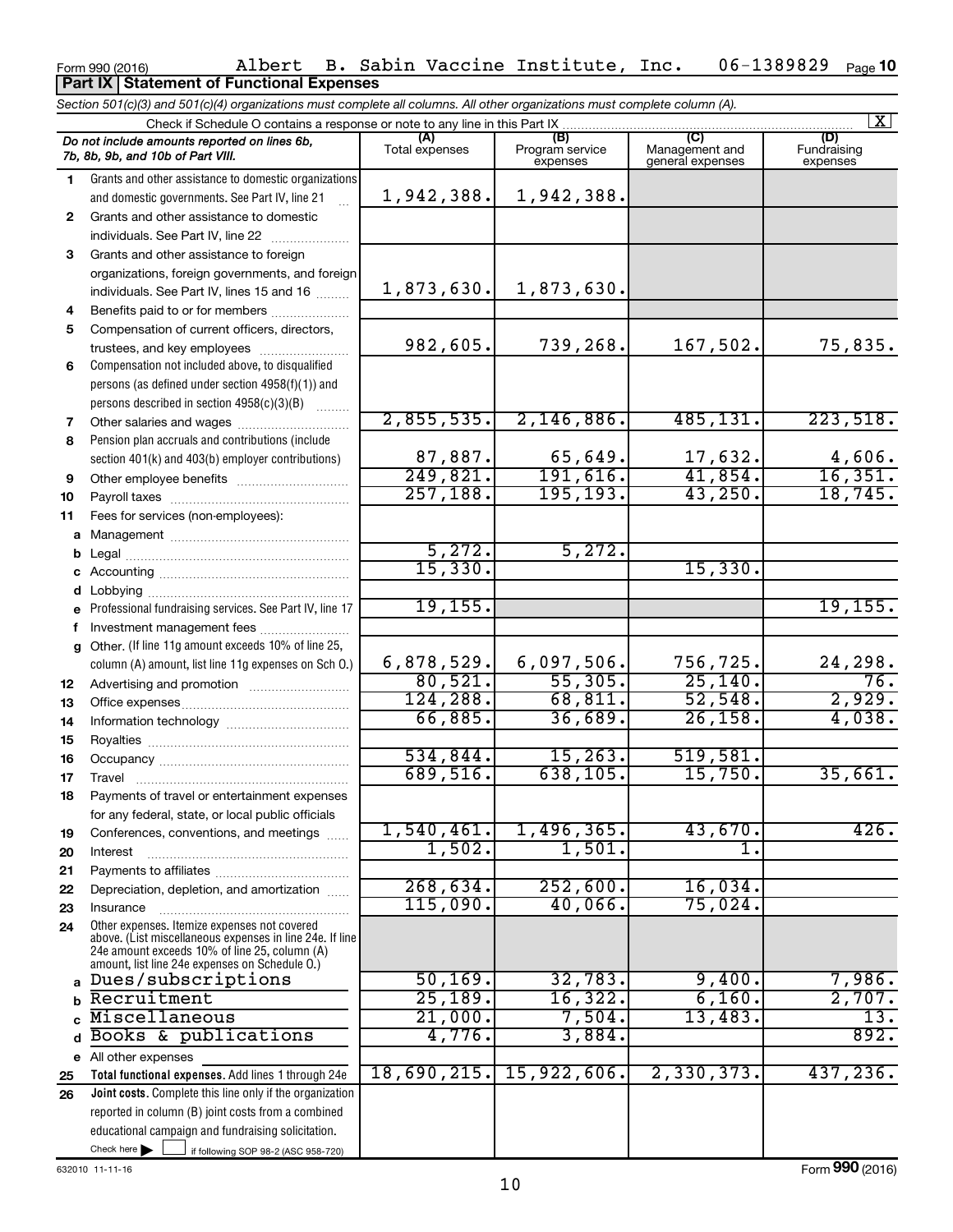Form 990 (2016) Albert B. Sabin Vaccine Institute, Inc. 06-1389829 Page 10

**Part IX Statement of Functional Expenses**

*Section 501(c)(3) and 501(c)(4) organizations must complete all columns. All other organizations must complete column (A).*

Check if Schedule O contains a response or note to any line in this Part IX [X]

| | *Do not include amounts reported on lines 6b, 7b, 8b, 9b, and 10b of Part VIII.* | (A) Total expenses | (B) Program service expenses | (C) Management and general expenses | (D) Fundraising expenses |
|---|---|---|---|---|---|
| 1 | Grants and other assistance to domestic organizations and domestic governments. See Part IV, line 21 | 1,942,388. | 1,942,388. | | |
| 2 | Grants and other assistance to domestic individuals. See Part IV, line 22 | | | | |
| 3 | Grants and other assistance to foreign organizations, foreign governments, and foreign individuals. See Part IV, lines 15 and 16 | 1,873,630. | 1,873,630. | | |
| 4 | Benefits paid to or for members | | | | |
| 5 | Compensation of current officers, directors, trustees, and key employees | 982,605. | 739,268. | 167,502. | 75,835. |
| 6 | Compensation not included above, to disqualified persons (as defined under section 4958(f)(1)) and persons described in section 4958(c)(3)(B) | | | | |
| 7 | Other salaries and wages | 2,855,535. | 2,146,886. | 485,131. | 223,518. |
| 8 | Pension plan accruals and contributions (include section 401(k) and 403(b) employer contributions) | 87,887. | 65,649. | 17,632. | 4,606. |
| 9 | Other employee benefits | 249,821. | 191,616. | 41,854. | 16,351. |
| 10 | Payroll taxes | 257,188. | 195,193. | 43,250. | 18,745. |
| 11 | Fees for services (non-employees): | | | | |
| a | Management | | | | |
| b | Legal | 5,272. | 5,272. | | |
| c | Accounting | 15,330. | | 15,330. | |
| d | Lobbying | | | | |
| e | Professional fundraising services. See Part IV, line 17 | 19,155. | | | 19,155. |
| f | Investment management fees | | | | |
| g | Other. (If line 11g amount exceeds 10% of line 25, column (A) amount, list line 11g expenses on Sch O.) | 6,878,529. | 6,097,506. | 756,725. | 24,298. |
| 12 | Advertising and promotion | 80,521. | 55,305. | 25,140. | 76. |
| 13 | Office expenses | 124,288. | 68,811. | 52,548. | 2,929. |
| 14 | Information technology | 66,885. | 36,689. | 26,158. | 4,038. |
| 15 | Royalties | | | | |
| 16 | Occupancy | 534,844. | 15,263. | 519,581. | |
| 17 | Travel | 689,516. | 638,105. | 15,750. | 35,661. |
| 18 | Payments of travel or entertainment expenses for any federal, state, or local public officials | | | | |
| 19 | Conferences, conventions, and meetings | 1,540,461. | 1,496,365. | 43,670. | 426. |
| 20 | Interest | 1,502. | 1,501. | 1. | |
| 21 | Payments to affiliates | | | | |
| 22 | Depreciation, depletion, and amortization | 268,634. | 252,600. | 16,034. | |
| 23 | Insurance | 115,090. | 40,066. | 75,024. | |
| 24 | Other expenses. Itemize expenses not covered above. (List miscellaneous expenses in line 24e. If line 24e amount exceeds 10% of line 25, column (A) amount, list line 24e expenses on Schedule O.) | | | | |
| a | Dues/subscriptions | 50,169. | 32,783. | 9,400. | 7,986. |
| b | Recruitment | 25,189. | 16,322. | 6,160. | 2,707. |
| c | Miscellaneous | 21,000. | 7,504. | 13,483. | 13. |
| d | Books & publications | 4,776. | 3,884. | | 892. |
| e | All other expenses | | | | |
| 25 | **Total functional expenses.** Add lines 1 through 24e | 18,690,215. | 15,922,606. | 2,330,373. | 437,236. |
| 26 | **Joint costs.** Complete this line only if the organization reported in column (B) joint costs from a combined educational campaign and fundraising solicitation. Check here [ ] if following SOP 98-2 (ASC 958-720) | | | | |

632010 11-11-16 Form **990** (2016)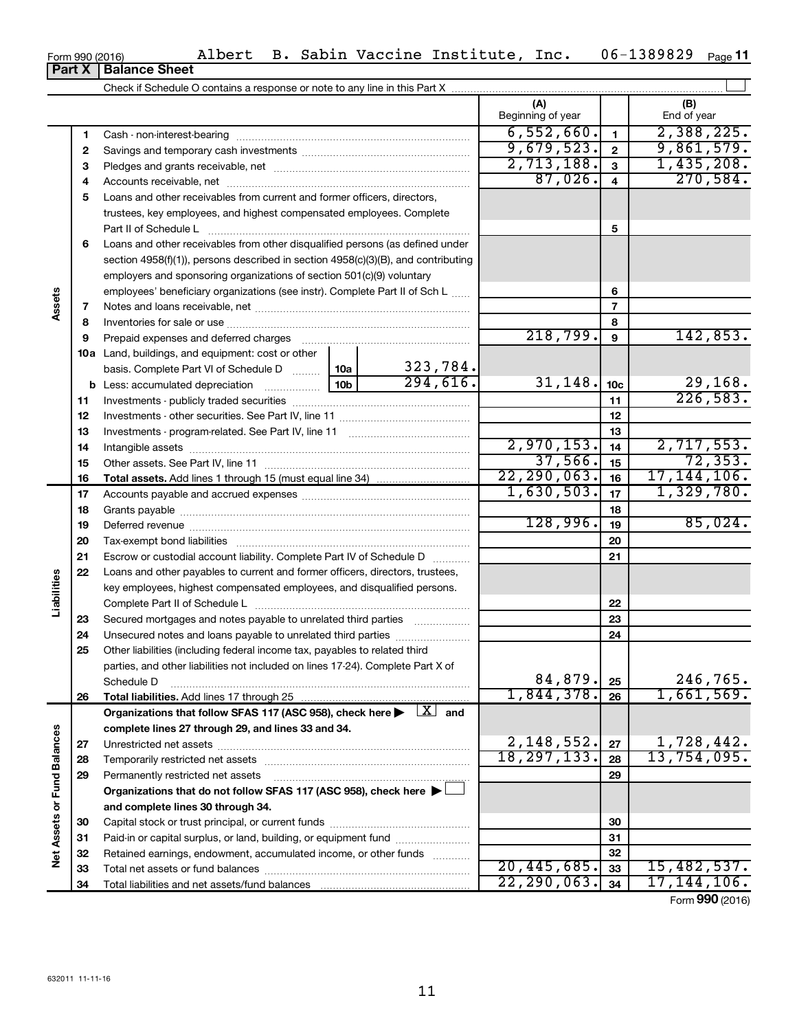Form 990 (2016) Albert B. Sabin Vaccine Institute, Inc. 06-1389829 Page 11

**Part X | Balance Sheet**

Check if Schedule O contains a response or note to any line in this Part X

| | | | | | (A) Beginning of year | | (B) End of year |
|---|---|---|---|---|---|---|---|
| Assets | 1 | Cash - non-interest-bearing | | | 6,552,660. | 1 | 2,388,225. |
| | 2 | Savings and temporary cash investments | | | 9,679,523. | 2 | 9,861,579. |
| | 3 | Pledges and grants receivable, net | | | 2,713,188. | 3 | 1,435,208. |
| | 4 | Accounts receivable, net | | | 87,026. | 4 | 270,584. |
| | 5 | Loans and other receivables from current and former officers, directors, trustees, key employees, and highest compensated employees. Complete Part II of Schedule L | | | | 5 | |
| | 6 | Loans and other receivables from other disqualified persons (as defined under section 4958(f)(1)), persons described in section 4958(c)(3)(B), and contributing employers and sponsoring organizations of section 501(c)(9) voluntary employees' beneficiary organizations (see instr). Complete Part II of Sch L | | | | 6 | |
| | 7 | Notes and loans receivable, net | | | | 7 | |
| | 8 | Inventories for sale or use | | | | 8 | |
| | 9 | Prepaid expenses and deferred charges | | | 218,799. | 9 | 142,853. |
| | 10a | Land, buildings, and equipment: cost or other basis. Complete Part VI of Schedule D | 10a | 323,784. | | | |
| | b | Less: accumulated depreciation | 10b | 294,616. | 31,148. | 10c | 29,168. |
| | 11 | Investments - publicly traded securities | | | | 11 | 226,583. |
| | 12 | Investments - other securities. See Part IV, line 11 | | | | 12 | |
| | 13 | Investments - program-related. See Part IV, line 11 | | | | 13 | |
| | 14 | Intangible assets | | | 2,970,153. | 14 | 2,717,553. |
| | 15 | Other assets. See Part IV, line 11 | | | 37,566. | 15 | 72,353. |
| | 16 | **Total assets.** Add lines 1 through 15 (must equal line 34) | | | 22,290,063. | 16 | 17,144,106. |
| Liabilities | 17 | Accounts payable and accrued expenses | | | 1,630,503. | 17 | 1,329,780. |
| | 18 | Grants payable | | | | 18 | |
| | 19 | Deferred revenue | | | 128,996. | 19 | 85,024. |
| | 20 | Tax-exempt bond liabilities | | | | 20 | |
| | 21 | Escrow or custodial account liability. Complete Part IV of Schedule D | | | | 21 | |
| | 22 | Loans and other payables to current and former officers, directors, trustees, key employees, highest compensated employees, and disqualified persons. Complete Part II of Schedule L | | | | 22 | |
| | 23 | Secured mortgages and notes payable to unrelated third parties | | | | 23 | |
| | 24 | Unsecured notes and loans payable to unrelated third parties | | | | 24 | |
| | 25 | Other liabilities (including federal income tax, payables to related third parties, and other liabilities not included on lines 17-24). Complete Part X of Schedule D | | | 84,879. | 25 | 246,765. |
| | 26 | **Total liabilities.** Add lines 17 through 25 | | | 1,844,378. | 26 | 1,661,569. |
| Net Assets or Fund Balances | | **Organizations that follow SFAS 117 (ASC 958), check here ▶ [X] and complete lines 27 through 29, and lines 33 and 34.** | | | | | |
| | 27 | Unrestricted net assets | | | 2,148,552. | 27 | 1,728,442. |
| | 28 | Temporarily restricted net assets | | | 18,297,133. | 28 | 13,754,095. |
| | 29 | Permanently restricted net assets | | | | 29 | |
| | | **Organizations that do not follow SFAS 117 (ASC 958), check here ▶ [ ] and complete lines 30 through 34.** | | | | | |
| | 30 | Capital stock or trust principal, or current funds | | | | 30 | |
| | 31 | Paid-in or capital surplus, or land, building, or equipment fund | | | | 31 | |
| | 32 | Retained earnings, endowment, accumulated income, or other funds | | | | 32 | |
| | 33 | Total net assets or fund balances | | | 20,445,685. | 33 | 15,482,537. |
| | 34 | Total liabilities and net assets/fund balances | | | 22,290,063. | 34 | 17,144,106. |

Form **990** (2016)

632011 11-11-16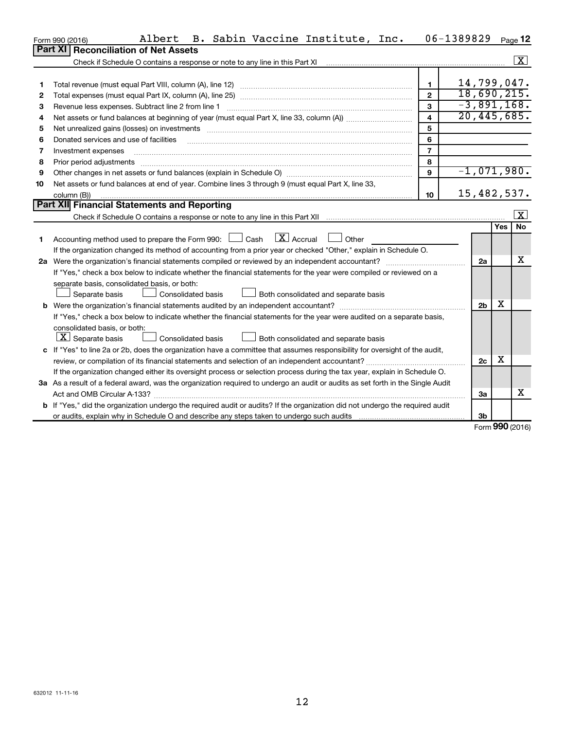Form 990 (2016) Albert B. Sabin Vaccine Institute, Inc. 06-1389829 Page 12

## Part XI Reconciliation of Net Assets

Check if Schedule O contains a response or note to any line in this Part XI .......... [X]

| | | | |
|---|---|---|---|
| 1 | Total revenue (must equal Part VIII, column (A), line 12) | 1 | 14,799,047. |
| 2 | Total expenses (must equal Part IX, column (A), line 25) | 2 | 18,690,215. |
| 3 | Revenue less expenses. Subtract line 2 from line 1 | 3 | -3,891,168. |
| 4 | Net assets or fund balances at beginning of year (must equal Part X, line 33, column (A)) | 4 | 20,445,685. |
| 5 | Net unrealized gains (losses) on investments | 5 | |
| 6 | Donated services and use of facilities | 6 | |
| 7 | Investment expenses | 7 | |
| 8 | Prior period adjustments | 8 | |
| 9 | Other changes in net assets or fund balances (explain in Schedule O) | 9 | -1,071,980. |
| 10 | Net assets or fund balances at end of year. Combine lines 3 through 9 (must equal Part X, line 33, column (B)) | 10 | 15,482,537. |

## Part XII Financial Statements and Reporting

Check if Schedule O contains a response or note to any line in this Part XII .......... [X]

| | | | Yes | No |
|---|---|---|---|---|
| 1 | Accounting method used to prepare the Form 990: [ ] Cash [X] Accrual [ ] Other | | | |
| | If the organization changed its method of accounting from a prior year or checked "Other," explain in Schedule O. | | | |
| 2a | Were the organization's financial statements compiled or reviewed by an independent accountant? | 2a | | X |
| | If "Yes," check a box below to indicate whether the financial statements for the year were compiled or reviewed on a separate basis, consolidated basis, or both: [ ] Separate basis [ ] Consolidated basis [ ] Both consolidated and separate basis | | | |
| b | Were the organization's financial statements audited by an independent accountant? | 2b | X | |
| | If "Yes," check a box below to indicate whether the financial statements for the year were audited on a separate basis, consolidated basis, or both: [X] Separate basis [ ] Consolidated basis [ ] Both consolidated and separate basis | | | |
| c | If "Yes" to line 2a or 2b, does the organization have a committee that assumes responsibility for oversight of the audit, review, or compilation of its financial statements and selection of an independent accountant? | 2c | X | |
| | If the organization changed either its oversight process or selection process during the tax year, explain in Schedule O. | | | |
| 3a | As a result of a federal award, was the organization required to undergo an audit or audits as set forth in the Single Audit Act and OMB Circular A-133? | 3a | | X |
| b | If "Yes," did the organization undergo the required audit or audits? If the organization did not undergo the required audit or audits, explain why in Schedule O and describe any steps taken to undergo such audits | 3b | | |

Form 990 (2016)

632012 11-11-16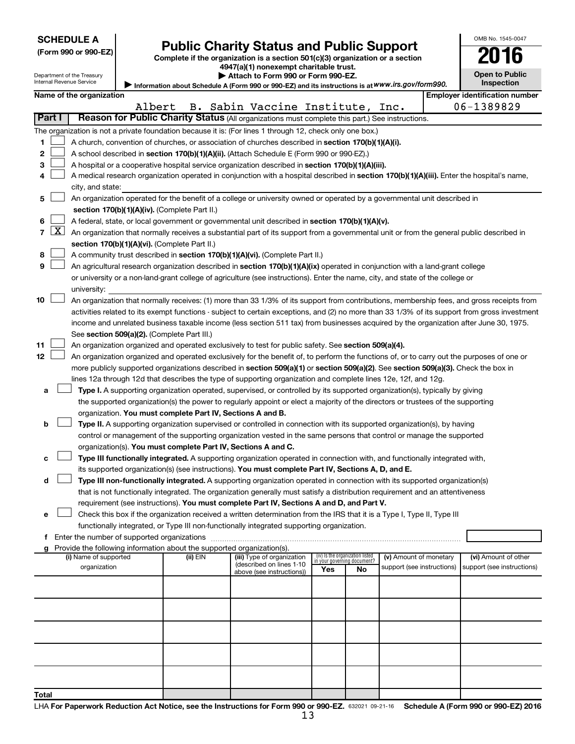**SCHEDULE A**
**(Form 990 or 990-EZ)**

Department of the Treasury
Internal Revenue Service

# Public Charity Status and Public Support

**Complete if the organization is a section 501(c)(3) organization or a section 4947(a)(1) nonexempt charitable trust.**
**▶ Attach to Form 990 or Form 990-EZ.**
**▶ Information about Schedule A (Form 990 or 990-EZ) and its instructions is at** *www.irs.gov/form990.*

OMB No. 1545-0047

**2016**

**Open to Public Inspection**

**Name of the organization:** Albert B. Sabin Vaccine Institute, Inc.
**Employer identification number:** 06-1389829

**Part I — Reason for Public Charity Status** (All organizations must complete this part.) See instructions.

The organization is not a private foundation because it is: (For lines 1 through 12, check only one box.)

1. ☐ A church, convention of churches, or association of churches described in **section 170(b)(1)(A)(i).**
2. ☐ A school described in **section 170(b)(1)(A)(ii).** (Attach Schedule E (Form 990 or 990-EZ).)
3. ☐ A hospital or a cooperative hospital service organization described in **section 170(b)(1)(A)(iii).**
4. ☐ A medical research organization operated in conjunction with a hospital described in **section 170(b)(1)(A)(iii).** Enter the hospital's name, city, and state:
5. ☐ An organization operated for the benefit of a college or university owned or operated by a governmental unit described in **section 170(b)(1)(A)(iv).** (Complete Part II.)
6. ☐ A federal, state, or local government or governmental unit described in **section 170(b)(1)(A)(v).**
7. ☒ An organization that normally receives a substantial part of its support from a governmental unit or from the general public described in **section 170(b)(1)(A)(vi).** (Complete Part II.)
8. ☐ A community trust described in **section 170(b)(1)(A)(vi).** (Complete Part II.)
9. ☐ An agricultural research organization described in **section 170(b)(1)(A)(ix)** operated in conjunction with a land-grant college or university or a non-land-grant college of agriculture (see instructions). Enter the name, city, and state of the college or university:
10. ☐ An organization that normally receives: (1) more than 33 1/3% of its support from contributions, membership fees, and gross receipts from activities related to its exempt functions - subject to certain exceptions, and (2) no more than 33 1/3% of its support from gross investment income and unrelated business taxable income (less section 511 tax) from businesses acquired by the organization after June 30, 1975. See **section 509(a)(2).** (Complete Part III.)
11. ☐ An organization organized and operated exclusively to test for public safety. See **section 509(a)(4).**
12. ☐ An organization organized and operated exclusively for the benefit of, to perform the functions of, or to carry out the purposes of one or more publicly supported organizations described in **section 509(a)(1)** or **section 509(a)(2).** See **section 509(a)(3).** Check the box in lines 12a through 12d that describes the type of supporting organization and complete lines 12e, 12f, and 12g.
   - **a** ☐ **Type I.** A supporting organization operated, supervised, or controlled by its supported organization(s), typically by giving the supported organization(s) the power to regularly appoint or elect a majority of the directors or trustees of the supporting organization. **You must complete Part IV, Sections A and B.**
   - **b** ☐ **Type II.** A supporting organization supervised or controlled in connection with its supported organization(s), by having control or management of the supporting organization vested in the same persons that control or manage the supported organization(s). **You must complete Part IV, Sections A and C.**
   - **c** ☐ **Type III functionally integrated.** A supporting organization operated in connection with, and functionally integrated with, its supported organization(s) (see instructions). **You must complete Part IV, Sections A, D, and E.**
   - **d** ☐ **Type III non-functionally integrated.** A supporting organization operated in connection with its supported organization(s) that is not functionally integrated. The organization generally must satisfy a distribution requirement and an attentiveness requirement (see instructions). **You must complete Part IV, Sections A and D, and Part V.**
   - **e** ☐ Check this box if the organization received a written determination from the IRS that it is a Type I, Type II, Type III functionally integrated, or Type III non-functionally integrated supporting organization.
   - **f** Enter the number of supported organizations
   - **g** Provide the following information about the supported organization(s).

| (i) Name of supported organization | (ii) EIN | (iii) Type of organization (described on lines 1-10 above (see instructions)) | (iv) Is the organization listed in your governing document? Yes | No | (v) Amount of monetary support (see instructions) | (vi) Amount of other support (see instructions) |
|---|---|---|---|---|---|---|
| | | | | | | |
| | | | | | | |
| | | | | | | |
| | | | | | | |
| | | | | | | |
| **Total** | | | | | | |

LHA **For Paperwork Reduction Act Notice, see the Instructions for Form 990 or 990-EZ.** 632021 09-21-16 **Schedule A (Form 990 or 990-EZ) 2016**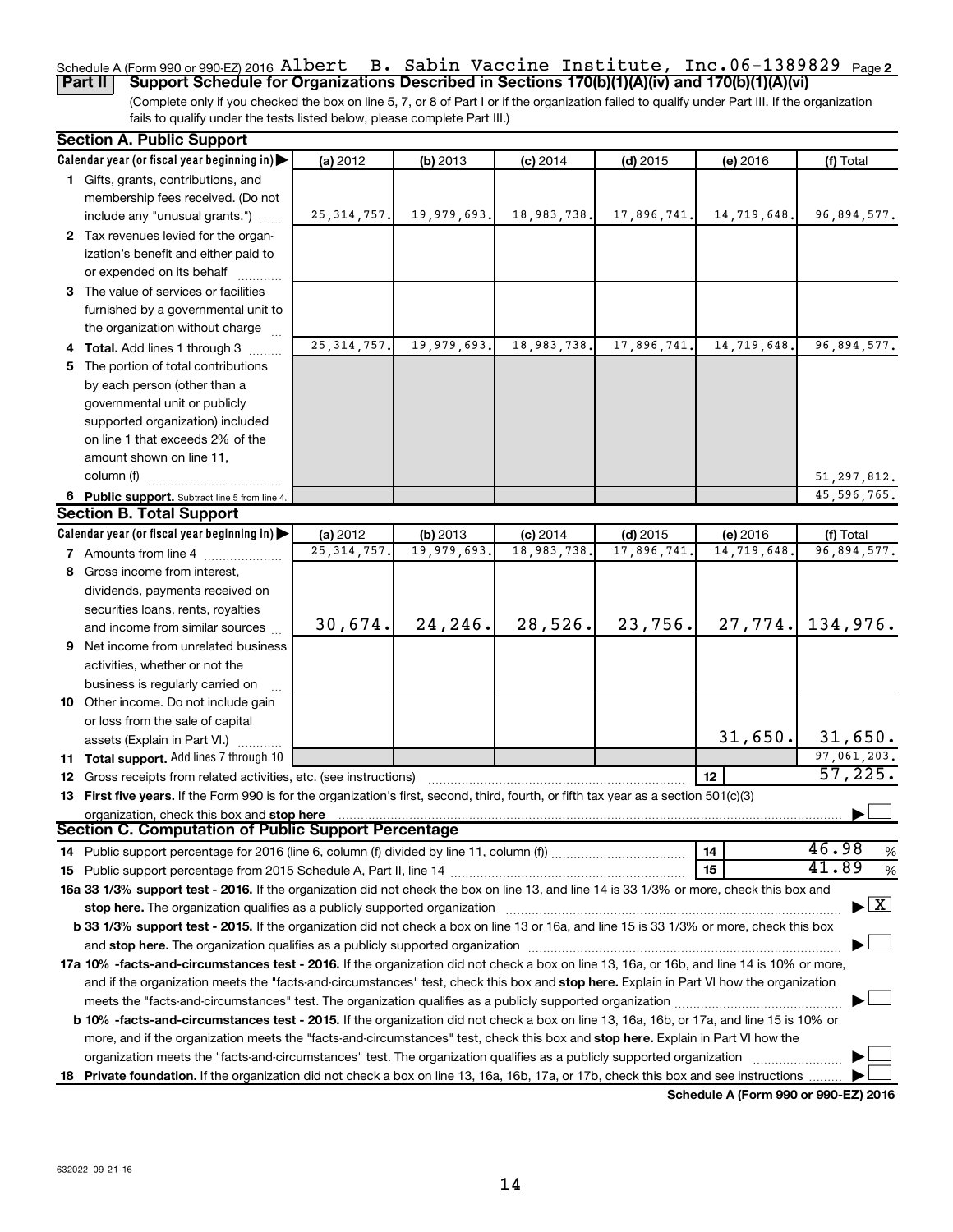Schedule A (Form 990 or 990-EZ) 2016 Albert B. Sabin Vaccine Institute, Inc. 06-1389829 Page 2

**Part II Support Schedule for Organizations Described in Sections 170(b)(1)(A)(iv) and 170(b)(1)(A)(vi)**

(Complete only if you checked the box on line 5, 7, or 8 of Part I or if the organization failed to qualify under Part III. If the organization fails to qualify under the tests listed below, please complete Part III.)

## Section A. Public Support

| Calendar year (or fiscal year beginning in) ▶ | (a) 2012 | (b) 2013 | (c) 2014 | (d) 2015 | (e) 2016 | (f) Total |
|---|---|---|---|---|---|---|
| **1** Gifts, grants, contributions, and membership fees received. (Do not include any "unusual grants.") | 25,314,757. | 19,979,693. | 18,983,738. | 17,896,741. | 14,719,648. | 96,894,577. |
| **2** Tax revenues levied for the organization's benefit and either paid to or expended on its behalf | | | | | | |
| **3** The value of services or facilities furnished by a governmental unit to the organization without charge | | | | | | |
| **4 Total.** Add lines 1 through 3 | 25,314,757. | 19,979,693. | 18,983,738. | 17,896,741. | 14,719,648. | 96,894,577. |
| **5** The portion of total contributions by each person (other than a governmental unit or publicly supported organization) included on line 1 that exceeds 2% of the amount shown on line 11, column (f) | | | | | | 51,297,812. |
| **6 Public support.** Subtract line 5 from line 4. | | | | | | 45,596,765. |

## Section B. Total Support

| Calendar year (or fiscal year beginning in) ▶ | (a) 2012 | (b) 2013 | (c) 2014 | (d) 2015 | (e) 2016 | (f) Total |
|---|---|---|---|---|---|---|
| **7** Amounts from line 4 | 25,314,757. | 19,979,693. | 18,983,738. | 17,896,741. | 14,719,648. | 96,894,577. |
| **8** Gross income from interest, dividends, payments received on securities loans, rents, royalties and income from similar sources | 30,674. | 24,246. | 28,526. | 23,756. | 27,774. | 134,976. |
| **9** Net income from unrelated business activities, whether or not the business is regularly carried on | | | | | | |
| **10** Other income. Do not include gain or loss from the sale of capital assets (Explain in Part VI.) | | | | | 31,650. | 31,650. |
| **11 Total support.** Add lines 7 through 10 | | | | | | 97,061,203. |

**12** Gross receipts from related activities, etc. (see instructions) — **12** — 57,225.

**13 First five years.** If the Form 990 is for the organization's first, second, third, fourth, or fifth tax year as a section 501(c)(3) organization, check this box and **stop here** ▶ ☐

## Section C. Computation of Public Support Percentage

**14** Public support percentage for 2016 (line 6, column (f) divided by line 11, column (f)) — **14** — 46.98 %

**15** Public support percentage from 2015 Schedule A, Part II, line 14 — **15** — 41.89 %

**16a 33 1/3% support test - 2016.** If the organization did not check the box on line 13, and line 14 is 33 1/3% or more, check this box and **stop here.** The organization qualifies as a publicly supported organization ▶ ☒

**b 33 1/3% support test - 2015.** If the organization did not check a box on line 13 or 16a, and line 15 is 33 1/3% or more, check this box and **stop here.** The organization qualifies as a publicly supported organization ▶ ☐

**17a 10% -facts-and-circumstances test - 2016.** If the organization did not check a box on line 13, 16a, or 16b, and line 14 is 10% or more, and if the organization meets the "facts-and-circumstances" test, check this box and **stop here.** Explain in Part VI how the organization meets the "facts-and-circumstances" test. The organization qualifies as a publicly supported organization ▶ ☐

**b 10% -facts-and-circumstances test - 2015.** If the organization did not check a box on line 13, 16a, 16b, or 17a, and line 15 is 10% or more, and if the organization meets the "facts-and-circumstances" test, check this box and **stop here.** Explain in Part VI how the organization meets the "facts-and-circumstances" test. The organization qualifies as a publicly supported organization ▶ ☐

**18 Private foundation.** If the organization did not check a box on line 13, 16a, 16b, 17a, or 17b, check this box and see instructions ▶ ☐

**Schedule A (Form 990 or 990-EZ) 2016**

632022 09-21-16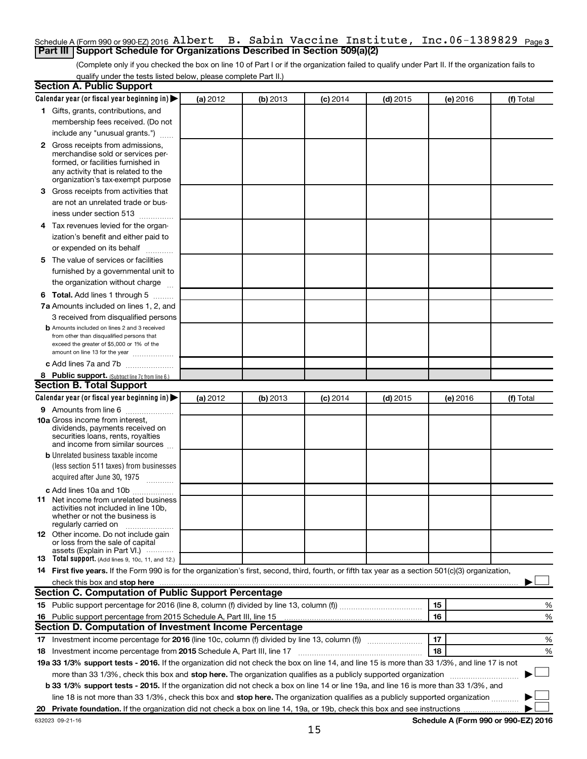Schedule A (Form 990 or 990-EZ) 2016 Albert B. Sabin Vaccine Institute, Inc. 06-1389829 Page 3

## Part III Support Schedule for Organizations Described in Section 509(a)(2)

(Complete only if you checked the box on line 10 of Part I or if the organization failed to qualify under Part II. If the organization fails to qualify under the tests listed below, please complete Part II.)

### Section A. Public Support

| Calendar year (or fiscal year beginning in) | (a) 2012 | (b) 2013 | (c) 2014 | (d) 2015 | (e) 2016 | (f) Total |
|---|---|---|---|---|---|---|
| 1 Gifts, grants, contributions, and membership fees received. (Do not include any "unusual grants.") | | | | | | |
| 2 Gross receipts from admissions, merchandise sold or services performed, or facilities furnished in any activity that is related to the organization's tax-exempt purpose | | | | | | |
| 3 Gross receipts from activities that are not an unrelated trade or business under section 513 | | | | | | |
| 4 Tax revenues levied for the organization's benefit and either paid to or expended on its behalf | | | | | | |
| 5 The value of services or facilities furnished by a governmental unit to the organization without charge | | | | | | |
| 6 Total. Add lines 1 through 5 | | | | | | |
| 7a Amounts included on lines 1, 2, and 3 received from disqualified persons | | | | | | |
| b Amounts included on lines 2 and 3 received from other than disqualified persons that exceed the greater of $5,000 or 1% of the amount on line 13 for the year | | | | | | |
| c Add lines 7a and 7b | | | | | | |
| 8 Public support. (Subtract line 7c from line 6.) | | | | | | |

### Section B. Total Support

| Calendar year (or fiscal year beginning in) | (a) 2012 | (b) 2013 | (c) 2014 | (d) 2015 | (e) 2016 | (f) Total |
|---|---|---|---|---|---|---|
| 9 Amounts from line 6 | | | | | | |
| 10a Gross income from interest, dividends, payments received on securities loans, rents, royalties and income from similar sources | | | | | | |
| b Unrelated business taxable income (less section 511 taxes) from businesses acquired after June 30, 1975 | | | | | | |
| c Add lines 10a and 10b | | | | | | |
| 11 Net income from unrelated business activities not included in line 10b, whether or not the business is regularly carried on | | | | | | |
| 12 Other income. Do not include gain or loss from the sale of capital assets (Explain in Part VI.) | | | | | | |
| 13 Total support. (Add lines 9, 10c, 11, and 12.) | | | | | | |

14 **First five years.** If the Form 990 is for the organization's first, second, third, fourth, or fifth tax year as a section 501(c)(3) organization, check this box and **stop here** ☐

### Section C. Computation of Public Support Percentage

| | | | |
|---|---|---|---|
| 15 | Public support percentage for 2016 (line 8, column (f) divided by line 13, column (f)) | 15 | % |
| 16 | Public support percentage from 2015 Schedule A, Part III, line 15 | 16 | % |

### Section D. Computation of Investment Income Percentage

| | | | |
|---|---|---|---|
| 17 | Investment income percentage for **2016** (line 10c, column (f) divided by line 13, column (f)) | 17 | % |
| 18 | Investment income percentage from **2015** Schedule A, Part III, line 17 | 18 | % |

**19a 33 1/3% support tests - 2016.** If the organization did not check the box on line 14, and line 15 is more than 33 1/3%, and line 17 is not more than 33 1/3%, check this box and **stop here.** The organization qualifies as a publicly supported organization ☐

**b 33 1/3% support tests - 2015.** If the organization did not check a box on line 14 or line 19a, and line 16 is more than 33 1/3%, and line 18 is not more than 33 1/3%, check this box and **stop here.** The organization qualifies as a publicly supported organization ☐

**20 Private foundation.** If the organization did not check a box on line 14, 19a, or 19b, check this box and see instructions ☐

632023 09-21-16 **Schedule A (Form 990 or 990-EZ) 2016**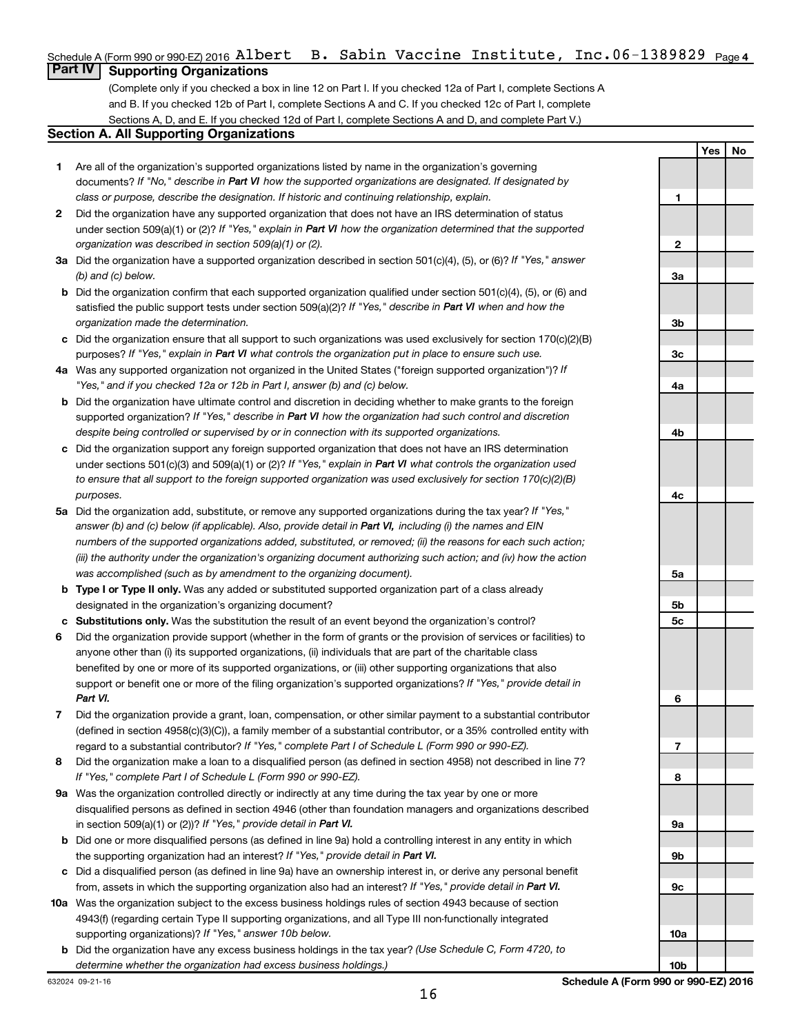Schedule A (Form 990 or 990-EZ) 2016 Albert B. Sabin Vaccine Institute, Inc. 06-1389829 Page 4

## Part IV Supporting Organizations

(Complete only if you checked a box in line 12 on Part I. If you checked 12a of Part I, complete Sections A and B. If you checked 12b of Part I, complete Sections A and C. If you checked 12c of Part I, complete Sections A, D, and E. If you checked 12d of Part I, complete Sections A and D, and complete Part V.)

### Section A. All Supporting Organizations

| | | Line | Yes | No |
|---|---|---|---|---|
| **1** | Are all of the organization's supported organizations listed by name in the organization's governing documents? *If "No," describe in **Part VI** how the supported organizations are designated. If designated by class or purpose, describe the designation. If historic and continuing relationship, explain.* | 1 | | |
| **2** | Did the organization have any supported organization that does not have an IRS determination of status under section 509(a)(1) or (2)? *If "Yes," explain in **Part VI** how the organization determined that the supported organization was described in section 509(a)(1) or (2).* | 2 | | |
| **3a** | Did the organization have a supported organization described in section 501(c)(4), (5), or (6)? *If "Yes," answer (b) and (c) below.* | 3a | | |
| **b** | Did the organization confirm that each supported organization qualified under section 501(c)(4), (5), or (6) and satisfied the public support tests under section 509(a)(2)? *If "Yes," describe in **Part VI** when and how the organization made the determination.* | 3b | | |
| **c** | Did the organization ensure that all support to such organizations was used exclusively for section 170(c)(2)(B) purposes? *If "Yes," explain in **Part VI** what controls the organization put in place to ensure such use.* | 3c | | |
| **4a** | Was any supported organization not organized in the United States ("foreign supported organization")? *If "Yes," and if you checked 12a or 12b in Part I, answer (b) and (c) below.* | 4a | | |
| **b** | Did the organization have ultimate control and discretion in deciding whether to make grants to the foreign supported organization? *If "Yes," describe in **Part VI** how the organization had such control and discretion despite being controlled or supervised by or in connection with its supported organizations.* | 4b | | |
| **c** | Did the organization support any foreign supported organization that does not have an IRS determination under sections 501(c)(3) and 509(a)(1) or (2)? *If "Yes," explain in **Part VI** what controls the organization used to ensure that all support to the foreign supported organization was used exclusively for section 170(c)(2)(B) purposes.* | 4c | | |
| **5a** | Did the organization add, substitute, or remove any supported organizations during the tax year? *If "Yes," answer (b) and (c) below (if applicable). Also, provide detail in **Part VI,** including (i) the names and EIN numbers of the supported organizations added, substituted, or removed; (ii) the reasons for each such action; (iii) the authority under the organization's organizing document authorizing such action; and (iv) how the action was accomplished (such as by amendment to the organizing document).* | 5a | | |
| **b** | **Type I or Type II only.** Was any added or substituted supported organization part of a class already designated in the organization's organizing document? | 5b | | |
| **c** | **Substitutions only.** Was the substitution the result of an event beyond the organization's control? | 5c | | |
| **6** | Did the organization provide support (whether in the form of grants or the provision of services or facilities) to anyone other than (i) its supported organizations, (ii) individuals that are part of the charitable class benefited by one or more of its supported organizations, or (iii) other supporting organizations that also support or benefit one or more of the filing organization's supported organizations? *If "Yes," provide detail in **Part VI.*** | 6 | | |
| **7** | Did the organization provide a grant, loan, compensation, or other similar payment to a substantial contributor (defined in section 4958(c)(3)(C)), a family member of a substantial contributor, or a 35% controlled entity with regard to a substantial contributor? *If "Yes," complete Part I of Schedule L (Form 990 or 990-EZ).* | 7 | | |
| **8** | Did the organization make a loan to a disqualified person (as defined in section 4958) not described in line 7? *If "Yes," complete Part I of Schedule L (Form 990 or 990-EZ).* | 8 | | |
| **9a** | Was the organization controlled directly or indirectly at any time during the tax year by one or more disqualified persons as defined in section 4946 (other than foundation managers and organizations described in section 509(a)(1) or (2))? *If "Yes," provide detail in **Part VI.*** | 9a | | |
| **b** | Did one or more disqualified persons (as defined in line 9a) hold a controlling interest in any entity in which the supporting organization had an interest? *If "Yes," provide detail in **Part VI.*** | 9b | | |
| **c** | Did a disqualified person (as defined in line 9a) have an ownership interest in, or derive any personal benefit from, assets in which the supporting organization also had an interest? *If "Yes," provide detail in **Part VI.*** | 9c | | |
| **10a** | Was the organization subject to the excess business holdings rules of section 4943 because of section 4943(f) (regarding certain Type II supporting organizations, and all Type III non-functionally integrated supporting organizations)? *If "Yes," answer 10b below.* | 10a | | |
| **b** | Did the organization have any excess business holdings in the tax year? *(Use Schedule C, Form 4720, to determine whether the organization had excess business holdings.)* | 10b | | |

632024 09-21-16

**Schedule A (Form 990 or 990-EZ) 2016**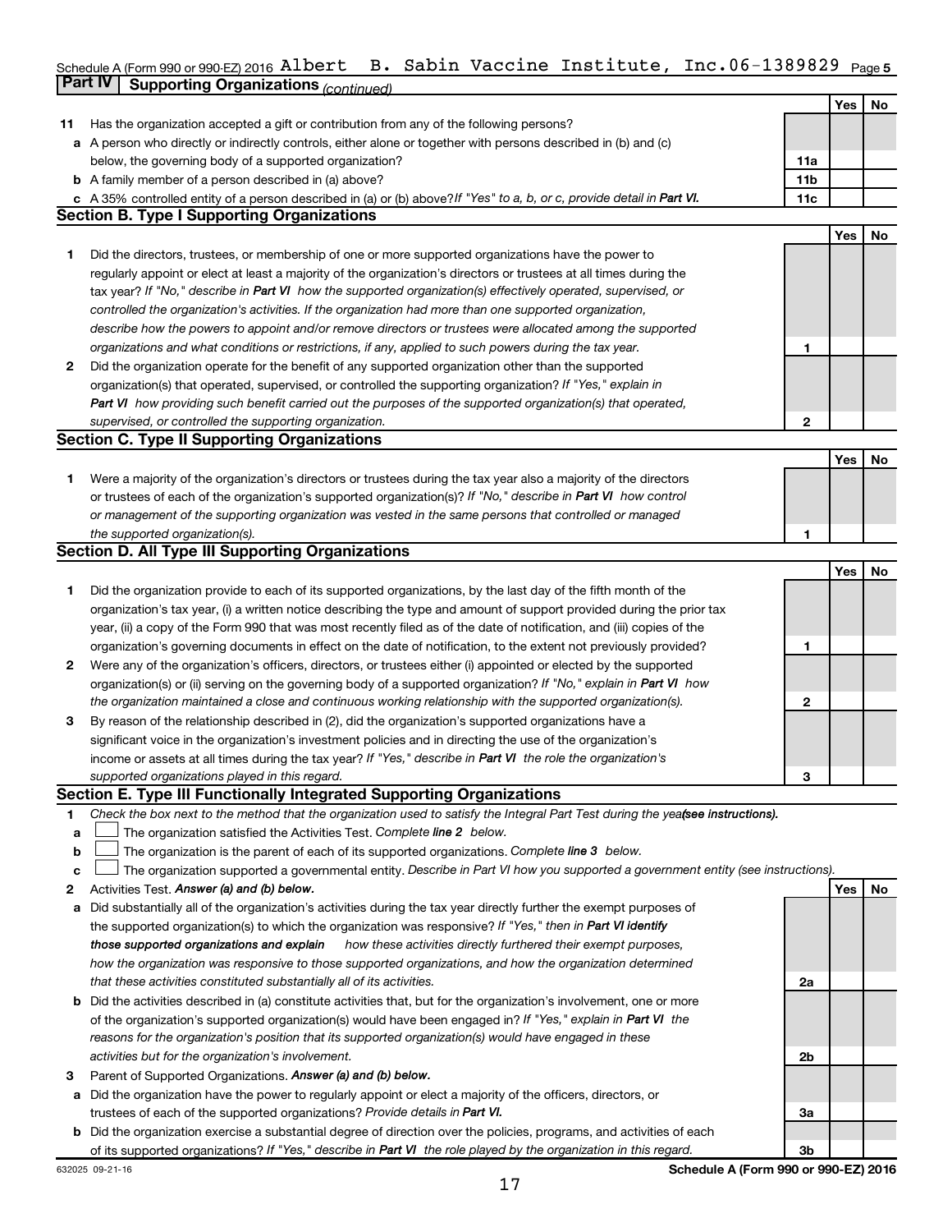Schedule A (Form 990 or 990-EZ) 2016 Albert B. Sabin Vaccine Institute, Inc. 06-1389829 Page 5

## Part IV Supporting Organizations *(continued)*

| | | | Yes | No |
|---|---|---|---|---|
| **11** | Has the organization accepted a gift or contribution from any of the following persons? | | | |
| **a** | A person who directly or indirectly controls, either alone or together with persons described in (b) and (c) below, the governing body of a supported organization? | 11a | | |
| **b** | A family member of a person described in (a) above? | 11b | | |
| **c** | A 35% controlled entity of a person described in (a) or (b) above? *If "Yes" to a, b, or c, provide detail in* **Part VI.** | 11c | | |

### Section B. Type I Supporting Organizations

| | | | Yes | No |
|---|---|---|---|---|
| **1** | Did the directors, trustees, or membership of one or more supported organizations have the power to regularly appoint or elect at least a majority of the organization's directors or trustees at all times during the tax year? *If "No," describe in* **Part VI** *how the supported organization(s) effectively operated, supervised, or controlled the organization's activities. If the organization had more than one supported organization, describe how the powers to appoint and/or remove directors or trustees were allocated among the supported organizations and what conditions or restrictions, if any, applied to such powers during the tax year.* | 1 | | |
| **2** | Did the organization operate for the benefit of any supported organization other than the supported organization(s) that operated, supervised, or controlled the supporting organization? *If "Yes," explain in* **Part VI** *how providing such benefit carried out the purposes of the supported organization(s) that operated, supervised, or controlled the supporting organization.* | 2 | | |

### Section C. Type II Supporting Organizations

| | | | Yes | No |
|---|---|---|---|---|
| **1** | Were a majority of the organization's directors or trustees during the tax year also a majority of the directors or trustees of each of the organization's supported organization(s)? *If "No," describe in* **Part VI** *how control or management of the supporting organization was vested in the same persons that controlled or managed the supported organization(s).* | 1 | | |

### Section D. All Type III Supporting Organizations

| | | | Yes | No |
|---|---|---|---|---|
| **1** | Did the organization provide to each of its supported organizations, by the last day of the fifth month of the organization's tax year, (i) a written notice describing the type and amount of support provided during the prior tax year, (ii) a copy of the Form 990 that was most recently filed as of the date of notification, and (iii) copies of the organization's governing documents in effect on the date of notification, to the extent not previously provided? | 1 | | |
| **2** | Were any of the organization's officers, directors, or trustees either (i) appointed or elected by the supported organization(s) or (ii) serving on the governing body of a supported organization? *If "No," explain in* **Part VI** *how the organization maintained a close and continuous working relationship with the supported organization(s).* | 2 | | |
| **3** | By reason of the relationship described in (2), did the organization's supported organizations have a significant voice in the organization's investment policies and in directing the use of the organization's income or assets at all times during the tax year? *If "Yes," describe in* **Part VI** *the role the organization's supported organizations played in this regard.* | 3 | | |

### Section E. Type III Functionally Integrated Supporting Organizations

**1** *Check the box next to the method that the organization used to satisfy the Integral Part Test during the year* ***(see instructions).***

- **a** ☐ The organization satisfied the Activities Test. *Complete* ***line 2*** *below.*
- **b** ☐ The organization is the parent of each of its supported organizations. *Complete* ***line 3*** *below.*
- **c** ☐ The organization supported a governmental entity. *Describe in Part VI how you supported a government entity (see instructions).*

| | | | Yes | No |
|---|---|---|---|---|
| **2** | Activities Test. ***Answer (a) and (b) below.*** | | | |
| **a** | Did substantially all of the organization's activities during the tax year directly further the exempt purposes of the supported organization(s) to which the organization was responsive? *If "Yes," then in* ***Part VI identify those supported organizations and explain*** *how these activities directly furthered their exempt purposes, how the organization was responsive to those supported organizations, and how the organization determined that these activities constituted substantially all of its activities.* | 2a | | |
| **b** | Did the activities described in (a) constitute activities that, but for the organization's involvement, one or more of the organization's supported organization(s) would have been engaged in? *If "Yes," explain in* **Part VI** *the reasons for the organization's position that its supported organization(s) would have engaged in these activities but for the organization's involvement.* | 2b | | |
| **3** | Parent of Supported Organizations. ***Answer (a) and (b) below.*** | | | |
| **a** | Did the organization have the power to regularly appoint or elect a majority of the officers, directors, or trustees of each of the supported organizations? *Provide details in* **Part VI.** | 3a | | |
| **b** | Did the organization exercise a substantial degree of direction over the policies, programs, and activities of each of its supported organizations? *If "Yes," describe in* **Part VI** *the role played by the organization in this regard.* | 3b | | |

632025 09-21-16 **Schedule A (Form 990 or 990-EZ) 2016**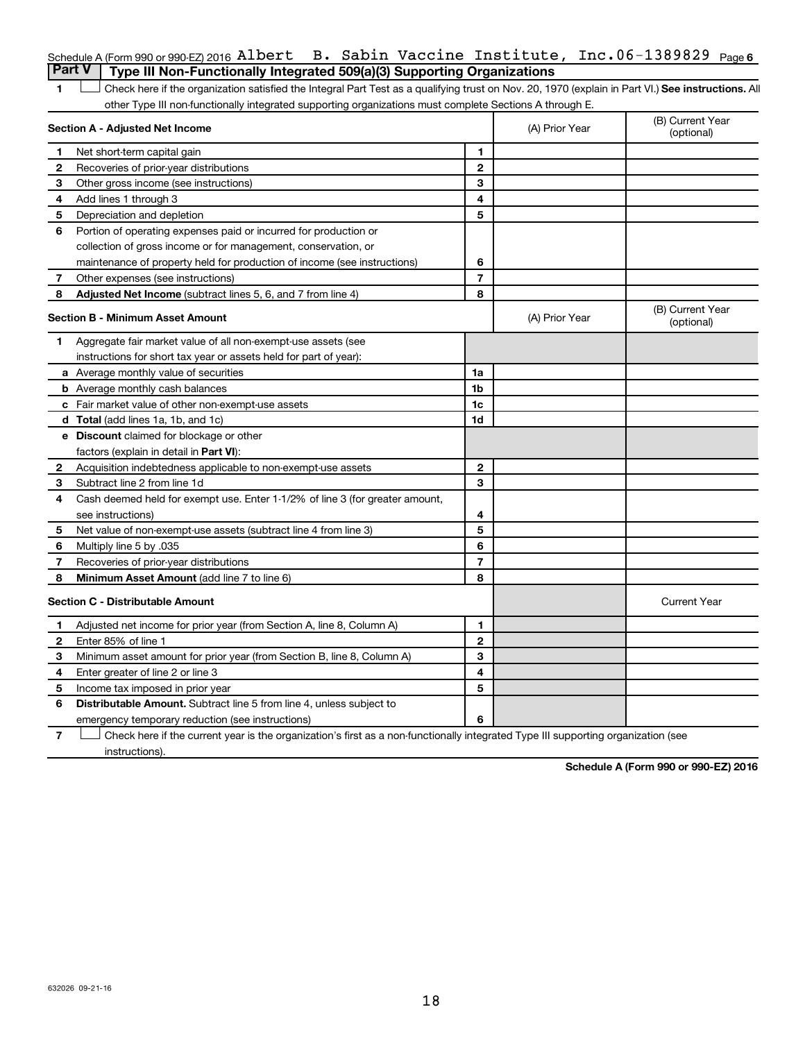Schedule A (Form 990 or 990-EZ) 2016 Albert B. Sabin Vaccine Institute, Inc. 06-1389829 Page 6

## Part V Type III Non-Functionally Integrated 509(a)(3) Supporting Organizations

1 ☐ Check here if the organization satisfied the Integral Part Test as a qualifying trust on Nov. 20, 1970 (explain in Part VI.) **See instructions.** All other Type III non-functionally integrated supporting organizations must complete Sections A through E.

| **Section A - Adjusted Net Income** | | | (A) Prior Year | (B) Current Year (optional) |
|---|---|---|---|---|
| 1 | Net short-term capital gain | 1 | | |
| 2 | Recoveries of prior-year distributions | 2 | | |
| 3 | Other gross income (see instructions) | 3 | | |
| 4 | Add lines 1 through 3 | 4 | | |
| 5 | Depreciation and depletion | 5 | | |
| 6 | Portion of operating expenses paid or incurred for production or collection of gross income or for management, conservation, or maintenance of property held for production of income (see instructions) | 6 | | |
| 7 | Other expenses (see instructions) | 7 | | |
| 8 | **Adjusted Net Income** (subtract lines 5, 6, and 7 from line 4) | 8 | | |

| **Section B - Minimum Asset Amount** | | | (A) Prior Year | (B) Current Year (optional) |
|---|---|---|---|---|
| 1 | Aggregate fair market value of all non-exempt-use assets (see instructions for short tax year or assets held for part of year): | | | |
| a | Average monthly value of securities | 1a | | |
| b | Average monthly cash balances | 1b | | |
| c | Fair market value of other non-exempt-use assets | 1c | | |
| d | **Total** (add lines 1a, 1b, and 1c) | 1d | | |
| e | **Discount** claimed for blockage or other factors (explain in detail in **Part VI**): | | | |
| 2 | Acquisition indebtedness applicable to non-exempt-use assets | 2 | | |
| 3 | Subtract line 2 from line 1d | 3 | | |
| 4 | Cash deemed held for exempt use. Enter 1-1/2% of line 3 (for greater amount, see instructions) | 4 | | |
| 5 | Net value of non-exempt-use assets (subtract line 4 from line 3) | 5 | | |
| 6 | Multiply line 5 by .035 | 6 | | |
| 7 | Recoveries of prior-year distributions | 7 | | |
| 8 | **Minimum Asset Amount** (add line 7 to line 6) | 8 | | |

| **Section C - Distributable Amount** | | | | Current Year |
|---|---|---|---|---|
| 1 | Adjusted net income for prior year (from Section A, line 8, Column A) | 1 | | |
| 2 | Enter 85% of line 1 | 2 | | |
| 3 | Minimum asset amount for prior year (from Section B, line 8, Column A) | 3 | | |
| 4 | Enter greater of line 2 or line 3 | 4 | | |
| 5 | Income tax imposed in prior year | 5 | | |
| 6 | **Distributable Amount.** Subtract line 5 from line 4, unless subject to emergency temporary reduction (see instructions) | 6 | | |

7 ☐ Check here if the current year is the organization's first as a non-functionally integrated Type III supporting organization (see instructions).

**Schedule A (Form 990 or 990-EZ) 2016**

632026 09-21-16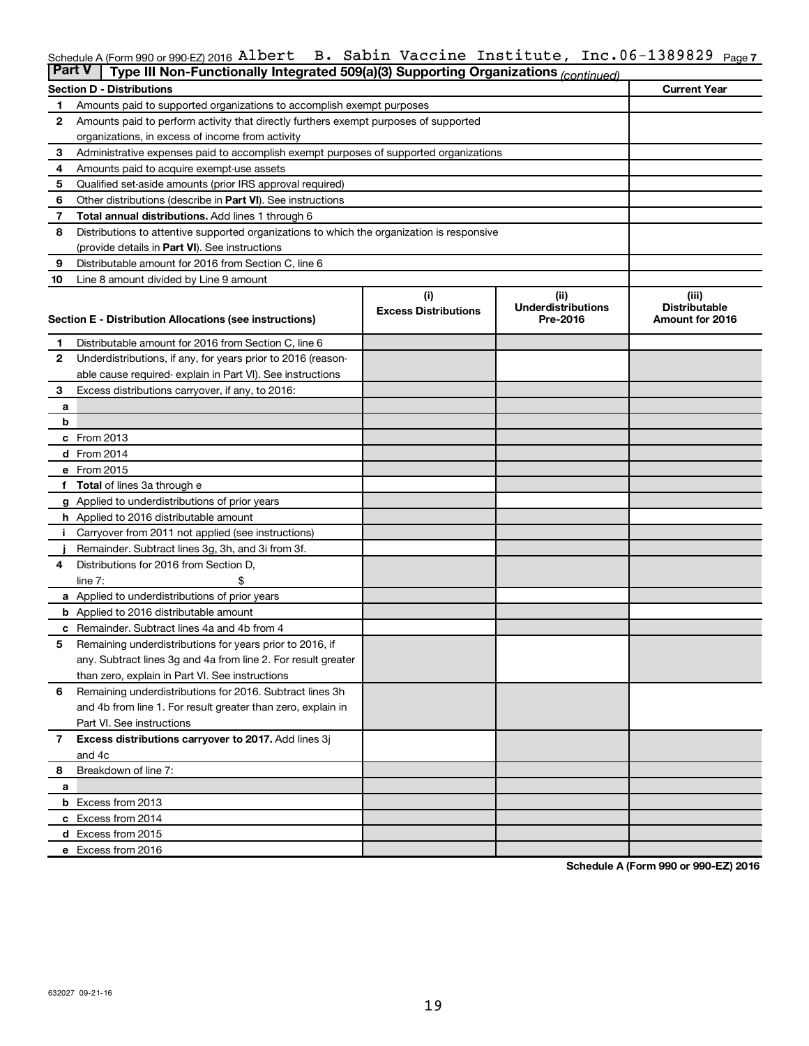Schedule A (Form 990 or 990-EZ) 2016 Albert B. Sabin Vaccine Institute, Inc.06-1389829 Page 7

## Part V | Type III Non-Functionally Integrated 509(a)(3) Supporting Organizations *(continued)*

| Section D - Distributions | | Current Year |
|---|---|---|
| 1 | Amounts paid to supported organizations to accomplish exempt purposes | |
| 2 | Amounts paid to perform activity that directly furthers exempt purposes of supported organizations, in excess of income from activity | |
| 3 | Administrative expenses paid to accomplish exempt purposes of supported organizations | |
| 4 | Amounts paid to acquire exempt-use assets | |
| 5 | Qualified set-aside amounts (prior IRS approval required) | |
| 6 | Other distributions (describe in **Part VI**). See instructions | |
| 7 | **Total annual distributions.** Add lines 1 through 6 | |
| 8 | Distributions to attentive supported organizations to which the organization is responsive (provide details in **Part VI**). See instructions | |
| 9 | Distributable amount for 2016 from Section C, line 6 | |
| 10 | Line 8 amount divided by Line 9 amount | |

| Section E - Distribution Allocations (see instructions) | | (i) Excess Distributions | (ii) Underdistributions Pre-2016 | (iii) Distributable Amount for 2016 |
|---|---|---|---|---|
| 1 | Distributable amount for 2016 from Section C, line 6 | | | |
| 2 | Underdistributions, if any, for years prior to 2016 (reasonable cause required- explain in Part VI). See instructions | | | |
| 3 | Excess distributions carryover, if any, to 2016: | | | |
| a | | | | |
| b | | | | |
| c | From 2013 | | | |
| d | From 2014 | | | |
| e | From 2015 | | | |
| f | **Total** of lines 3a through e | | | |
| g | Applied to underdistributions of prior years | | | |
| h | Applied to 2016 distributable amount | | | |
| i | Carryover from 2011 not applied (see instructions) | | | |
| j | Remainder. Subtract lines 3g, 3h, and 3i from 3f. | | | |
| 4 | Distributions for 2016 from Section D, line 7: $ | | | |
| a | Applied to underdistributions of prior years | | | |
| b | Applied to 2016 distributable amount | | | |
| c | Remainder. Subtract lines 4a and 4b from 4 | | | |
| 5 | Remaining underdistributions for years prior to 2016, if any. Subtract lines 3g and 4a from line 2. For result greater than zero, explain in Part VI. See instructions | | | |
| 6 | Remaining underdistributions for 2016. Subtract lines 3h and 4b from line 1. For result greater than zero, explain in Part VI. See instructions | | | |
| 7 | **Excess distributions carryover to 2017.** Add lines 3j and 4c | | | |
| 8 | Breakdown of line 7: | | | |
| a | | | | |
| b | Excess from 2013 | | | |
| c | Excess from 2014 | | | |
| d | Excess from 2015 | | | |
| e | Excess from 2016 | | | |

**Schedule A (Form 990 or 990-EZ) 2016**

632027 09-21-16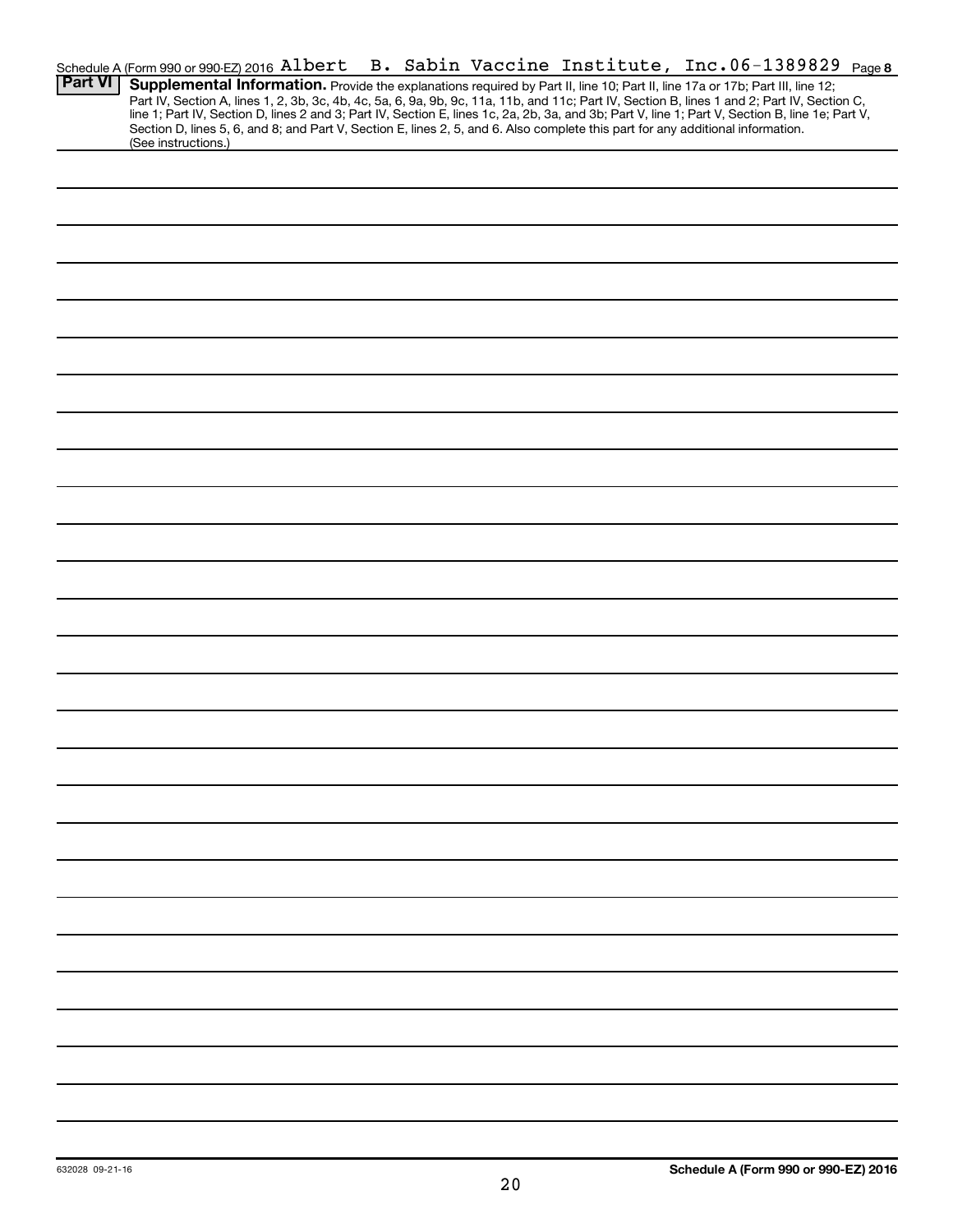Schedule A (Form 990 or 990-EZ) 2016 Albert B. Sabin Vaccine Institute, Inc. 06-1389829 Page 8

**Part VI** **Supplemental Information.** Provide the explanations required by Part II, line 10; Part II, line 17a or 17b; Part III, line 12; Part IV, Section A, lines 1, 2, 3b, 3c, 4b, 4c, 5a, 6, 9a, 9b, 9c, 11a, 11b, and 11c; Part IV, Section B, lines 1 and 2; Part IV, Section C, line 1; Part IV, Section D, lines 2 and 3; Part IV, Section E, lines 1c, 2a, 2b, 3a, and 3b; Part V, line 1; Part V, Section B, line 1e; Part V, Section D, lines 5, 6, and 8; and Part V, Section E, lines 2, 5, and 6. Also complete this part for any additional information. (See instructions.)

632028 09-21-16

**Schedule A (Form 990 or 990-EZ) 2016**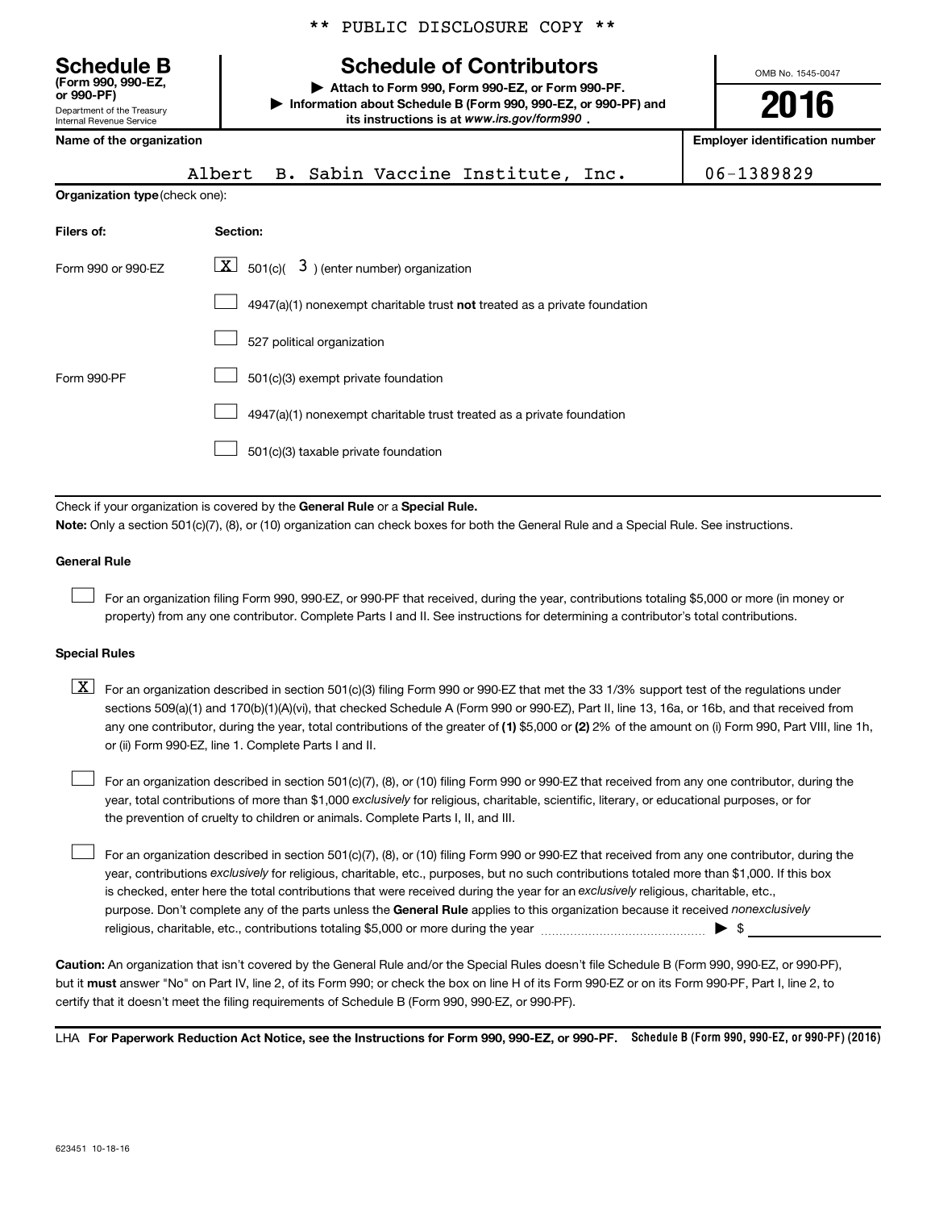** PUBLIC DISCLOSURE COPY **

**Schedule B**
**(Form 990, 990-EZ, or 990-PF)**
Department of the Treasury
Internal Revenue Service

# Schedule of Contributors

▶ **Attach to Form 990, Form 990-EZ, or Form 990-PF.**
▶ **Information about Schedule B (Form 990, 990-EZ, or 990-PF) and its instructions is at *www.irs.gov/form990*.**

OMB No. 1545-0047

**2016**

| **Name of the organization** | **Employer identification number** |
|---|---|
| Albert B. Sabin Vaccine Institute, Inc. | 06-1389829 |

**Organization type** (check one):

| **Filers of:** | **Section:** |
|---|---|
| Form 990 or 990-EZ | [X] 501(c)( 3 ) (enter number) organization |
| | [ ] 4947(a)(1) nonexempt charitable trust **not** treated as a private foundation |
| | [ ] 527 political organization |
| Form 990-PF | [ ] 501(c)(3) exempt private foundation |
| | [ ] 4947(a)(1) nonexempt charitable trust treated as a private foundation |
| | [ ] 501(c)(3) taxable private foundation |

Check if your organization is covered by the **General Rule** or a **Special Rule.**

**Note:** Only a section 501(c)(7), (8), or (10) organization can check boxes for both the General Rule and a Special Rule. See instructions.

**General Rule**

[ ] For an organization filing Form 990, 990-EZ, or 990-PF that received, during the year, contributions totaling $5,000 or more (in money or property) from any one contributor. Complete Parts I and II. See instructions for determining a contributor's total contributions.

**Special Rules**

[X] For an organization described in section 501(c)(3) filing Form 990 or 990-EZ that met the 33 1/3% support test of the regulations under sections 509(a)(1) and 170(b)(1)(A)(vi), that checked Schedule A (Form 990 or 990-EZ), Part II, line 13, 16a, or 16b, and that received from any one contributor, during the year, total contributions of the greater of **(1)** $5,000 or **(2)** 2% of the amount on (i) Form 990, Part VIII, line 1h, or (ii) Form 990-EZ, line 1. Complete Parts I and II.

[ ] For an organization described in section 501(c)(7), (8), or (10) filing Form 990 or 990-EZ that received from any one contributor, during the year, total contributions of more than $1,000 *exclusively* for religious, charitable, scientific, literary, or educational purposes, or for the prevention of cruelty to children or animals. Complete Parts I, II, and III.

[ ] For an organization described in section 501(c)(7), (8), or (10) filing Form 990 or 990-EZ that received from any one contributor, during the year, contributions *exclusively* for religious, charitable, etc., purposes, but no such contributions totaled more than $1,000. If this box is checked, enter here the total contributions that were received during the year for an *exclusively* religious, charitable, etc., purpose. Don't complete any of the parts unless the **General Rule** applies to this organization because it received *nonexclusively* religious, charitable, etc., contributions totaling $5,000 or more during the year ▶ $ ____________

**Caution:** An organization that isn't covered by the General Rule and/or the Special Rules doesn't file Schedule B (Form 990, 990-EZ, or 990-PF), but it **must** answer "No" on Part IV, line 2, of its Form 990; or check the box on line H of its Form 990-EZ or on its Form 990-PF, Part I, line 2, to certify that it doesn't meet the filing requirements of Schedule B (Form 990, 990-EZ, or 990-PF).

LHA **For Paperwork Reduction Act Notice, see the Instructions for Form 990, 990-EZ, or 990-PF.** **Schedule B (Form 990, 990-EZ, or 990-PF) (2016)**

623451 10-18-16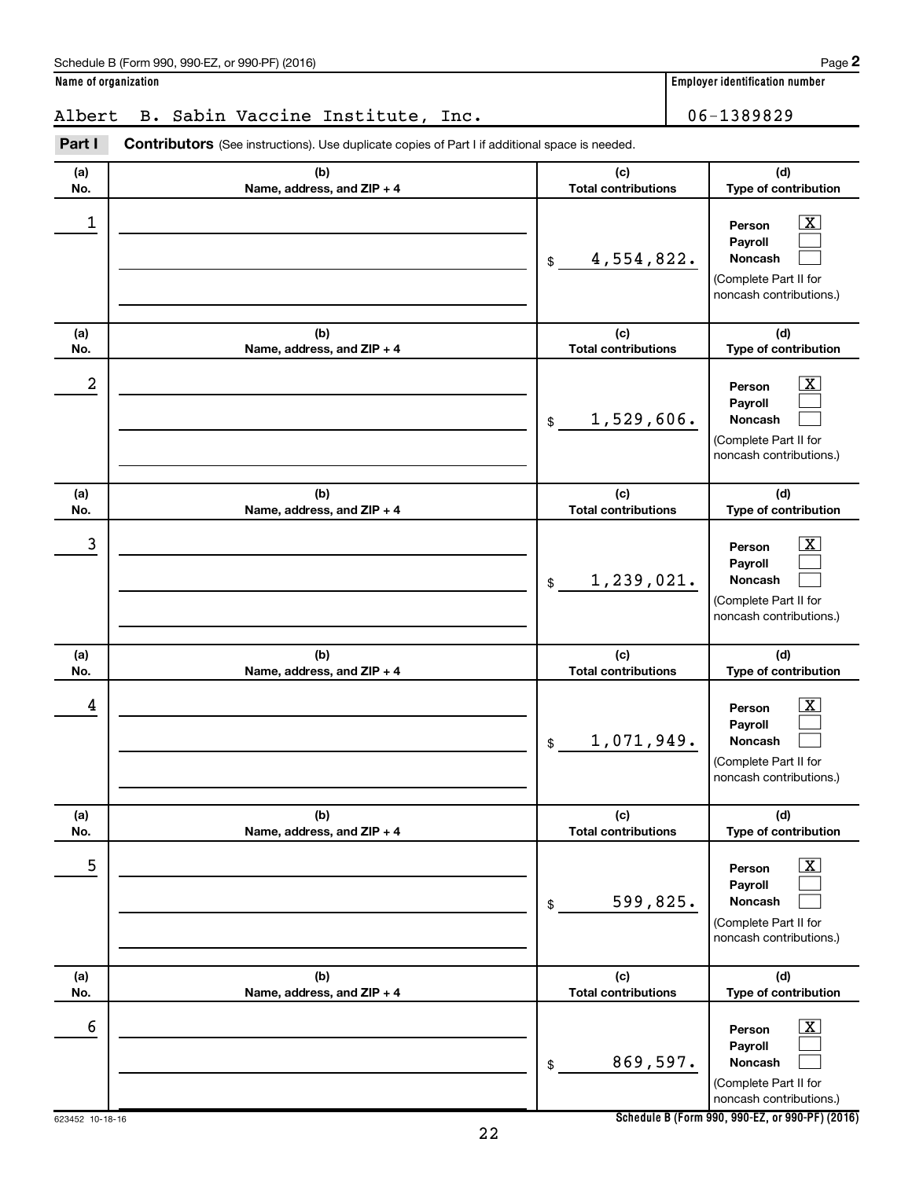Schedule B (Form 990, 990-EZ, or 990-PF) (2016)

**Name of organization**

Albert B. Sabin Vaccine Institute, Inc.

**Employer identification number**

06-1389829

**Part I** **Contributors** (See instructions). Use duplicate copies of Part I if additional space is needed.

| (a) No. | (b) Name, address, and ZIP + 4 | (c) Total contributions | (d) Type of contribution |
|---|---|---|---|
| 1 | | $ 4,554,822. | Person [X] Payroll [ ] Noncash [ ] (Complete Part II for noncash contributions.) |
| 2 | | $ 1,529,606. | Person [X] Payroll [ ] Noncash [ ] (Complete Part II for noncash contributions.) |
| 3 | | $ 1,239,021. | Person [X] Payroll [ ] Noncash [ ] (Complete Part II for noncash contributions.) |
| 4 | | $ 1,071,949. | Person [X] Payroll [ ] Noncash [ ] (Complete Part II for noncash contributions.) |
| 5 | | $ 599,825. | Person [X] Payroll [ ] Noncash [ ] (Complete Part II for noncash contributions.) |
| 6 | | $ 869,597. | Person [X] Payroll [ ] Noncash [ ] (Complete Part II for noncash contributions.) |

623452 10-18-16

**Schedule B (Form 990, 990-EZ, or 990-PF) (2016)**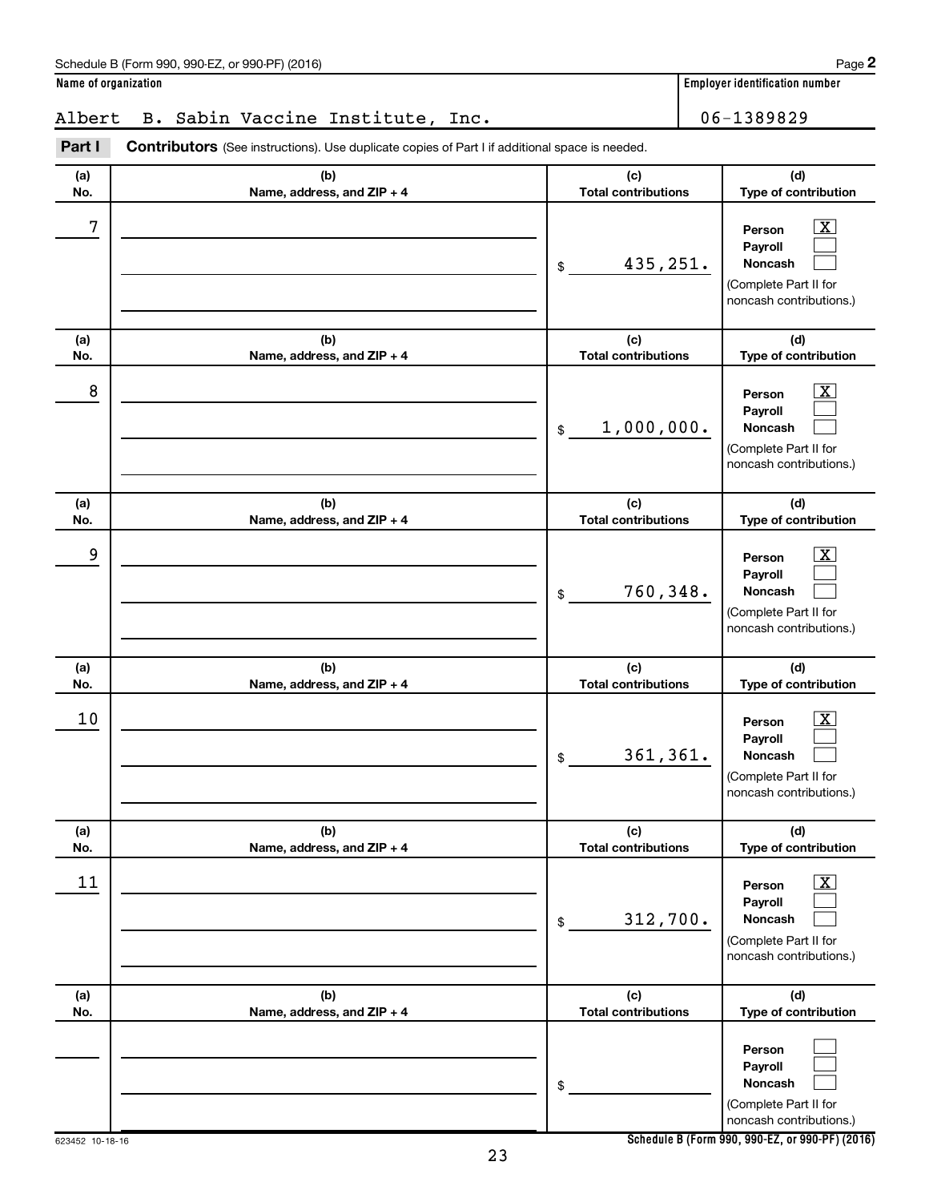Schedule B (Form 990, 990-EZ, or 990-PF) (2016) Page **2**

**Name of organization**

Albert B. Sabin Vaccine Institute, Inc.

**Employer identification number**

06-1389829

**Part I** **Contributors** (See instructions). Use duplicate copies of Part I if additional space is needed.

| (a) No. | (b) Name, address, and ZIP + 4 | (c) Total contributions | (d) Type of contribution |
|---|---|---|---|
| 7 | | $ 435,251. | Person [X] Payroll [ ] Noncash [ ] (Complete Part II for noncash contributions.) |
| 8 | | $ 1,000,000. | Person [X] Payroll [ ] Noncash [ ] (Complete Part II for noncash contributions.) |
| 9 | | $ 760,348. | Person [X] Payroll [ ] Noncash [ ] (Complete Part II for noncash contributions.) |
| 10 | | $ 361,361. | Person [X] Payroll [ ] Noncash [ ] (Complete Part II for noncash contributions.) |
| 11 | | $ 312,700. | Person [X] Payroll [ ] Noncash [ ] (Complete Part II for noncash contributions.) |
| | | $ | Person [ ] Payroll [ ] Noncash [ ] (Complete Part II for noncash contributions.) |

623452 10-18-16

**Schedule B (Form 990, 990-EZ, or 990-PF) (2016)**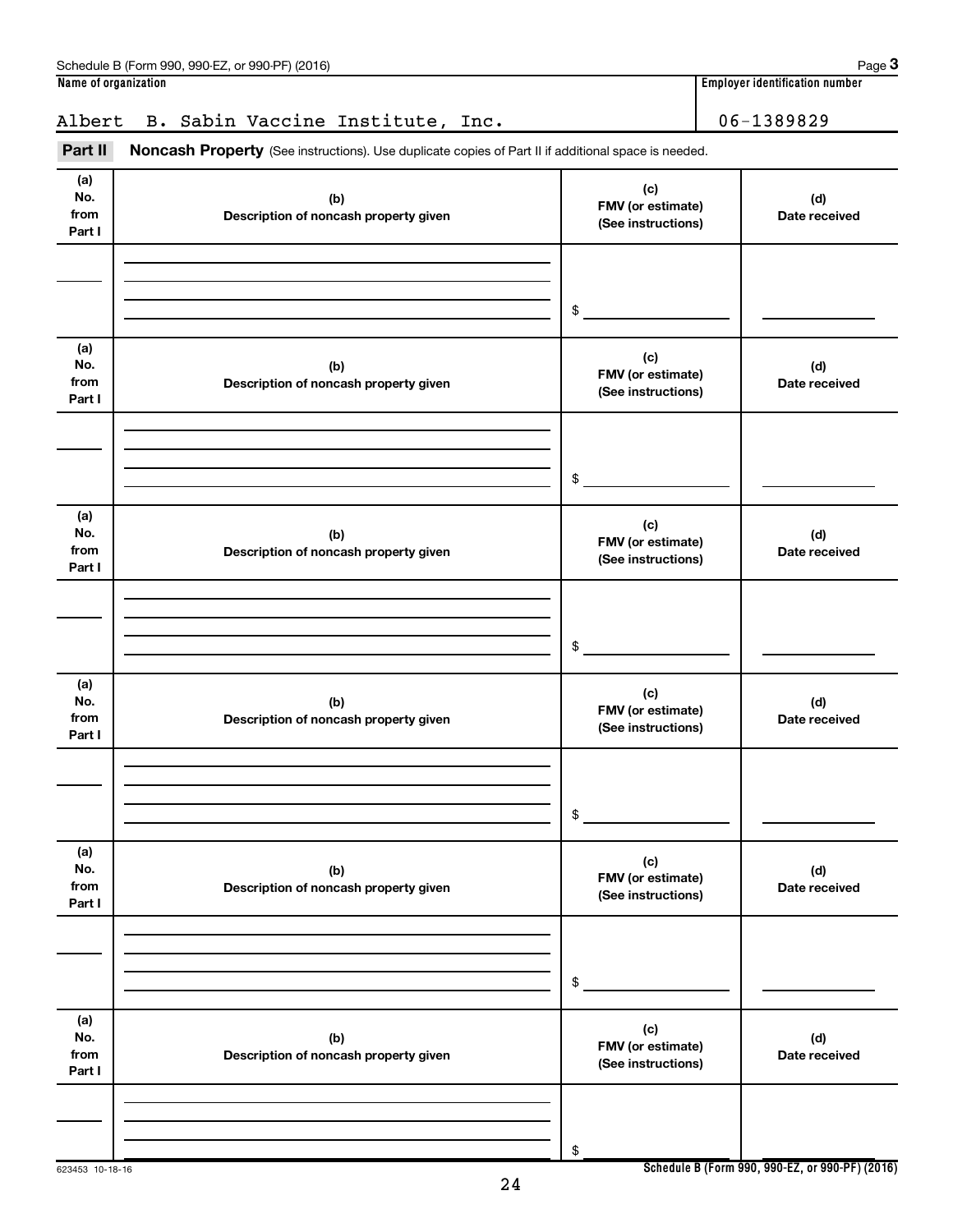Schedule B (Form 990, 990-EZ, or 990-PF) (2016) Page **3**

| Name of organization | Employer identification number |
| --- | --- |
| Albert B. Sabin Vaccine Institute, Inc. | 06-1389829 |

**Part II** **Noncash Property** (See instructions). Use duplicate copies of Part II if additional space is needed.

| (a) No. from Part I | (b) Description of noncash property given | (c) FMV (or estimate) (See instructions) | (d) Date received |
| --- | --- | --- | --- |
| | | $ | |

| (a) No. from Part I | (b) Description of noncash property given | (c) FMV (or estimate) (See instructions) | (d) Date received |
| --- | --- | --- | --- |
| | | $ | |

| (a) No. from Part I | (b) Description of noncash property given | (c) FMV (or estimate) (See instructions) | (d) Date received |
| --- | --- | --- | --- |
| | | $ | |

| (a) No. from Part I | (b) Description of noncash property given | (c) FMV (or estimate) (See instructions) | (d) Date received |
| --- | --- | --- | --- |
| | | $ | |

| (a) No. from Part I | (b) Description of noncash property given | (c) FMV (or estimate) (See instructions) | (d) Date received |
| --- | --- | --- | --- |
| | | $ | |

| (a) No. from Part I | (b) Description of noncash property given | (c) FMV (or estimate) (See instructions) | (d) Date received |
| --- | --- | --- | --- |
| | | $ | |

623453 10-18-16

**Schedule B (Form 990, 990-EZ, or 990-PF) (2016)**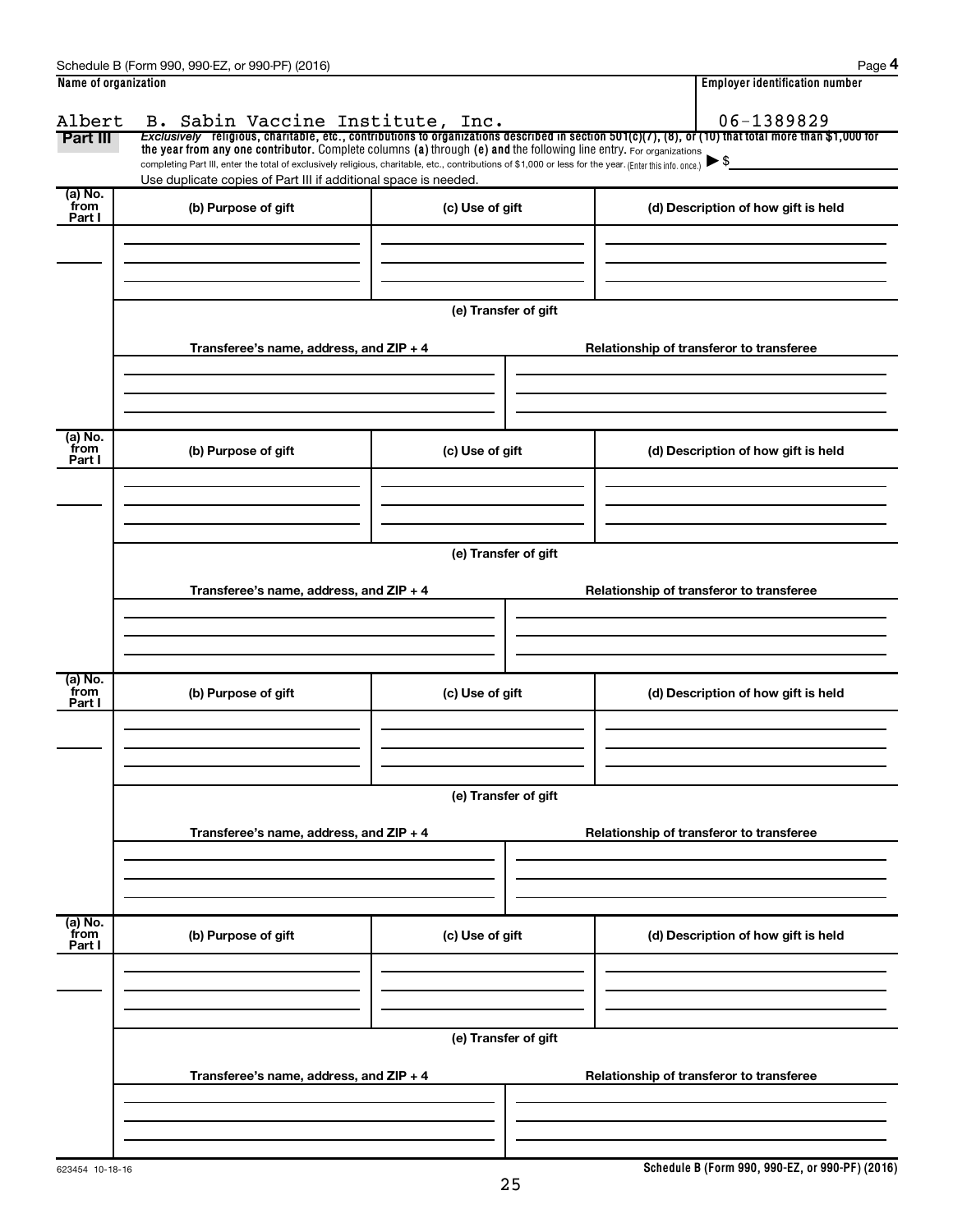**Name of organization**

Albert B. Sabin Vaccine Institute, Inc.

**Employer identification number**

06-1389829

**Part III** *Exclusively* religious, charitable, etc., contributions to organizations described in section 501(c)(7), (8), or (10) that total more than $1,000 for the year from any one contributor. Complete columns (a) through (e) and the following line entry. For organizations completing Part III, enter the total of exclusively religious, charitable, etc., contributions of $1,000 or less for the year. (Enter this info. once.) ▶ $

Use duplicate copies of Part III if additional space is needed.

| (a) No. from Part I | (b) Purpose of gift | (c) Use of gift | (d) Description of how gift is held |
|---|---|---|---|
| | | | |

(e) Transfer of gift

| Transferee's name, address, and ZIP + 4 | Relationship of transferor to transferee |
|---|---|
| | |

| (a) No. from Part I | (b) Purpose of gift | (c) Use of gift | (d) Description of how gift is held |
|---|---|---|---|
| | | | |

(e) Transfer of gift

| Transferee's name, address, and ZIP + 4 | Relationship of transferor to transferee |
|---|---|
| | |

| (a) No. from Part I | (b) Purpose of gift | (c) Use of gift | (d) Description of how gift is held |
|---|---|---|---|
| | | | |

(e) Transfer of gift

| Transferee's name, address, and ZIP + 4 | Relationship of transferor to transferee |
|---|---|
| | |

| (a) No. from Part I | (b) Purpose of gift | (c) Use of gift | (d) Description of how gift is held |
|---|---|---|---|
| | | | |

(e) Transfer of gift

| Transferee's name, address, and ZIP + 4 | Relationship of transferor to transferee |
|---|---|
| | |

623454 10-18-16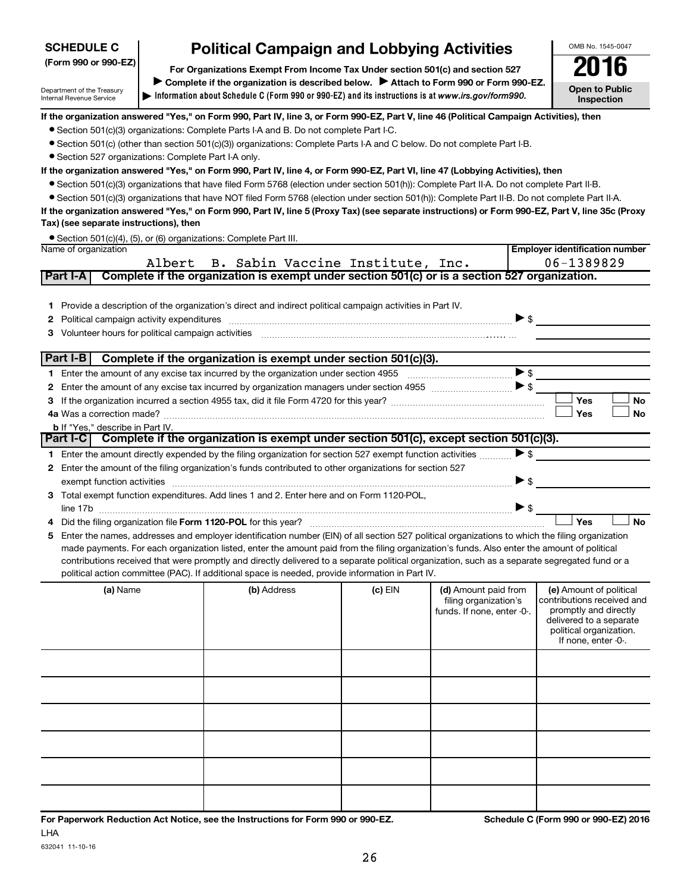**SCHEDULE C (Form 990 or 990-EZ)**

Department of the Treasury
Internal Revenue Service

# Political Campaign and Lobbying Activities

**For Organizations Exempt From Income Tax Under section 501(c) and section 527**

▶ **Complete if the organization is described below.** ▶ **Attach to Form 990 or Form 990-EZ.**

▶ **Information about Schedule C (Form 990 or 990-EZ) and its instructions is at *www.irs.gov/form990.***

OMB No. 1545-0047

**2016**

**Open to Public Inspection**

**If the organization answered "Yes," on Form 990, Part IV, line 3, or Form 990-EZ, Part V, line 46 (Political Campaign Activities), then**

- Section 501(c)(3) organizations: Complete Parts I-A and B. Do not complete Part I-C.
- Section 501(c) (other than section 501(c)(3)) organizations: Complete Parts I-A and C below. Do not complete Part I-B.
- Section 527 organizations: Complete Part I-A only.

**If the organization answered "Yes," on Form 990, Part IV, line 4, or Form 990-EZ, Part VI, line 47 (Lobbying Activities), then**

- Section 501(c)(3) organizations that have filed Form 5768 (election under section 501(h)): Complete Part II-A. Do not complete Part II-B.
- Section 501(c)(3) organizations that have NOT filed Form 5768 (election under section 501(h)): Complete Part II-B. Do not complete Part II-A.

**If the organization answered "Yes," on Form 990, Part IV, line 5 (Proxy Tax) (see separate instructions) or Form 990-EZ, Part V, line 35c (Proxy Tax) (see separate instructions), then**

- Section 501(c)(4), (5), or (6) organizations: Complete Part III.

| Name of organization | Employer identification number |
|---|---|
| Albert B. Sabin Vaccine Institute, Inc. | 06-1389829 |

## Part I-A Complete if the organization is exempt under section 501(c) or is a section 527 organization.

1. Provide a description of the organization's direct and indirect political campaign activities in Part IV.
2. Political campaign activity expenditures ▶ $
3. Volunteer hours for political campaign activities

## Part I-B Complete if the organization is exempt under section 501(c)(3).

1. Enter the amount of any excise tax incurred by the organization under section 4955 ▶ $
2. Enter the amount of any excise tax incurred by organization managers under section 4955 ▶ $
3. If the organization incurred a section 4955 tax, did it file Form 4720 for this year? ☐ Yes ☐ No

4a. Was a correction made? ☐ Yes ☐ No

b. If "Yes," describe in Part IV.

## Part I-C Complete if the organization is exempt under section 501(c), except section 501(c)(3).

1. Enter the amount directly expended by the filing organization for section 527 exempt function activities ▶ $
2. Enter the amount of the filing organization's funds contributed to other organizations for section 527 exempt function activities ▶ $
3. Total exempt function expenditures. Add lines 1 and 2. Enter here and on Form 1120-POL, line 17b ▶ $
4. Did the filing organization file **Form 1120-POL** for this year? ☐ Yes ☐ No
5. Enter the names, addresses and employer identification number (EIN) of all section 527 political organizations to which the filing organization made payments. For each organization listed, enter the amount paid from the filing organization's funds. Also enter the amount of political contributions received that were promptly and directly delivered to a separate political organization, such as a separate segregated fund or a political action committee (PAC). If additional space is needed, provide information in Part IV.

| (a) Name | (b) Address | (c) EIN | (d) Amount paid from filing organization's funds. If none, enter -0-. | (e) Amount of political contributions received and promptly and directly delivered to a separate political organization. If none, enter -0-. |
|---|---|---|---|---|
| | | | | |
| | | | | |
| | | | | |
| | | | | |
| | | | | |
| | | | | |

**For Paperwork Reduction Act Notice, see the Instructions for Form 990 or 990-EZ.** **Schedule C (Form 990 or 990-EZ) 2016**

LHA

632041 11-10-16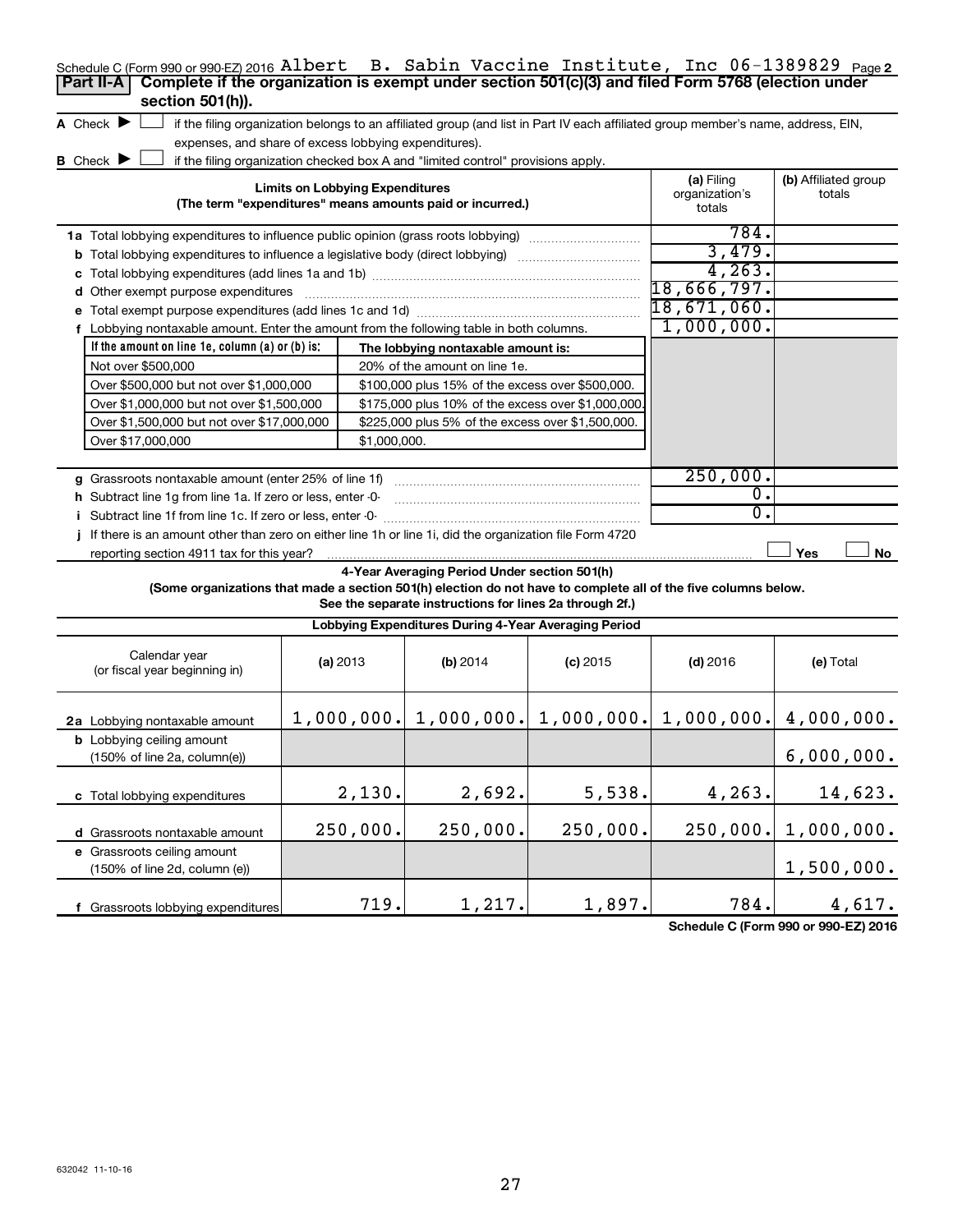Schedule C (Form 990 or 990-EZ) 2016 Albert B. Sabin Vaccine Institute, Inc 06-1389829 Page 2

**Part II-A** **Complete if the organization is exempt under section 501(c)(3) and filed Form 5768 (election under section 501(h)).**

A Check ▶ ☐ if the filing organization belongs to an affiliated group (and list in Part IV each affiliated group member's name, address, EIN, expenses, and share of excess lobbying expenditures).

B Check ▶ ☐ if the filing organization checked box A and "limited control" provisions apply.

| **Limits on Lobbying Expenditures** (The term "expenditures" means amounts paid or incurred.) | **(a)** Filing organization's totals | **(b)** Affiliated group totals |
|---|---|---|
| **1a** Total lobbying expenditures to influence public opinion (grass roots lobbying) | 784. | |
| **b** Total lobbying expenditures to influence a legislative body (direct lobbying) | 3,479. | |
| **c** Total lobbying expenditures (add lines 1a and 1b) | 4,263. | |
| **d** Other exempt purpose expenditures | 18,666,797. | |
| **e** Total exempt purpose expenditures (add lines 1c and 1d) | 18,671,060. | |
| **f** Lobbying nontaxable amount. Enter the amount from the following table in both columns. | 1,000,000. | |

| If the amount on line 1e, column (a) or (b) is: | The lobbying nontaxable amount is: |
|---|---|
| Not over $500,000 | 20% of the amount on line 1e. |
| Over $500,000 but not over $1,000,000 | $100,000 plus 15% of the excess over $500,000. |
| Over $1,000,000 but not over $1,500,000 | $175,000 plus 10% of the excess over $1,000,000. |
| Over $1,500,000 but not over $17,000,000 | $225,000 plus 5% of the excess over $1,500,000. |
| Over $17,000,000 | $1,000,000. |

| | (a) | (b) |
|---|---|---|
| **g** Grassroots nontaxable amount (enter 25% of line 1f) | 250,000. | |
| **h** Subtract line 1g from line 1a. If zero or less, enter -0- | 0. | |
| **i** Subtract line 1f from line 1c. If zero or less, enter -0- | 0. | |
| **j** If there is an amount other than zero on either line 1h or line 1i, did the organization file Form 4720 reporting section 4911 tax for this year? | ☐ Yes | ☐ No |

**4-Year Averaging Period Under section 501(h)**

**(Some organizations that made a section 501(h) election do not have to complete all of the five columns below. See the separate instructions for lines 2a through 2f.)**

**Lobbying Expenditures During 4-Year Averaging Period**

| Calendar year (or fiscal year beginning in) | **(a)** 2013 | **(b)** 2014 | **(c)** 2015 | **(d)** 2016 | **(e)** Total |
|---|---|---|---|---|---|
| **2a** Lobbying nontaxable amount | 1,000,000. | 1,000,000. | 1,000,000. | 1,000,000. | 4,000,000. |
| **b** Lobbying ceiling amount (150% of line 2a, column(e)) | | | | | 6,000,000. |
| **c** Total lobbying expenditures | 2,130. | 2,692. | 5,538. | 4,263. | 14,623. |
| **d** Grassroots nontaxable amount | 250,000. | 250,000. | 250,000. | 250,000. | 1,000,000. |
| **e** Grassroots ceiling amount (150% of line 2d, column (e)) | | | | | 1,500,000. |
| **f** Grassroots lobbying expenditures | 719. | 1,217. | 1,897. | 784. | 4,617. |

**Schedule C (Form 990 or 990-EZ) 2016**

632042 11-10-16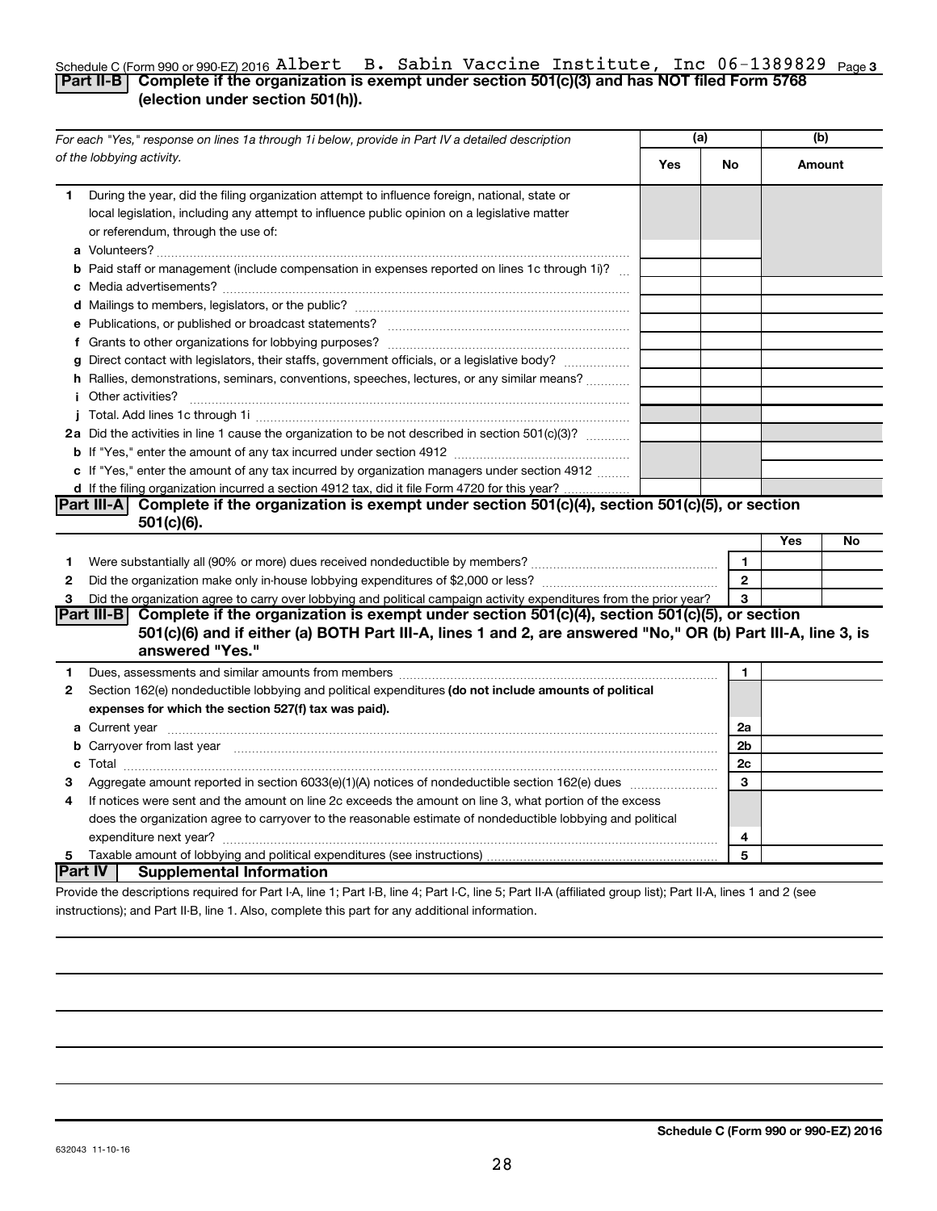Schedule C (Form 990 or 990-EZ) 2016 Albert B. Sabin Vaccine Institute, Inc 06-1389829 Page 3

## Part II-B Complete if the organization is exempt under section 501(c)(3) and has NOT filed Form 5768 (election under section 501(h)).

| *For each "Yes," response on lines 1a through 1i below, provide in Part IV a detailed description of the lobbying activity.* | (a) Yes | (a) No | (b) Amount |
|---|---|---|---|
| **1** During the year, did the filing organization attempt to influence foreign, national, state or local legislation, including any attempt to influence public opinion on a legislative matter or referendum, through the use of: | | | |
| **a** Volunteers? | | | |
| **b** Paid staff or management (include compensation in expenses reported on lines 1c through 1i)? | | | |
| **c** Media advertisements? | | | |
| **d** Mailings to members, legislators, or the public? | | | |
| **e** Publications, or published or broadcast statements? | | | |
| **f** Grants to other organizations for lobbying purposes? | | | |
| **g** Direct contact with legislators, their staffs, government officials, or a legislative body? | | | |
| **h** Rallies, demonstrations, seminars, conventions, speeches, lectures, or any similar means? | | | |
| **i** Other activities? | | | |
| **j** Total. Add lines 1c through 1i | | | |
| **2a** Did the activities in line 1 cause the organization to be not described in section 501(c)(3)? | | | |
| **b** If "Yes," enter the amount of any tax incurred under section 4912 | | | |
| **c** If "Yes," enter the amount of any tax incurred by organization managers under section 4912 | | | |
| **d** If the filing organization incurred a section 4912 tax, did it file Form 4720 for this year? | | | |

## Part III-A Complete if the organization is exempt under section 501(c)(4), section 501(c)(5), or section 501(c)(6).

| | | | Yes | No |
|---|---|---|---|---|
| **1** | Were substantially all (90% or more) dues received nondeductible by members? | 1 | | |
| **2** | Did the organization make only in-house lobbying expenditures of $2,000 or less? | 2 | | |
| **3** | Did the organization agree to carry over lobbying and political campaign activity expenditures from the prior year? | 3 | | |

## Part III-B Complete if the organization is exempt under section 501(c)(4), section 501(c)(5), or section 501(c)(6) and if either (a) BOTH Part III-A, lines 1 and 2, are answered "No," OR (b) Part III-A, line 3, is answered "Yes."

| | | | |
|---|---|---|---|
| **1** | Dues, assessments and similar amounts from members | 1 | |
| **2** | Section 162(e) nondeductible lobbying and political expenditures **(do not include amounts of political expenses for which the section 527(f) tax was paid).** | | |
| **a** | Current year | 2a | |
| **b** | Carryover from last year | 2b | |
| **c** | Total | 2c | |
| **3** | Aggregate amount reported in section 6033(e)(1)(A) notices of nondeductible section 162(e) dues | 3 | |
| **4** | If notices were sent and the amount on line 2c exceeds the amount on line 3, what portion of the excess does the organization agree to carryover to the reasonable estimate of nondeductible lobbying and political expenditure next year? | 4 | |
| **5** | Taxable amount of lobbying and political expenditures (see instructions) | 5 | |

## Part IV Supplemental Information

Provide the descriptions required for Part I-A, line 1; Part I-B, line 4; Part I-C, line 5; Part II-A (affiliated group list); Part II-A, lines 1 and 2 (see instructions); and Part II-B, line 1. Also, complete this part for any additional information.

632043 11-10-16

**Schedule C (Form 990 or 990-EZ) 2016**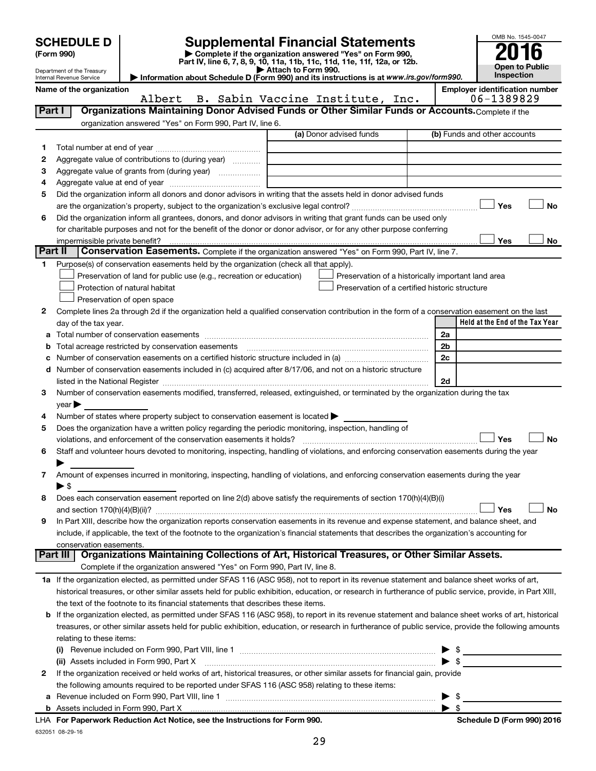# SCHEDULE D (Form 990)

Department of the Treasury
Internal Revenue Service

## Supplemental Financial Statements

▶ Complete if the organization answered "Yes" on Form 990, Part IV, line 6, 7, 8, 9, 10, 11a, 11b, 11c, 11d, 11e, 11f, 12a, or 12b.
▶ Attach to Form 990.
▶ Information about Schedule D (Form 990) and its instructions is at www.irs.gov/form990.

OMB No. 1545-0047
**2016**
**Open to Public Inspection**

**Name of the organization:** Albert B. Sabin Vaccine Institute, Inc.
**Employer identification number:** 06-1389829

### Part I — Organizations Maintaining Donor Advised Funds or Other Similar Funds or Accounts. Complete if the organization answered "Yes" on Form 990, Part IV, line 6.

| | | (a) Donor advised funds | (b) Funds and other accounts |
|---|---|---|---|
| 1 | Total number at end of year | | |
| 2 | Aggregate value of contributions to (during year) | | |
| 3 | Aggregate value of grants from (during year) | | |
| 4 | Aggregate value at end of year | | |

5 Did the organization inform all donors and donor advisors in writing that the assets held in donor advised funds are the organization's property, subject to the organization's exclusive legal control? ☐ Yes ☐ No

6 Did the organization inform all grantees, donors, and donor advisors in writing that grant funds can be used only for charitable purposes and not for the benefit of the donor or donor advisor, or for any other purpose conferring impermissible private benefit? ☐ Yes ☐ No

### Part II — Conservation Easements. Complete if the organization answered "Yes" on Form 990, Part IV, line 7.

1 Purpose(s) of conservation easements held by the organization (check all that apply).
- ☐ Preservation of land for public use (e.g., recreation or education)
- ☐ Preservation of a historically important land area
- ☐ Protection of natural habitat
- ☐ Preservation of a certified historic structure
- ☐ Preservation of open space

2 Complete lines 2a through 2d if the organization held a qualified conservation contribution in the form of a conservation easement on the last day of the tax year.

| | | | Held at the End of the Tax Year |
|---|---|---|---|
| a | Total number of conservation easements | 2a | |
| b | Total acreage restricted by conservation easements | 2b | |
| c | Number of conservation easements on a certified historic structure included in (a) | 2c | |
| d | Number of conservation easements included in (c) acquired after 8/17/06, and not on a historic structure listed in the National Register | 2d | |

3 Number of conservation easements modified, transferred, released, extinguished, or terminated by the organization during the tax year ▶

4 Number of states where property subject to conservation easement is located ▶

5 Does the organization have a written policy regarding the periodic monitoring, inspection, handling of violations, and enforcement of the conservation easements it holds? ☐ Yes ☐ No

6 Staff and volunteer hours devoted to monitoring, inspecting, handling of violations, and enforcing conservation easements during the year ▶

7 Amount of expenses incurred in monitoring, inspecting, handling of violations, and enforcing conservation easements during the year ▶ $

8 Does each conservation easement reported on line 2(d) above satisfy the requirements of section 170(h)(4)(B)(i) and section 170(h)(4)(B)(ii)? ☐ Yes ☐ No

9 In Part XIII, describe how the organization reports conservation easements in its revenue and expense statement, and balance sheet, and include, if applicable, the text of the footnote to the organization's financial statements that describes the organization's accounting for conservation easements.

### Part III — Organizations Maintaining Collections of Art, Historical Treasures, or Other Similar Assets. Complete if the organization answered "Yes" on Form 990, Part IV, line 8.

1a If the organization elected, as permitted under SFAS 116 (ASC 958), not to report in its revenue statement and balance sheet works of art, historical treasures, or other similar assets held for public exhibition, education, or research in furtherance of public service, provide, in Part XIII, the text of the footnote to its financial statements that describes these items.

b If the organization elected, as permitted under SFAS 116 (ASC 958), to report in its revenue statement and balance sheet works of art, historical treasures, or other similar assets held for public exhibition, education, or research in furtherance of public service, provide the following amounts relating to these items:

(i) Revenue included on Form 990, Part VIII, line 1 ▶ $

(ii) Assets included in Form 990, Part X ▶ $

2 If the organization received or held works of art, historical treasures, or other similar assets for financial gain, provide the following amounts required to be reported under SFAS 116 (ASC 958) relating to these items:

a Revenue included on Form 990, Part VIII, line 1 ▶ $

b Assets included in Form 990, Part X ▶ $

LHA For Paperwork Reduction Act Notice, see the Instructions for Form 990. Schedule D (Form 990) 2016

632051 08-29-16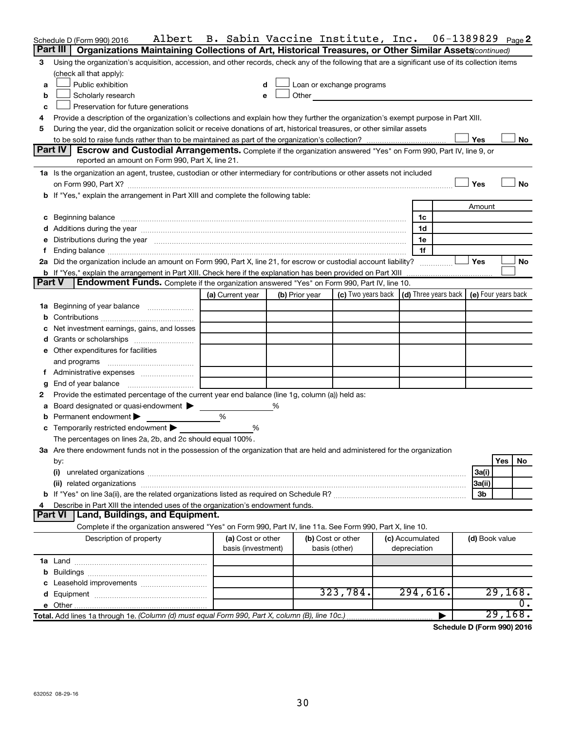Schedule D (Form 990) 2016 Albert B. Sabin Vaccine Institute, Inc. 06-1389829 Page 2

## Part III Organizations Maintaining Collections of Art, Historical Treasures, or Other Similar Assets *(continued)*

**3** Using the organization's acquisition, accession, and other records, check any of the following that are a significant use of its collection items (check all that apply):

- **a** ☐ Public exhibition
- **b** ☐ Scholarly research
- **c** ☐ Preservation for future generations
- **d** ☐ Loan or exchange programs
- **e** ☐ Other

**4** Provide a description of the organization's collections and explain how they further the organization's exempt purpose in Part XIII.

**5** During the year, did the organization solicit or receive donations of art, historical treasures, or other similar assets to be sold to raise funds rather than to be maintained as part of the organization's collection? ☐ Yes ☐ No

## Part IV Escrow and Custodial Arrangements.

Complete if the organization answered "Yes" on Form 990, Part IV, line 9, or reported an amount on Form 990, Part X, line 21.

**1a** Is the organization an agent, trustee, custodian or other intermediary for contributions or other assets not included on Form 990, Part X? ☐ Yes ☐ No

**b** If "Yes," explain the arrangement in Part XIII and complete the following table:

| | | Amount |
|---|---|---|
| **c** Beginning balance | 1c | |
| **d** Additions during the year | 1d | |
| **e** Distributions during the year | 1e | |
| **f** Ending balance | 1f | |

**2a** Did the organization include an amount on Form 990, Part X, line 21, for escrow or custodial account liability? ☐ Yes ☐ No

**b** If "Yes," explain the arrangement in Part XIII. Check here if the explanation has been provided on Part XIII ☐

## Part V Endowment Funds.

Complete if the organization answered "Yes" on Form 990, Part IV, line 10.

| | (a) Current year | (b) Prior year | (c) Two years back | (d) Three years back | (e) Four years back |
|---|---|---|---|---|---|
| **1a** Beginning of year balance | | | | | |
| **b** Contributions | | | | | |
| **c** Net investment earnings, gains, and losses | | | | | |
| **d** Grants or scholarships | | | | | |
| **e** Other expenditures for facilities and programs | | | | | |
| **f** Administrative expenses | | | | | |
| **g** End of year balance | | | | | |

**2** Provide the estimated percentage of the current year end balance (line 1g, column (a)) held as:

- **a** Board designated or quasi-endowment ▶ ______ %
- **b** Permanent endowment ▶ ______ %
- **c** Temporarily restricted endowment ▶ ______ %

The percentages on lines 2a, 2b, and 2c should equal 100%.

**3a** Are there endowment funds not in the possession of the organization that are held and administered for the organization by:

| | | Yes | No |
|---|---|---|---|
| **(i)** unrelated organizations | 3a(i) | | |
| **(ii)** related organizations | 3a(ii) | | |
| **b** If "Yes" on line 3a(ii), are the related organizations listed as required on Schedule R? | 3b | | |

**4** Describe in Part XIII the intended uses of the organization's endowment funds.

## Part VI Land, Buildings, and Equipment.

Complete if the organization answered "Yes" on Form 990, Part IV, line 11a. See Form 990, Part X, line 10.

| Description of property | (a) Cost or other basis (investment) | (b) Cost or other basis (other) | (c) Accumulated depreciation | (d) Book value |
|---|---|---|---|---|
| **1a** Land | | | | |
| **b** Buildings | | | | |
| **c** Leasehold improvements | | | | |
| **d** Equipment | | 323,784. | 294,616. | 29,168. |
| **e** Other | | | | 0. |
| **Total.** Add lines 1a through 1e. *(Column (d) must equal Form 990, Part X, column (B), line 10c.)* | | | ▶ | 29,168. |

**Schedule D (Form 990) 2016**

632052 08-29-16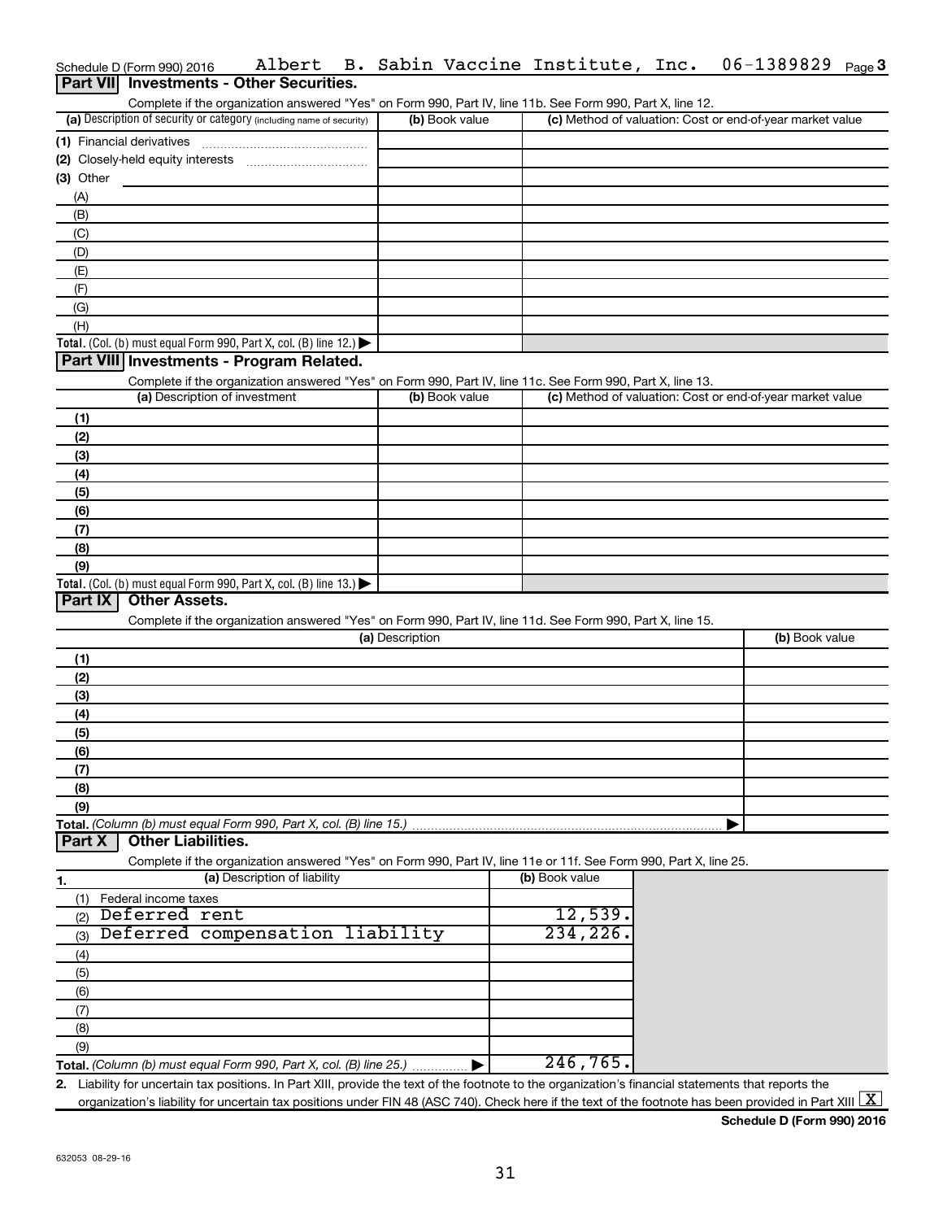Schedule D (Form 990) 2016 Albert B. Sabin Vaccine Institute, Inc. 06-1389829 Page 3

## Part VII Investments - Other Securities.

Complete if the organization answered "Yes" on Form 990, Part IV, line 11b. See Form 990, Part X, line 12.

| (a) Description of security or category (including name of security) | (b) Book value | (c) Method of valuation: Cost or end-of-year market value |
|---|---|---|
| (1) Financial derivatives | | |
| (2) Closely-held equity interests | | |
| (3) Other | | |
| (A) | | |
| (B) | | |
| (C) | | |
| (D) | | |
| (E) | | |
| (F) | | |
| (G) | | |
| (H) | | |
| **Total.** (Col. (b) must equal Form 990, Part X, col. (B) line 12.) ▶ | | |

## Part VIII Investments - Program Related.

Complete if the organization answered "Yes" on Form 990, Part IV, line 11c. See Form 990, Part X, line 13.

| (a) Description of investment | (b) Book value | (c) Method of valuation: Cost or end-of-year market value |
|---|---|---|
| (1) | | |
| (2) | | |
| (3) | | |
| (4) | | |
| (5) | | |
| (6) | | |
| (7) | | |
| (8) | | |
| (9) | | |
| **Total.** (Col. (b) must equal Form 990, Part X, col. (B) line 13.) ▶ | | |

## Part IX Other Assets.

Complete if the organization answered "Yes" on Form 990, Part IV, line 11d. See Form 990, Part X, line 15.

| (a) Description | (b) Book value |
|---|---|
| (1) | |
| (2) | |
| (3) | |
| (4) | |
| (5) | |
| (6) | |
| (7) | |
| (8) | |
| (9) | |
| **Total.** *(Column (b) must equal Form 990, Part X, col. (B) line 15.)* ▶ | |

## Part X Other Liabilities.

Complete if the organization answered "Yes" on Form 990, Part IV, line 11e or 11f. See Form 990, Part X, line 25.

| 1. (a) Description of liability | (b) Book value |
|---|---|
| (1) Federal income taxes | |
| (2) Deferred rent | 12,539. |
| (3) Deferred compensation liability | 234,226. |
| (4) | |
| (5) | |
| (6) | |
| (7) | |
| (8) | |
| (9) | |
| **Total.** *(Column (b) must equal Form 990, Part X, col. (B) line 25.)* ▶ | 246,765. |

2. Liability for uncertain tax positions. In Part XIII, provide the text of the footnote to the organization's financial statements that reports the organization's liability for uncertain tax positions under FIN 48 (ASC 740). Check here if the text of the footnote has been provided in Part XIII [X]

**Schedule D (Form 990) 2016**

632053 08-29-16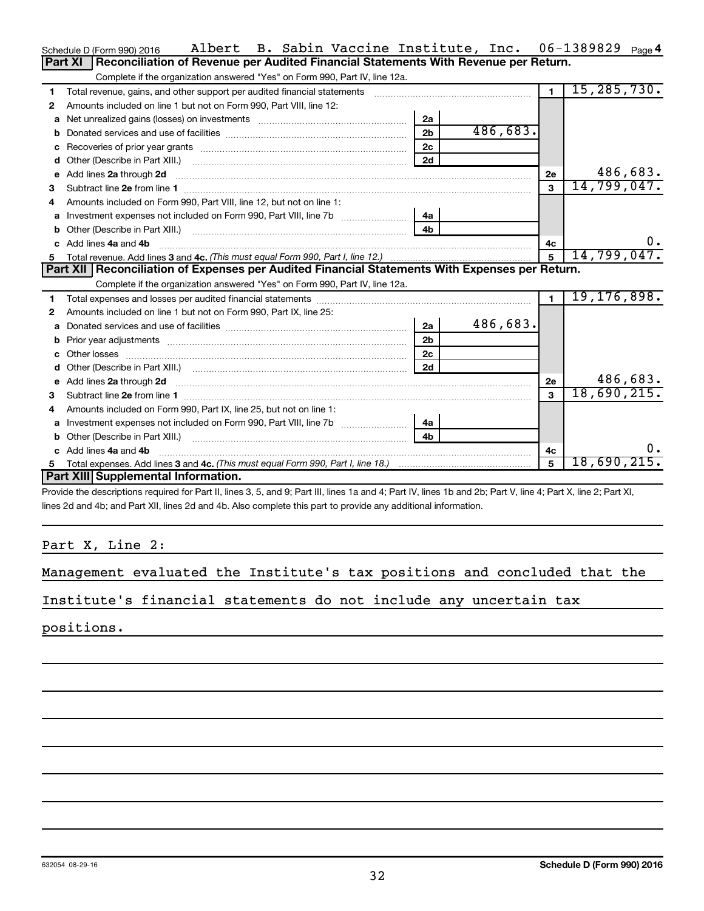Schedule D (Form 990) 2016 Albert B. Sabin Vaccine Institute, Inc. 06-1389829 Page 4

## Part XI Reconciliation of Revenue per Audited Financial Statements With Revenue per Return.

Complete if the organization answered "Yes" on Form 990, Part IV, line 12a.

| | | | | | |
|---|---|---|---|---|---|
| 1 | Total revenue, gains, and other support per audited financial statements | | | 1 | 15,285,730. |
| 2 | Amounts included on line 1 but not on Form 990, Part VIII, line 12: | | | | |
| a | Net unrealized gains (losses) on investments | 2a | | | |
| b | Donated services and use of facilities | 2b | 486,683. | | |
| c | Recoveries of prior year grants | 2c | | | |
| d | Other (Describe in Part XIII.) | 2d | | | |
| e | Add lines 2a through 2d | | | 2e | 486,683. |
| 3 | Subtract line 2e from line 1 | | | 3 | 14,799,047. |
| 4 | Amounts included on Form 990, Part VIII, line 12, but not on line 1: | | | | |
| a | Investment expenses not included on Form 990, Part VIII, line 7b | 4a | | | |
| b | Other (Describe in Part XIII.) | 4b | | | |
| c | Add lines 4a and 4b | | | 4c | 0. |
| 5 | Total revenue. Add lines 3 and 4c. *(This must equal Form 990, Part I, line 12.)* | | | 5 | 14,799,047. |

## Part XII Reconciliation of Expenses per Audited Financial Statements With Expenses per Return.

Complete if the organization answered "Yes" on Form 990, Part IV, line 12a.

| | | | | | |
|---|---|---|---|---|---|
| 1 | Total expenses and losses per audited financial statements | | | 1 | 19,176,898. |
| 2 | Amounts included on line 1 but not on Form 990, Part IX, line 25: | | | | |
| a | Donated services and use of facilities | 2a | 486,683. | | |
| b | Prior year adjustments | 2b | | | |
| c | Other losses | 2c | | | |
| d | Other (Describe in Part XIII.) | 2d | | | |
| e | Add lines 2a through 2d | | | 2e | 486,683. |
| 3 | Subtract line 2e from line 1 | | | 3 | 18,690,215. |
| 4 | Amounts included on Form 990, Part IX, line 25, but not on line 1: | | | | |
| a | Investment expenses not included on Form 990, Part VIII, line 7b | 4a | | | |
| b | Other (Describe in Part XIII.) | 4b | | | |
| c | Add lines 4a and 4b | | | 4c | 0. |
| 5 | Total expenses. Add lines 3 and 4c. *(This must equal Form 990, Part I, line 18.)* | | | 5 | 18,690,215. |

## Part XIII Supplemental Information.

Provide the descriptions required for Part II, lines 3, 5, and 9; Part III, lines 1a and 4; Part IV, lines 1b and 2b; Part V, line 4; Part X, line 2; Part XI, lines 2d and 4b; and Part XII, lines 2d and 4b. Also complete this part to provide any additional information.

Part X, Line 2:

Management evaluated the Institute's tax positions and concluded that the Institute's financial statements do not include any uncertain tax positions.

632054 08-29-16 **Schedule D (Form 990) 2016**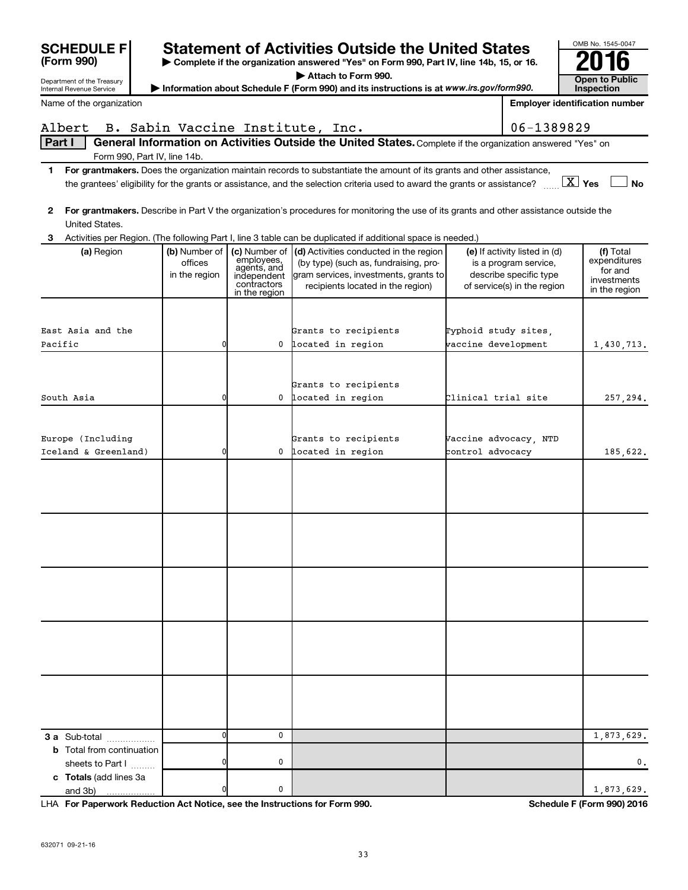**SCHEDULE F (Form 990)**

Department of the Treasury
Internal Revenue Service

# Statement of Activities Outside the United States

▶ Complete if the organization answered "Yes" on Form 990, Part IV, line 14b, 15, or 16.
▶ Attach to Form 990.
▶ Information about Schedule F (Form 990) and its instructions is at *www.irs.gov/form990.*

OMB No. 1545-0047
**2016**
**Open to Public Inspection**

Name of the organization: Albert B. Sabin Vaccine Institute, Inc.

Employer identification number: 06-1389829

**Part I** **General Information on Activities Outside the United States.** Complete if the organization answered "Yes" on Form 990, Part IV, line 14b.

1 **For grantmakers.** Does the organization maintain records to substantiate the amount of its grants and other assistance, the grantees' eligibility for the grants or assistance, and the selection criteria used to award the grants or assistance? [X] Yes [ ] No

2 **For grantmakers.** Describe in Part V the organization's procedures for monitoring the use of its grants and other assistance outside the United States.

3 Activities per Region. (The following Part I, line 3 table can be duplicated if additional space is needed.)

| (a) Region | (b) Number of offices in the region | (c) Number of employees, agents, and independent contractors in the region | (d) Activities conducted in the region (by type) (such as, fundraising, program services, investments, grants to recipients located in the region) | (e) If activity listed in (d) is a program service, describe specific type of service(s) in the region | (f) Total expenditures for and investments in the region |
|---|---|---|---|---|---|
| East Asia and the Pacific | 0 | 0 | Grants to recipients located in region | Typhoid study sites, vaccine development | 1,430,713. |
| South Asia | 0 | 0 | Grants to recipients located in region | Clinical trial site | 257,294. |
| Europe (Including Iceland & Greenland) | 0 | 0 | Grants to recipients located in region | Vaccine advocacy, NTD control advocacy | 185,622. |
| | | | | | |
| | | | | | |
| | | | | | |
| | | | | | |
| | | | | | |
| **3 a** Sub-total | 0 | 0 | | | 1,873,629. |
| **b** Total from continuation sheets to Part I | 0 | 0 | | | 0. |
| **c Totals** (add lines 3a and 3b) | 0 | 0 | | | 1,873,629. |

LHA **For Paperwork Reduction Act Notice, see the Instructions for Form 990.** **Schedule F (Form 990) 2016**

632071 09-21-16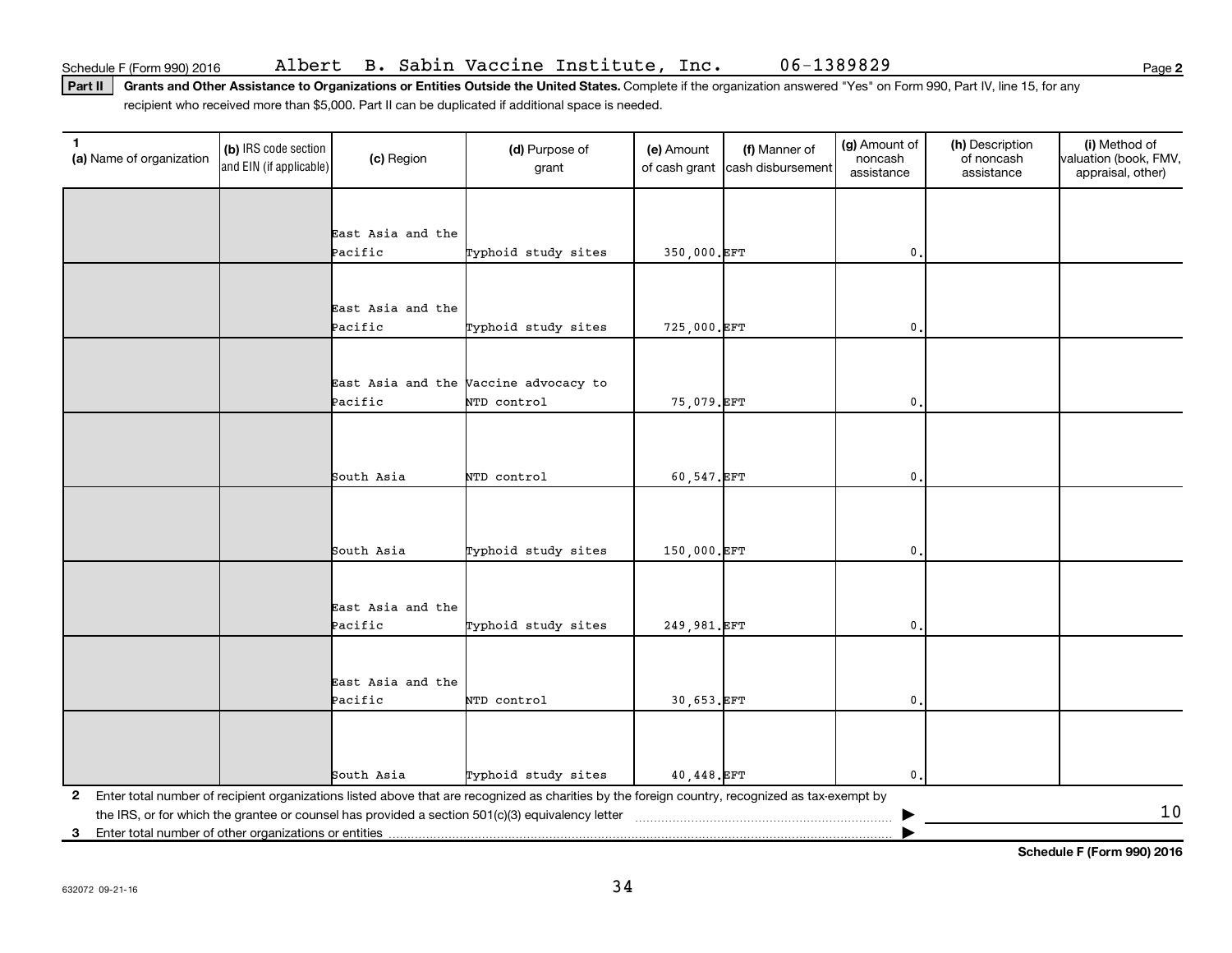Schedule F (Form 990) 2016 Albert B. Sabin Vaccine Institute, Inc. 06-1389829 Page 2

**Part II** **Grants and Other Assistance to Organizations or Entities Outside the United States.** Complete if the organization answered "Yes" on Form 990, Part IV, line 15, for any recipient who received more than $5,000. Part II can be duplicated if additional space is needed.

| 1 (a) Name of organization | (b) IRS code section and EIN (if applicable) | (c) Region | (d) Purpose of grant | (e) Amount of cash grant | (f) Manner of cash disbursement | (g) Amount of noncash assistance | (h) Description of noncash assistance | (i) Method of valuation (book, FMV, appraisal, other) |
|---|---|---|---|---|---|---|---|---|
| | | East Asia and the Pacific | Typhoid study sites | 350,000. | EFT | 0. | | |
| | | East Asia and the Pacific | Typhoid study sites | 725,000. | EFT | 0. | | |
| | | East Asia and the Pacific | Vaccine advocacy to NTD control | 75,079. | EFT | 0. | | |
| | | South Asia | NTD control | 60,547. | EFT | 0. | | |
| | | South Asia | Typhoid study sites | 150,000. | EFT | 0. | | |
| | | East Asia and the Pacific | Typhoid study sites | 249,981. | EFT | 0. | | |
| | | East Asia and the Pacific | NTD control | 30,653. | EFT | 0. | | |
| | | South Asia | Typhoid study sites | 40,448. | EFT | 0. | | |

**2** Enter total number of recipient organizations listed above that are recognized as charities by the foreign country, recognized as tax-exempt by the IRS, or for which the grantee or counsel has provided a section 501(c)(3) equivalency letter ▶ 10

**3** Enter total number of other organizations or entities ▶

**Schedule F (Form 990) 2016**

632072 09-21-16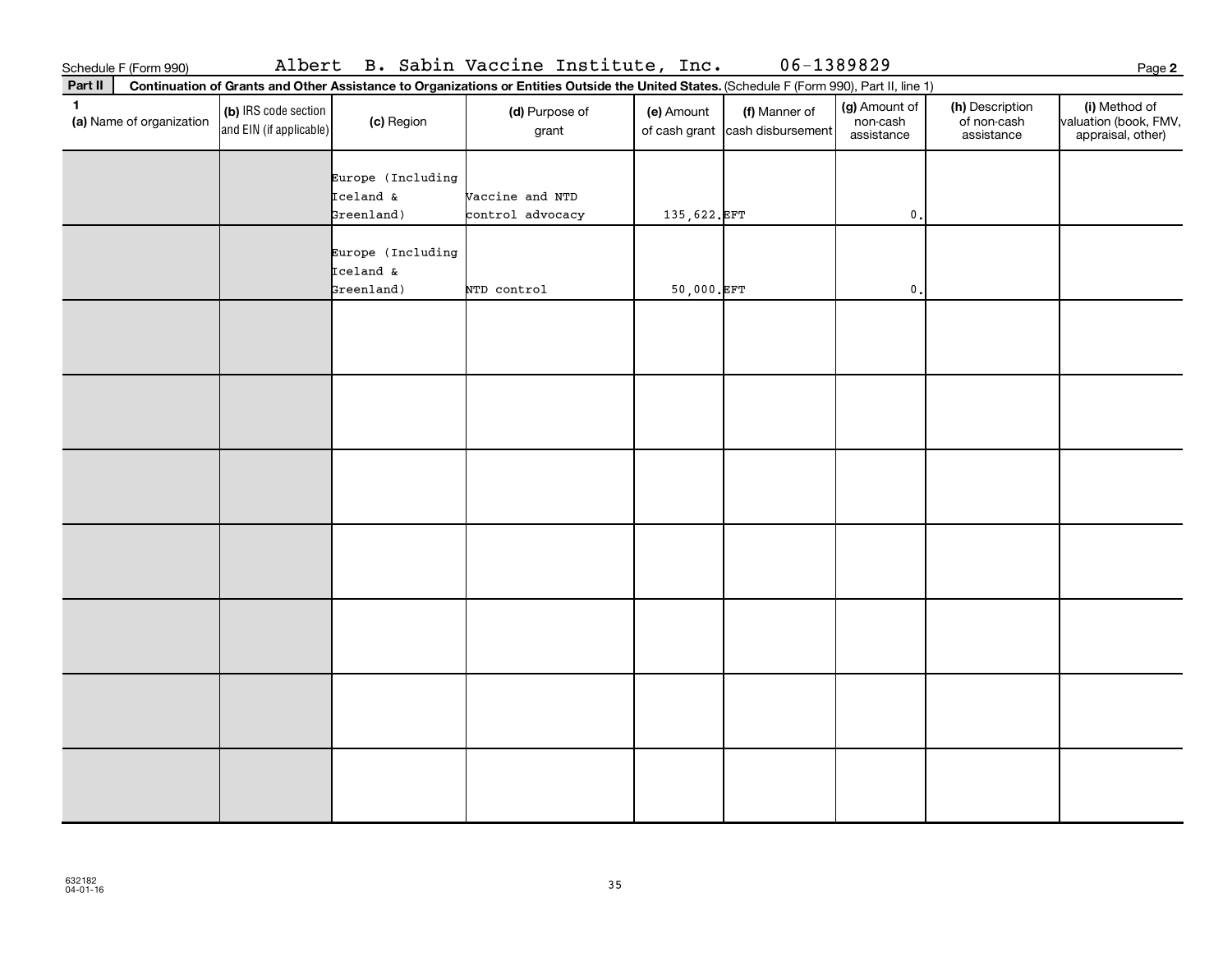Schedule F (Form 990) Albert B. Sabin Vaccine Institute, Inc. 06-1389829

**Part II** **Continuation of Grants and Other Assistance to Organizations or Entities Outside the United States.** (Schedule F (Form 990), Part II, line 1)

| 1 (a) Name of organization | (b) IRS code section and EIN (if applicable) | (c) Region | (d) Purpose of grant | (e) Amount of cash grant | (f) Manner of cash disbursement | (g) Amount of non-cash assistance | (h) Description of non-cash assistance | (i) Method of valuation (book, FMV, appraisal, other) |
|---|---|---|---|---|---|---|---|---|
| | | Europe (Including Iceland & Greenland) | Vaccine and NTD control advocacy | 135,622. | EFT | 0. | | |
| | | Europe (Including Iceland & Greenland) | NTD control | 50,000. | EFT | 0. | | |
| | | | | | | | | |
| | | | | | | | | |
| | | | | | | | | |
| | | | | | | | | |
| | | | | | | | | |
| | | | | | | | | |
| | | | | | | | | |

632182
04-01-16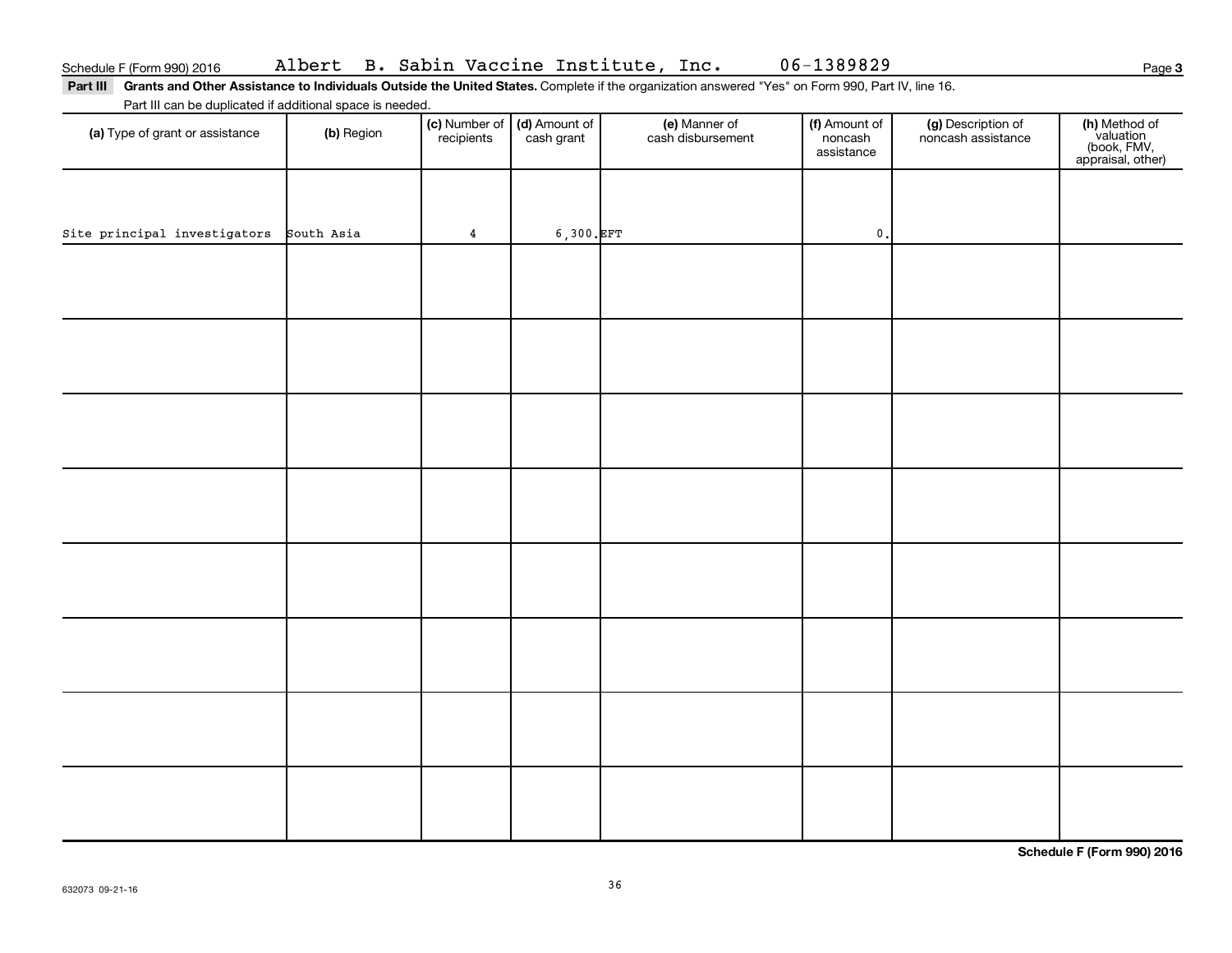Schedule F (Form 990) 2016 Albert B. Sabin Vaccine Institute, Inc. 06-1389829 Page **3**

**Part III** **Grants and Other Assistance to Individuals Outside the United States.** Complete if the organization answered "Yes" on Form 990, Part IV, line 16.

Part III can be duplicated if additional space is needed.

| (a) Type of grant or assistance | (b) Region | (c) Number of recipients | (d) Amount of cash grant | (e) Manner of cash disbursement | (f) Amount of noncash assistance | (g) Description of noncash assistance | (h) Method of valuation (book, FMV, appraisal, other) |
|---|---|---|---|---|---|---|---|
| Site principal investigators | South Asia | 4 | 6,300. | EFT | 0. | | |
| | | | | | | | |
| | | | | | | | |
| | | | | | | | |
| | | | | | | | |
| | | | | | | | |
| | | | | | | | |
| | | | | | | | |
| | | | | | | | |

**Schedule F (Form 990) 2016**

632073 09-21-16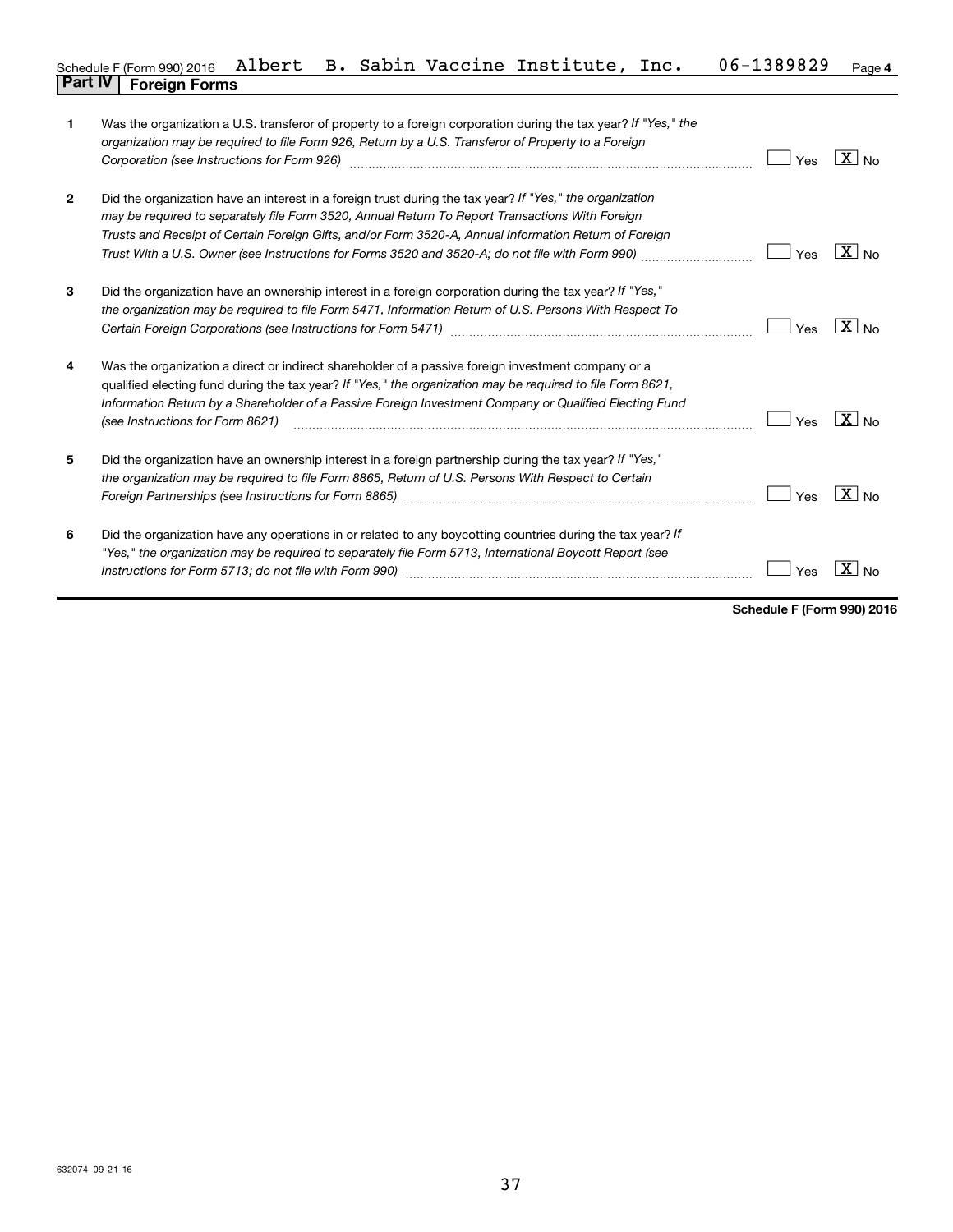Schedule F (Form 990) 2016 Albert B. Sabin Vaccine Institute, Inc. 06-1389829 Page 4

## Part IV | Foreign Forms

| | | Yes | No |
|---|---|---|---|
| 1 | Was the organization a U.S. transferor of property to a foreign corporation during the tax year? *If "Yes," the organization may be required to file Form 926, Return by a U.S. Transferor of Property to a Foreign Corporation (see Instructions for Form 926)* | | X |
| 2 | Did the organization have an interest in a foreign trust during the tax year? *If "Yes," the organization may be required to separately file Form 3520, Annual Return To Report Transactions With Foreign Trusts and Receipt of Certain Foreign Gifts, and/or Form 3520-A, Annual Information Return of Foreign Trust With a U.S. Owner (see Instructions for Forms 3520 and 3520-A; do not file with Form 990)* | | X |
| 3 | Did the organization have an ownership interest in a foreign corporation during the tax year? *If "Yes," the organization may be required to file Form 5471, Information Return of U.S. Persons With Respect To Certain Foreign Corporations (see Instructions for Form 5471)* | | X |
| 4 | Was the organization a direct or indirect shareholder of a passive foreign investment company or a qualified electing fund during the tax year? *If "Yes," the organization may be required to file Form 8621, Information Return by a Shareholder of a Passive Foreign Investment Company or Qualified Electing Fund (see Instructions for Form 8621)* | | X |
| 5 | Did the organization have an ownership interest in a foreign partnership during the tax year? *If "Yes," the organization may be required to file Form 8865, Return of U.S. Persons With Respect to Certain Foreign Partnerships (see Instructions for Form 8865)* | | X |
| 6 | Did the organization have any operations in or related to any boycotting countries during the tax year? *If "Yes," the organization may be required to separately file Form 5713, International Boycott Report (see Instructions for Form 5713; do not file with Form 990)* | | X |

**Schedule F (Form 990) 2016**

632074 09-21-16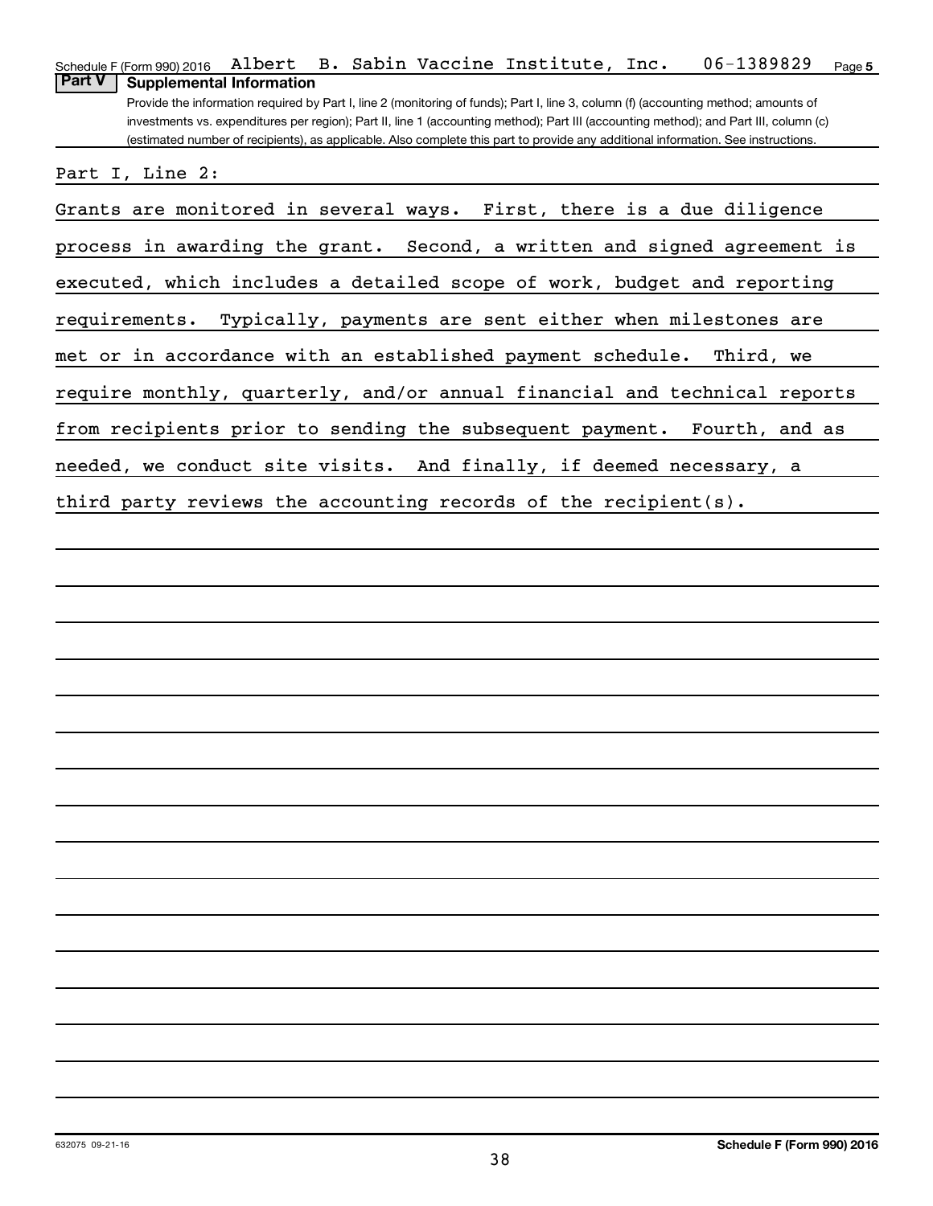Schedule F (Form 990) 2016 Albert B. Sabin Vaccine Institute, Inc. 06-1389829 Page 5

## Part V Supplemental Information

Provide the information required by Part I, line 2 (monitoring of funds); Part I, line 3, column (f) (accounting method; amounts of investments vs. expenditures per region); Part II, line 1 (accounting method); Part III (accounting method); and Part III, column (c) (estimated number of recipients), as applicable. Also complete this part to provide any additional information. See instructions.

Part I, Line 2:

Grants are monitored in several ways. First, there is a due diligence process in awarding the grant. Second, a written and signed agreement is executed, which includes a detailed scope of work, budget and reporting requirements. Typically, payments are sent either when milestones are met or in accordance with an established payment schedule. Third, we require monthly, quarterly, and/or annual financial and technical reports from recipients prior to sending the subsequent payment. Fourth, and as needed, we conduct site visits. And finally, if deemed necessary, a third party reviews the accounting records of the recipient(s).

632075 09-21-16 Schedule F (Form 990) 2016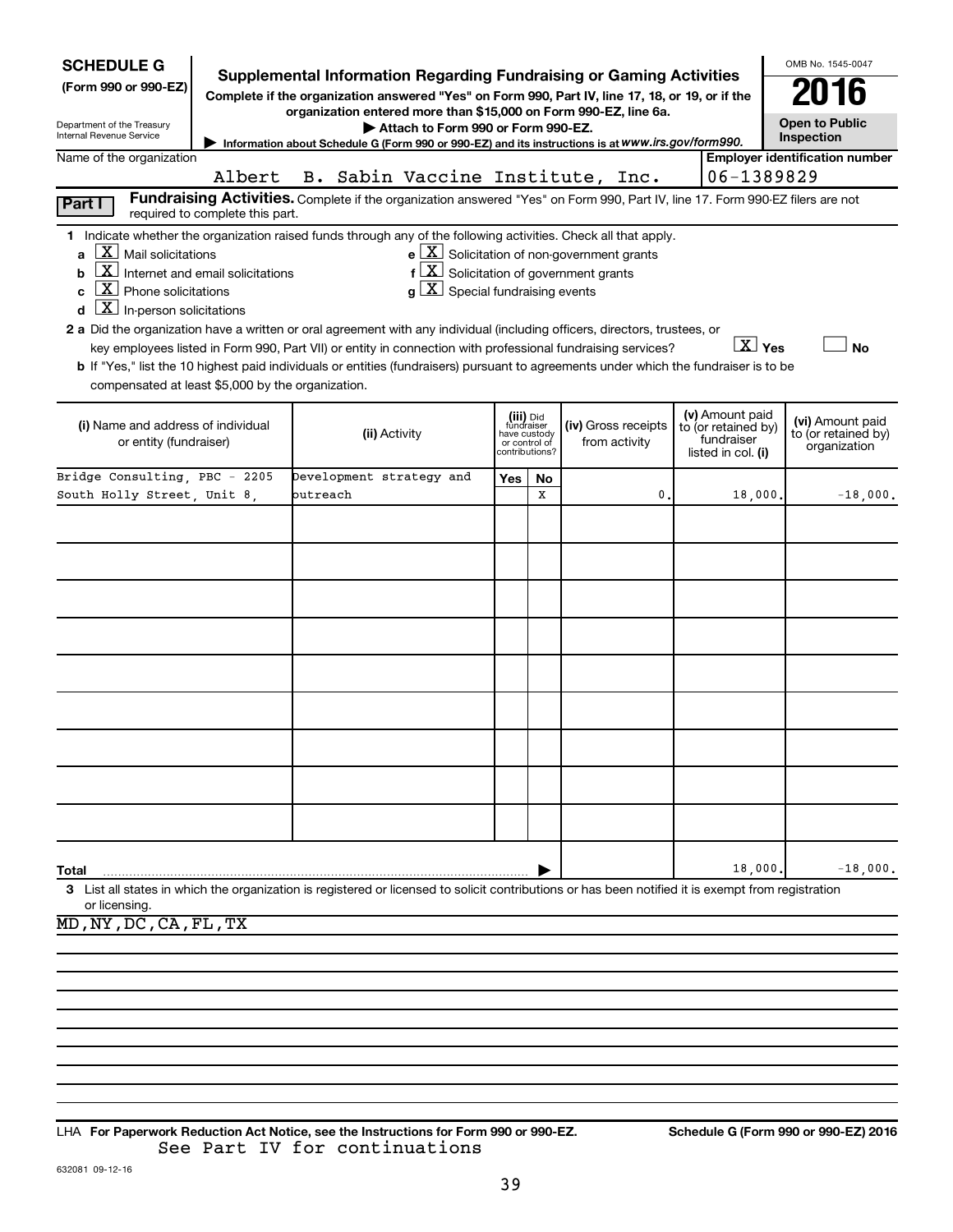**SCHEDULE G**
**(Form 990 or 990-EZ)**

Department of the Treasury
Internal Revenue Service

# Supplemental Information Regarding Fundraising or Gaming Activities

**Complete if the organization answered "Yes" on Form 990, Part IV, line 17, 18, or 19, or if the organization entered more than $15,000 on Form 990-EZ, line 6a.**

**▶ Attach to Form 990 or Form 990-EZ.**

▶ Information about Schedule G (Form 990 or 990-EZ) and its instructions is at *www.irs.gov/form990.*

OMB No. 1545-0047

**2016**

**Open to Public Inspection**

Name of the organization: Albert B. Sabin Vaccine Institute, Inc.

**Employer identification number:** 06-1389829

**Part I** **Fundraising Activities.** Complete if the organization answered "Yes" on Form 990, Part IV, line 17. Form 990-EZ filers are not required to complete this part.

**1** Indicate whether the organization raised funds through any of the following activities. Check all that apply.

- **a** [X] Mail solicitations
- **b** [X] Internet and email solicitations
- **c** [X] Phone solicitations
- **d** [X] In-person solicitations
- **e** [X] Solicitation of non-government grants
- **f** [X] Solicitation of government grants
- **g** [X] Special fundraising events

**2 a** Did the organization have a written or oral agreement with any individual (including officers, directors, trustees, or key employees listed in Form 990, Part VII) or entity in connection with professional fundraising services? [X] **Yes** [ ] **No**

**b** If "Yes," list the 10 highest paid individuals or entities (fundraisers) pursuant to agreements under which the fundraiser is to be compensated at least $5,000 by the organization.

| (i) Name and address of individual or entity (fundraiser) | (ii) Activity | (iii) Did fundraiser have custody or control of contributions? Yes | No | (iv) Gross receipts from activity | (v) Amount paid to (or retained by) fundraiser listed in col. (i) | (vi) Amount paid to (or retained by) organization |
|---|---|---|---|---|---|---|
| Bridge Consulting, PBC - 2205 South Holly Street, Unit 8, | Development strategy and outreach | | X | 0. | 18,000. | -18,000. |
| | | | | | | |
| | | | | | | |
| | | | | | | |
| | | | | | | |
| | | | | | | |
| | | | | | | |
| | | | | | | |
| | | | | | | |
| | | | | | | |
| **Total** | | | | ▶ | 18,000. | -18,000. |

**3** List all states in which the organization is registered or licensed to solicit contributions or has been notified it is exempt from registration or licensing.

MD,NY,DC,CA,FL,TX

LHA **For Paperwork Reduction Act Notice, see the Instructions for Form 990 or 990-EZ.** **Schedule G (Form 990 or 990-EZ) 2016**

See Part IV for continuations

632081 09-12-16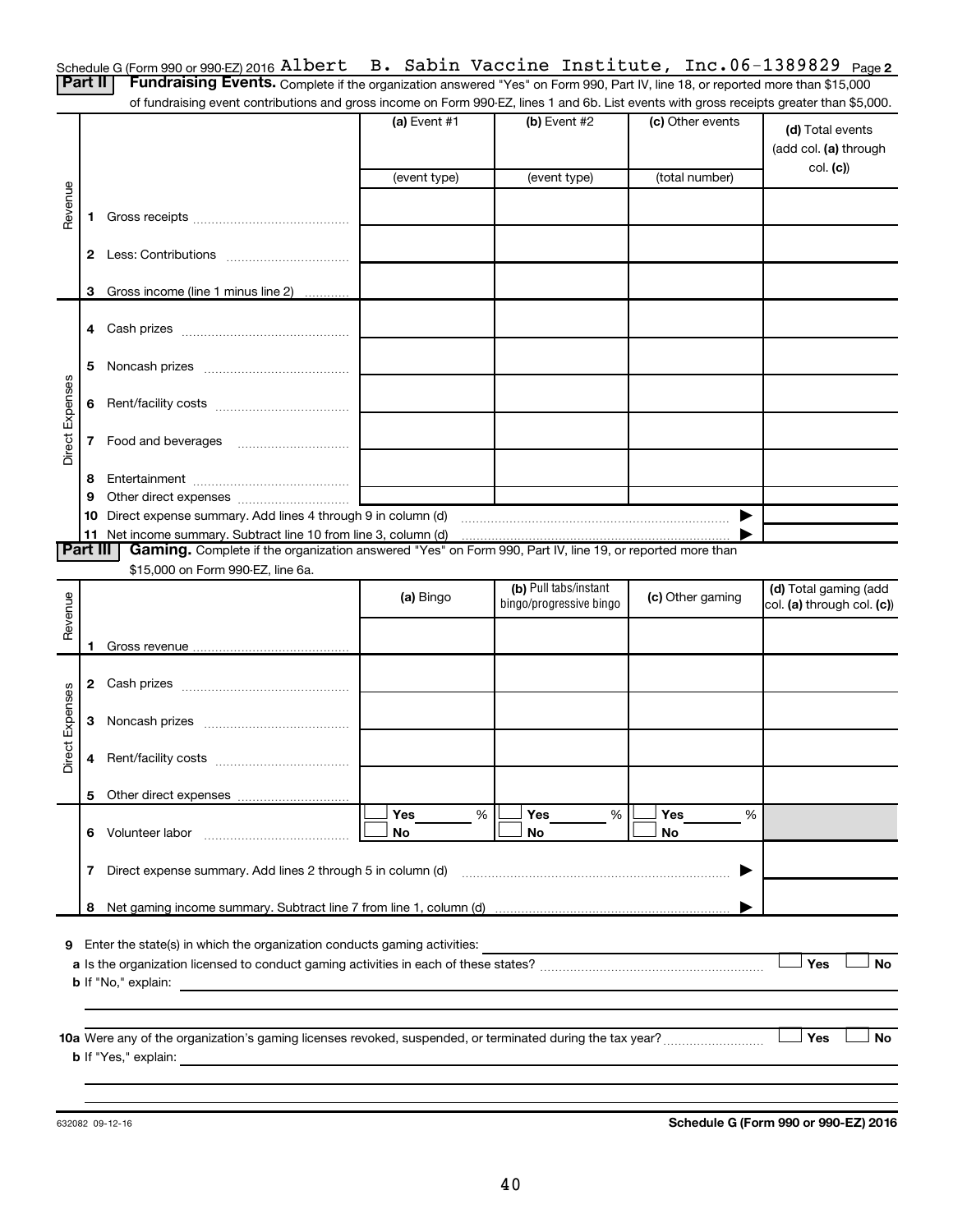Schedule G (Form 990 or 990-EZ) 2016 Albert B. Sabin Vaccine Institute, Inc. 06-1389829 Page 2

**Part II | Fundraising Events.** Complete if the organization answered "Yes" on Form 990, Part IV, line 18, or reported more than $15,000 of fundraising event contributions and gross income on Form 990-EZ, lines 1 and 6b. List events with gross receipts greater than $5,000.

| | | (a) Event #1 | (b) Event #2 | (c) Other events | (d) Total events (add col. (a) through col. (c)) |
|---|---|---|---|---|---|
| | | (event type) | (event type) | (total number) | |
| Revenue | 1 Gross receipts | | | | |
| | 2 Less: Contributions | | | | |
| | 3 Gross income (line 1 minus line 2) | | | | |
| Direct Expenses | 4 Cash prizes | | | | |
| | 5 Noncash prizes | | | | |
| | 6 Rent/facility costs | | | | |
| | 7 Food and beverages | | | | |
| | 8 Entertainment | | | | |
| | 9 Other direct expenses | | | | |
| | 10 Direct expense summary. Add lines 4 through 9 in column (d) | | | ▶ | |
| | 11 Net income summary. Subtract line 10 from line 3, column (d) | | | ▶ | |

**Part III | Gaming.** Complete if the organization answered "Yes" on Form 990, Part IV, line 19, or reported more than $15,000 on Form 990-EZ, line 6a.

| | | (a) Bingo | (b) Pull tabs/instant bingo/progressive bingo | (c) Other gaming | (d) Total gaming (add col. (a) through col. (c)) |
|---|---|---|---|---|---|
| Revenue | 1 Gross revenue | | | | |
| Direct Expenses | 2 Cash prizes | | | | |
| | 3 Noncash prizes | | | | |
| | 4 Rent/facility costs | | | | |
| | 5 Other direct expenses | | | | |
| | 6 Volunteer labor | ☐ Yes ____ % ☐ No | ☐ Yes ____ % ☐ No | ☐ Yes ____ % ☐ No | |
| | 7 Direct expense summary. Add lines 2 through 5 in column (d) | | | ▶ | |
| | 8 Net gaming income summary. Subtract line 7 from line 1, column (d) | | | ▶ | |

9 Enter the state(s) in which the organization conducts gaming activities: ______

a Is the organization licensed to conduct gaming activities in each of these states? ☐ Yes ☐ No

b If "No," explain: ______

10a Were any of the organization's gaming licenses revoked, suspended, or terminated during the tax year? ☐ Yes ☐ No

b If "Yes," explain: ______

632082 09-12-16

Schedule G (Form 990 or 990-EZ) 2016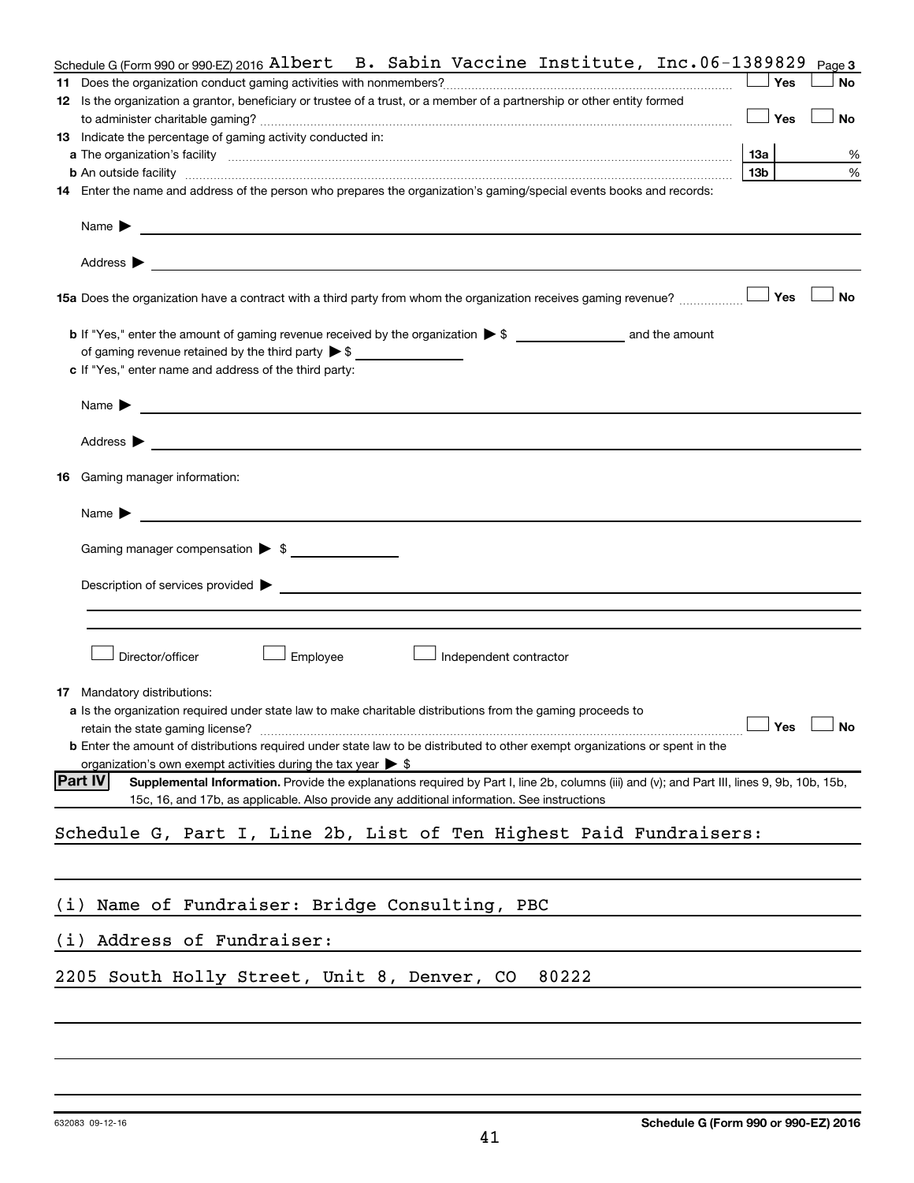Schedule G (Form 990 or 990-EZ) 2016 Albert B. Sabin Vaccine Institute, Inc. 06-1389829 Page 3

**11** Does the organization conduct gaming activities with nonmembers? ☐ Yes ☐ No

**12** Is the organization a grantor, beneficiary or trustee of a trust, or a member of a partnership or other entity formed to administer charitable gaming? ☐ Yes ☐ No

**13** Indicate the percentage of gaming activity conducted in:

**a** The organization's facility | 13a | %

**b** An outside facility | 13b | %

**14** Enter the name and address of the person who prepares the organization's gaming/special events books and records:

Name ▶

Address ▶

**15a** Does the organization have a contract with a third party from whom the organization receives gaming revenue? ☐ Yes ☐ No

**b** If "Yes," enter the amount of gaming revenue received by the organization ▶ $ ______ and the amount of gaming revenue retained by the third party ▶ $ ______

**c** If "Yes," enter name and address of the third party:

Name ▶

Address ▶

**16** Gaming manager information:

Name ▶

Gaming manager compensation ▶ $

Description of services provided ▶

☐ Director/officer ☐ Employee ☐ Independent contractor

**17** Mandatory distributions:

**a** Is the organization required under state law to make charitable distributions from the gaming proceeds to retain the state gaming license? ☐ Yes ☐ No

**b** Enter the amount of distributions required under state law to be distributed to other exempt organizations or spent in the organization's own exempt activities during the tax year ▶ $

**Part IV** **Supplemental Information.** Provide the explanations required by Part I, line 2b, columns (iii) and (v); and Part III, lines 9, 9b, 10b, 15b, 15c, 16, and 17b, as applicable. Also provide any additional information. See instructions

Schedule G, Part I, Line 2b, List of Ten Highest Paid Fundraisers:

(i) Name of Fundraiser: Bridge Consulting, PBC

(i) Address of Fundraiser:

2205 South Holly Street, Unit 8, Denver, CO 80222

632083 09-12-16 Schedule G (Form 990 or 990-EZ) 2016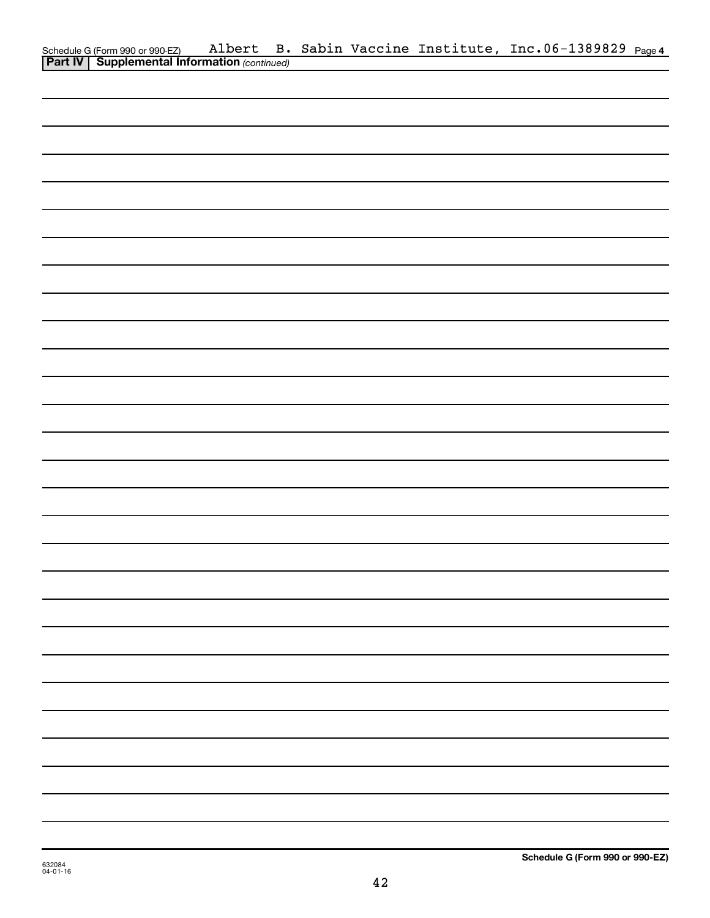Schedule G (Form 990 or 990-EZ) Albert B. Sabin Vaccine Institute, Inc. 06-1389829 Page 4

**Part IV | Supplemental Information** *(continued)*

632084
04-01-16

**Schedule G (Form 990 or 990-EZ)**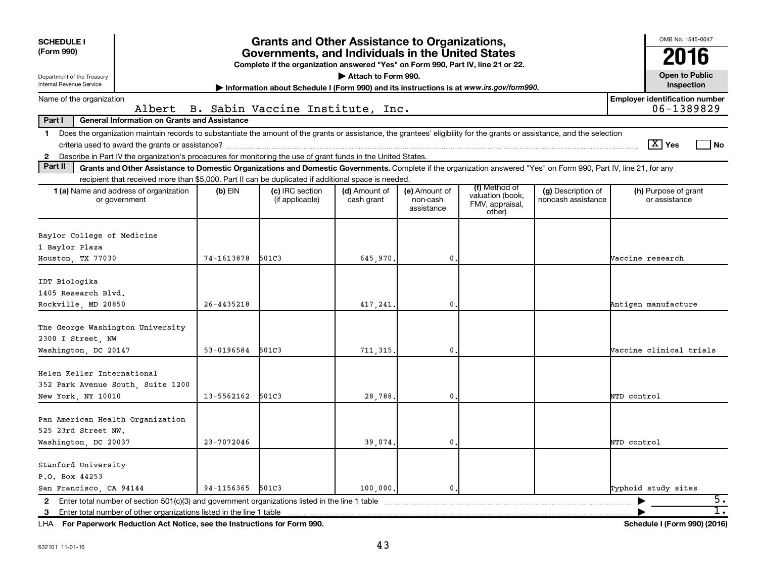**SCHEDULE I (Form 990)**

Department of the Treasury
Internal Revenue Service

# Grants and Other Assistance to Organizations, Governments, and Individuals in the United States

**Complete if the organization answered "Yes" on Form 990, Part IV, line 21 or 22.**

**▶ Attach to Form 990.**

**▶ Information about Schedule I (Form 990) and its instructions is at www.irs.gov/form990.**

OMB No. 1545-0047

**2016**

**Open to Public Inspection**

Name of the organization: Albert B. Sabin Vaccine Institute, Inc.

**Employer identification number:** 06-1389829

**Part I — General Information on Grants and Assistance**

1 Does the organization maintain records to substantiate the amount of the grants or assistance, the grantees' eligibility for the grants or assistance, and the selection criteria used to award the grants or assistance? [X] Yes [ ] No

2 Describe in Part IV the organization's procedures for monitoring the use of grant funds in the United States.

**Part II — Grants and Other Assistance to Domestic Organizations and Domestic Governments.** Complete if the organization answered "Yes" on Form 990, Part IV, line 21, for any recipient that received more than $5,000. Part II can be duplicated if additional space is needed.

| 1 (a) Name and address of organization or government | (b) EIN | (c) IRC section (if applicable) | (d) Amount of cash grant | (e) Amount of non-cash assistance | (f) Method of valuation (book, FMV, appraisal, other) | (g) Description of noncash assistance | (h) Purpose of grant or assistance |
|---|---|---|---|---|---|---|---|
| Baylor College of Medicine<br>1 Baylor Plaza<br>Houston, TX 77030 | 74-1613878 | 501C3 | 645,970. | 0. | | | Vaccine research |
| IDT Biologika<br>1405 Research Blvd.<br>Rockville, MD 20850 | 26-4435218 | | 417,241. | 0. | | | Antigen manufacture |
| The George Washington University<br>2300 I Street, NW<br>Washington, DC 20147 | 53-0196584 | 501C3 | 711,315. | 0. | | | Vaccine clinical trials |
| Helen Keller International<br>352 Park Avenue South, Suite 1200<br>New York, NY 10010 | 13-5562162 | 501C3 | 28,788. | 0. | | | NTD control |
| Pan American Health Organization<br>525 23rd Street NW.<br>Washington, DC 20037 | 23-7072046 | | 39,074. | 0. | | | NTD control |
| Stanford University<br>P.O. Box 44253<br>San Francisco, CA 94144 | 94-1156365 | 501C3 | 100,000. | 0. | | | Typhoid study sites |

2 Enter total number of section 501(c)(3) and government organizations listed in the line 1 table ▶ 5.

3 Enter total number of other organizations listed in the line 1 table ▶ 1.

LHA **For Paperwork Reduction Act Notice, see the Instructions for Form 990.** **Schedule I (Form 990) (2016)**

632101 11-01-16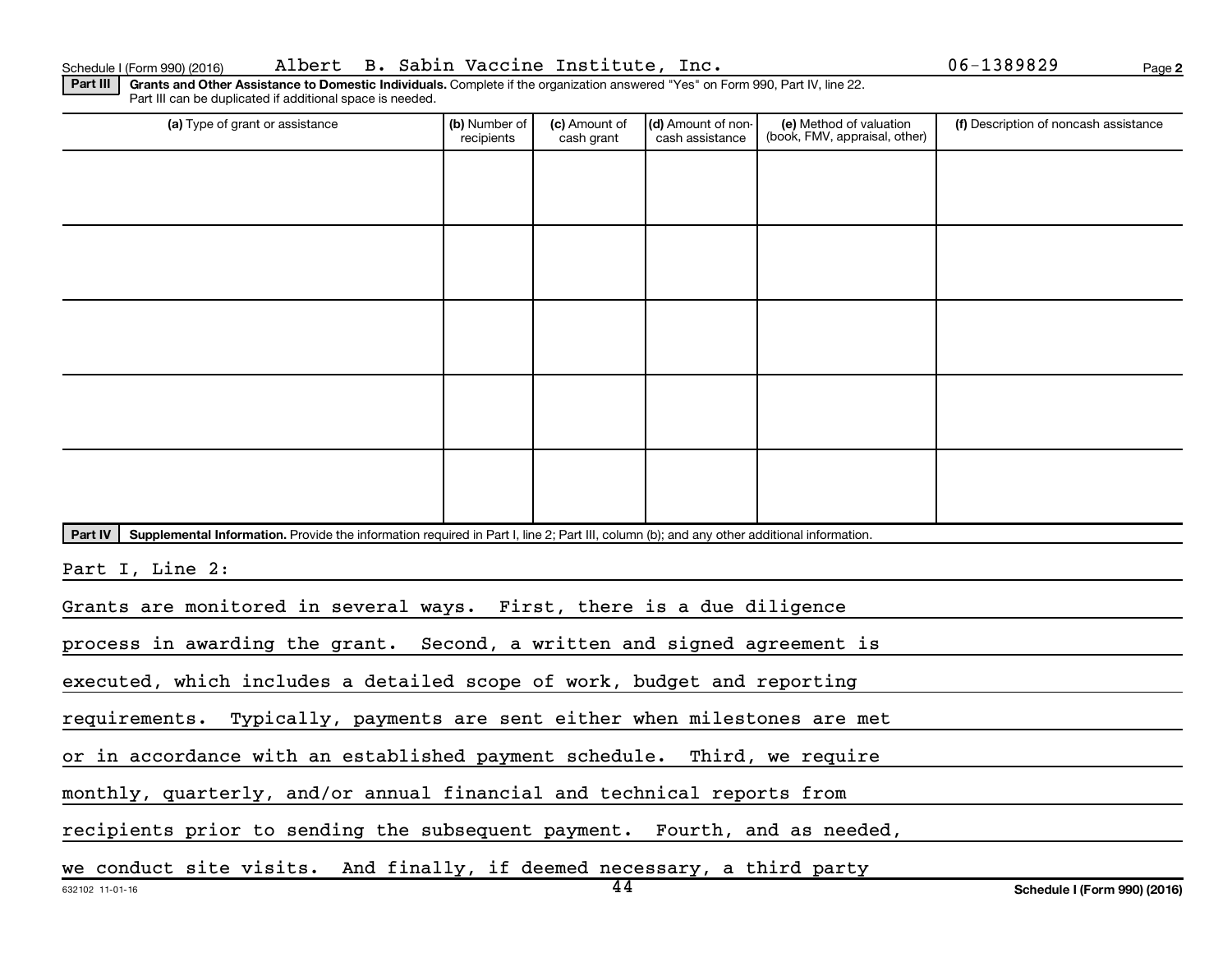Schedule I (Form 990) (2016) Albert B. Sabin Vaccine Institute, Inc. 06-1389829

**Part III** **Grants and Other Assistance to Domestic Individuals.** Complete if the organization answered "Yes" on Form 990, Part IV, line 22. Part III can be duplicated if additional space is needed.

| (a) Type of grant or assistance | (b) Number of recipients | (c) Amount of cash grant | (d) Amount of non-cash assistance | (e) Method of valuation (book, FMV, appraisal, other) | (f) Description of noncash assistance |
|---|---|---|---|---|---|
| | | | | | |
| | | | | | |
| | | | | | |
| | | | | | |
| | | | | | |

**Part IV** **Supplemental Information.** Provide the information required in Part I, line 2; Part III, column (b); and any other additional information.

Part I, Line 2:

Grants are monitored in several ways. First, there is a due diligence process in awarding the grant. Second, a written and signed agreement is executed, which includes a detailed scope of work, budget and reporting requirements. Typically, payments are sent either when milestones are met or in accordance with an established payment schedule. Third, we require monthly, quarterly, and/or annual financial and technical reports from recipients prior to sending the subsequent payment. Fourth, and as needed, we conduct site visits. And finally, if deemed necessary, a third party

632102 11-01-16 Schedule I (Form 990) (2016)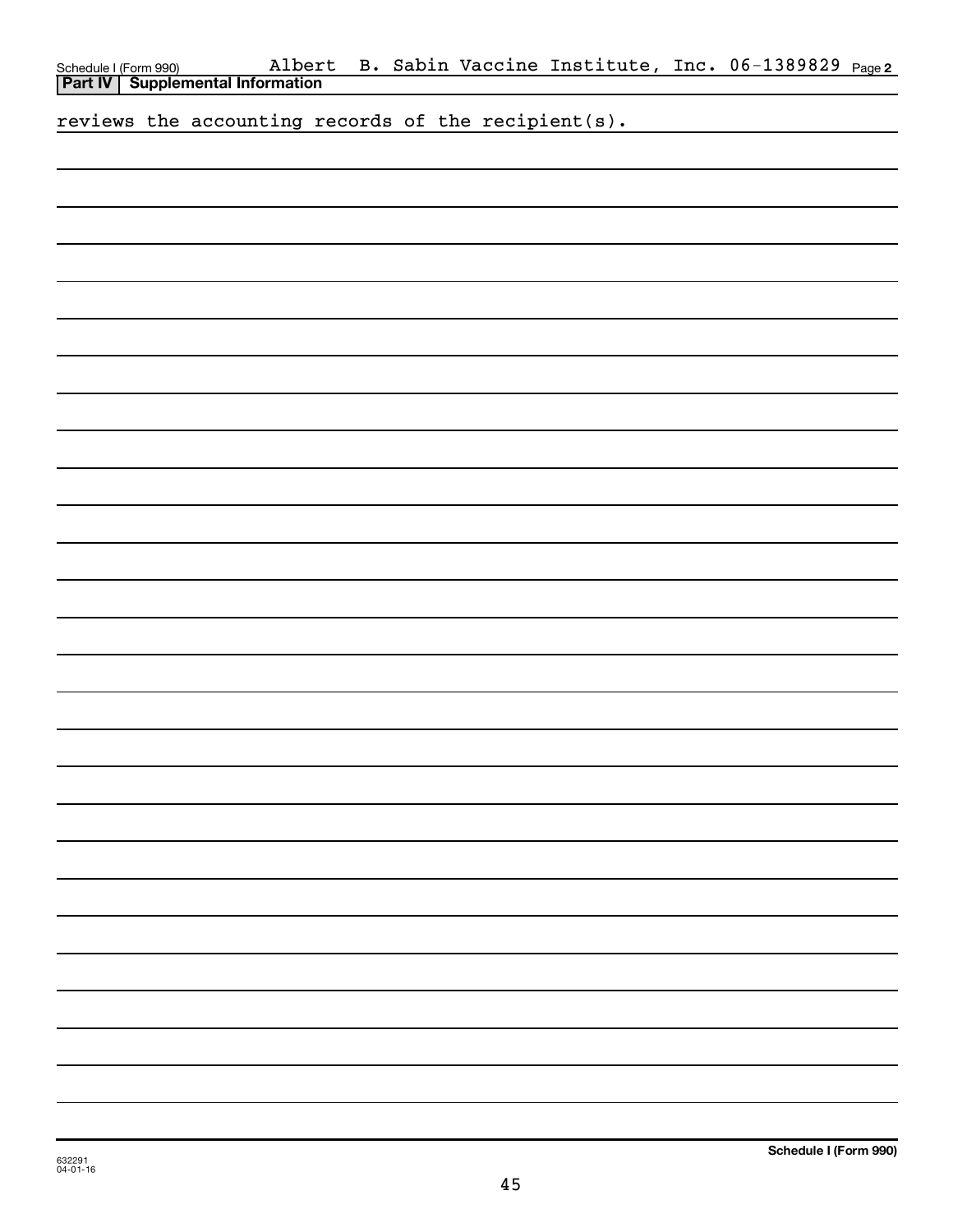Schedule I (Form 990) Albert B. Sabin Vaccine Institute, Inc. 06-1389829 Page 2

**Part IV Supplemental Information**

reviews the accounting records of the recipient(s).

Schedule I (Form 990)

632291
04-01-16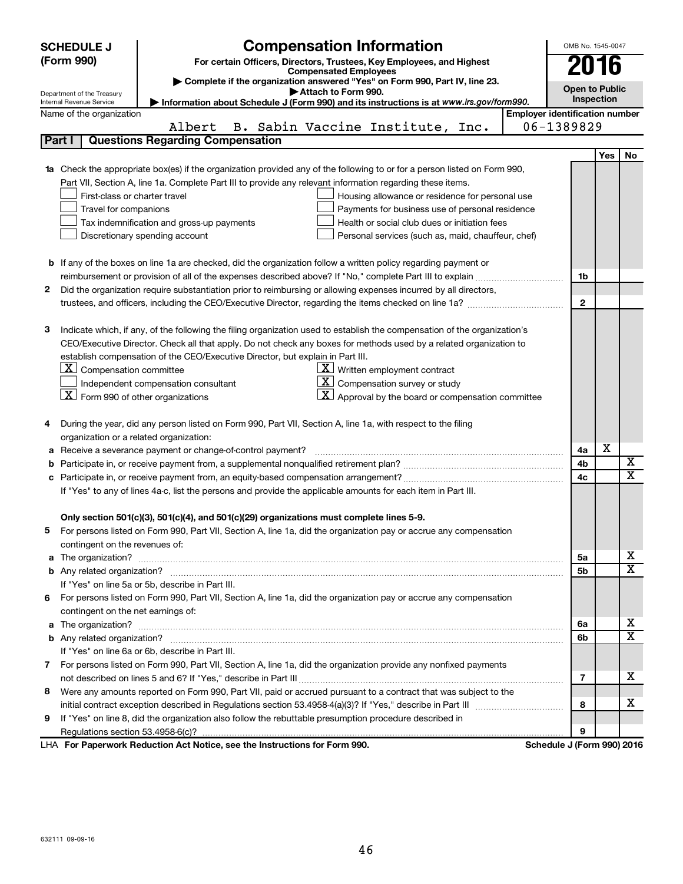# SCHEDULE J (Form 990)

## Compensation Information

**For certain Officers, Directors, Trustees, Key Employees, and Highest Compensated Employees**

▶ Complete if the organization answered "Yes" on Form 990, Part IV, line 23.

▶ Attach to Form 990.

▶ Information about Schedule J (Form 990) and its instructions is at *www.irs.gov/form990.*

OMB No. 1545-0047

**2016**

**Open to Public Inspection**

Department of the Treasury
Internal Revenue Service

Name of the organization: Albert B. Sabin Vaccine Institute, Inc.

Employer identification number: 06-1389829

## Part I — Questions Regarding Compensation

| | | Line | Yes | No |
|---|---|---|---|---|
| **1a** | Check the appropriate box(es) if the organization provided any of the following to or for a person listed on Form 990, Part VII, Section A, line 1a. Complete Part III to provide any relevant information regarding these items.<br>☐ First-class or charter travel<br>☐ Travel for companions<br>☐ Tax indemnification and gross-up payments<br>☐ Discretionary spending account<br>☐ Housing allowance or residence for personal use<br>☐ Payments for business use of personal residence<br>☐ Health or social club dues or initiation fees<br>☐ Personal services (such as, maid, chauffeur, chef) | | | |
| **b** | If any of the boxes on line 1a are checked, did the organization follow a written policy regarding payment or reimbursement or provision of all of the expenses described above? If "No," complete Part III to explain | 1b | | |
| **2** | Did the organization require substantiation prior to reimbursing or allowing expenses incurred by all directors, trustees, and officers, including the CEO/Executive Director, regarding the items checked on line 1a? | 2 | | |
| **3** | Indicate which, if any, of the following the filing organization used to establish the compensation of the organization's CEO/Executive Director. Check all that apply. Do not check any boxes for methods used by a related organization to establish compensation of the CEO/Executive Director, but explain in Part III.<br>☒ Compensation committee<br>☐ Independent compensation consultant<br>☒ Form 990 of other organizations<br>☒ Written employment contract<br>☒ Compensation survey or study<br>☒ Approval by the board or compensation committee | | | |
| **4** | During the year, did any person listed on Form 990, Part VII, Section A, line 1a, with respect to the filing organization or a related organization: | | | |
| **a** | Receive a severance payment or change-of-control payment? | 4a | X | |
| **b** | Participate in, or receive payment from, a supplemental nonqualified retirement plan? | 4b | | X |
| **c** | Participate in, or receive payment from, an equity-based compensation arrangement? | 4c | | X |
| | If "Yes" to any of lines 4a-c, list the persons and provide the applicable amounts for each item in Part III. | | | |
| | **Only section 501(c)(3), 501(c)(4), and 501(c)(29) organizations must complete lines 5-9.** | | | |
| **5** | For persons listed on Form 990, Part VII, Section A, line 1a, did the organization pay or accrue any compensation contingent on the revenues of: | | | |
| **a** | The organization? | 5a | | X |
| **b** | Any related organization? | 5b | | X |
| | If "Yes" on line 5a or 5b, describe in Part III. | | | |
| **6** | For persons listed on Form 990, Part VII, Section A, line 1a, did the organization pay or accrue any compensation contingent on the net earnings of: | | | |
| **a** | The organization? | 6a | | X |
| **b** | Any related organization? | 6b | | X |
| | If "Yes" on line 6a or 6b, describe in Part III. | | | |
| **7** | For persons listed on Form 990, Part VII, Section A, line 1a, did the organization provide any nonfixed payments not described on lines 5 and 6? If "Yes," describe in Part III | 7 | | X |
| **8** | Were any amounts reported on Form 990, Part VII, paid or accrued pursuant to a contract that was subject to the initial contract exception described in Regulations section 53.4958-4(a)(3)? If "Yes," describe in Part III | 8 | | X |
| **9** | If "Yes" on line 8, did the organization also follow the rebuttable presumption procedure described in Regulations section 53.4958-6(c)? | 9 | | |

LHA **For Paperwork Reduction Act Notice, see the Instructions for Form 990.** **Schedule J (Form 990) 2016**

632111 09-09-16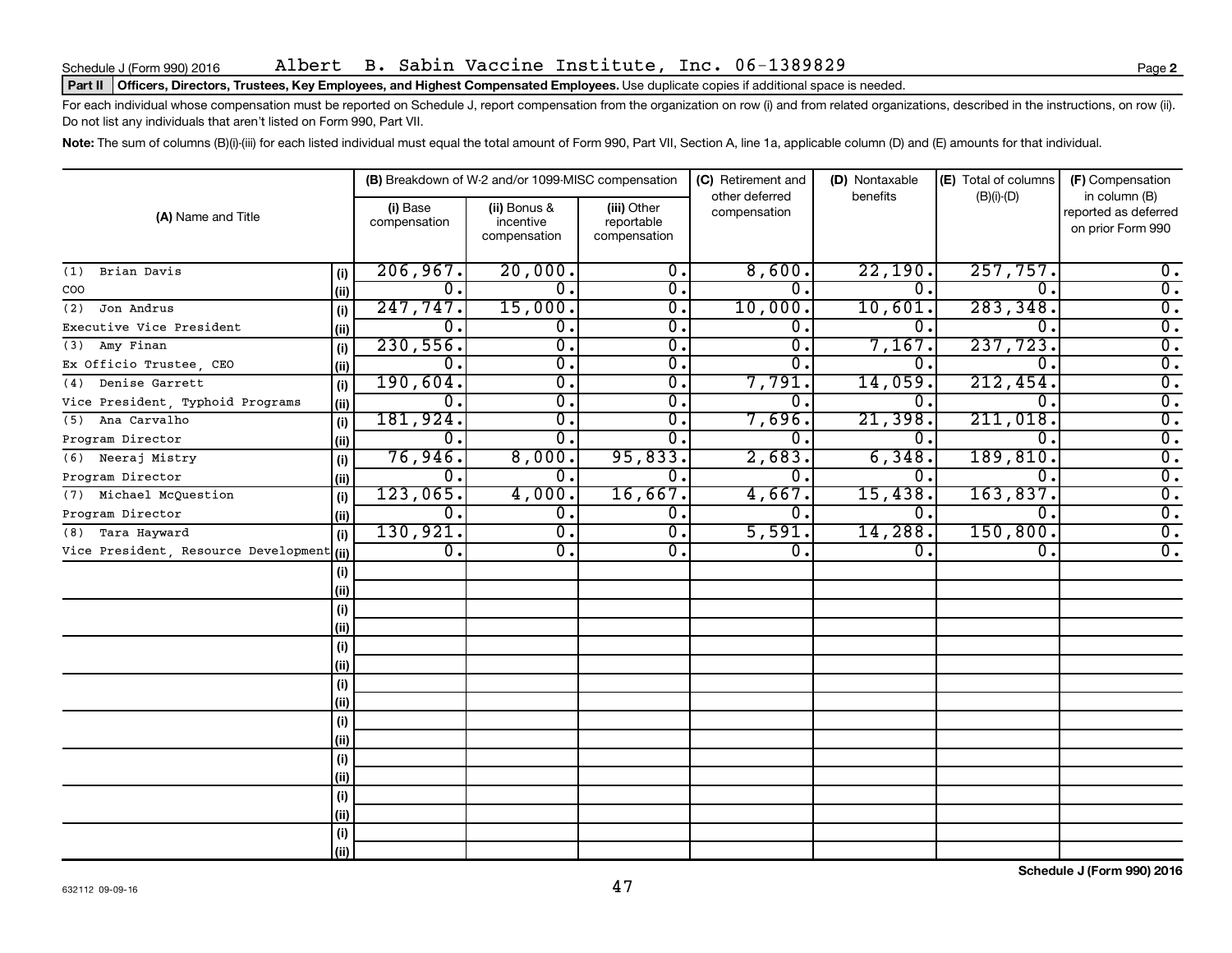Schedule J (Form 990) 2016 Albert B. Sabin Vaccine Institute, Inc. 06-1389829

**Part II** **Officers, Directors, Trustees, Key Employees, and Highest Compensated Employees.** Use duplicate copies if additional space is needed.

For each individual whose compensation must be reported on Schedule J, report compensation from the organization on row (i) and from related organizations, described in the instructions, on row (ii). Do not list any individuals that aren't listed on Form 990, Part VII.

**Note:** The sum of columns (B)(i)-(iii) for each listed individual must equal the total amount of Form 990, Part VII, Section A, line 1a, applicable column (D) and (E) amounts for that individual.

| (A) Name and Title | | (B) Breakdown of W-2 and/or 1099-MISC compensation | | | (C) Retirement and other deferred compensation | (D) Nontaxable benefits | (E) Total of columns (B)(i)-(D) | (F) Compensation in column (B) reported as deferred on prior Form 990 |
|---|---|---|---|---|---|---|---|---|
| | | (i) Base compensation | (ii) Bonus & incentive compensation | (iii) Other reportable compensation | | | | |
| (1) Brian Davis | (i) | 206,967. | 20,000. | 0. | 8,600. | 22,190. | 257,757. | 0. |
| COO | (ii) | 0. | 0. | 0. | 0. | 0. | 0. | 0. |
| (2) Jon Andrus | (i) | 247,747. | 15,000. | 0. | 10,000. | 10,601. | 283,348. | 0. |
| Executive Vice President | (ii) | 0. | 0. | 0. | 0. | 0. | 0. | 0. |
| (3) Amy Finan | (i) | 230,556. | 0. | 0. | 0. | 7,167. | 237,723. | 0. |
| Ex Officio Trustee, CEO | (ii) | 0. | 0. | 0. | 0. | 0. | 0. | 0. |
| (4) Denise Garrett | (i) | 190,604. | 0. | 0. | 7,791. | 14,059. | 212,454. | 0. |
| Vice President, Typhoid Programs | (ii) | 0. | 0. | 0. | 0. | 0. | 0. | 0. |
| (5) Ana Carvalho | (i) | 181,924. | 0. | 0. | 7,696. | 21,398. | 211,018. | 0. |
| Program Director | (ii) | 0. | 0. | 0. | 0. | 0. | 0. | 0. |
| (6) Neeraj Mistry | (i) | 76,946. | 8,000. | 95,833. | 2,683. | 6,348. | 189,810. | 0. |
| Program Director | (ii) | 0. | 0. | 0. | 0. | 0. | 0. | 0. |
| (7) Michael McQuestion | (i) | 123,065. | 4,000. | 16,667. | 4,667. | 15,438. | 163,837. | 0. |
| Program Director | (ii) | 0. | 0. | 0. | 0. | 0. | 0. | 0. |
| (8) Tara Hayward | (i) | 130,921. | 0. | 0. | 5,591. | 14,288. | 150,800. | 0. |
| Vice President, Resource Development | (ii) | 0. | 0. | 0. | 0. | 0. | 0. | 0. |
| | (i) | | | | | | | |
| | (ii) | | | | | | | |
| | (i) | | | | | | | |
| | (ii) | | | | | | | |
| | (i) | | | | | | | |
| | (ii) | | | | | | | |
| | (i) | | | | | | | |
| | (ii) | | | | | | | |
| | (i) | | | | | | | |
| | (ii) | | | | | | | |
| | (i) | | | | | | | |
| | (ii) | | | | | | | |
| | (i) | | | | | | | |
| | (ii) | | | | | | | |
| | (i) | | | | | | | |
| | (ii) | | | | | | | |

632112 09-09-16

**Schedule J (Form 990) 2016**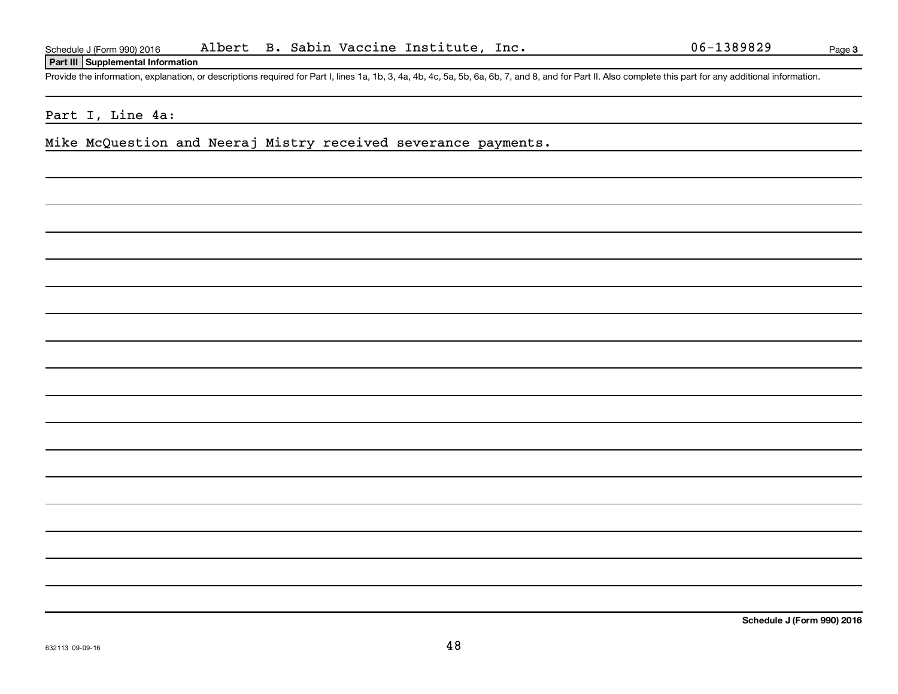Schedule J (Form 990) 2016 Albert B. Sabin Vaccine Institute, Inc. 06-1389829 Page 3

**Part III Supplemental Information**

Provide the information, explanation, or descriptions required for Part I, lines 1a, 1b, 3, 4a, 4b, 4c, 5a, 5b, 6a, 6b, 7, and 8, and for Part II. Also complete this part for any additional information.

Part I, Line 4a:

Mike McQuestion and Neeraj Mistry received severance payments.

**Schedule J (Form 990) 2016**

632113 09-09-16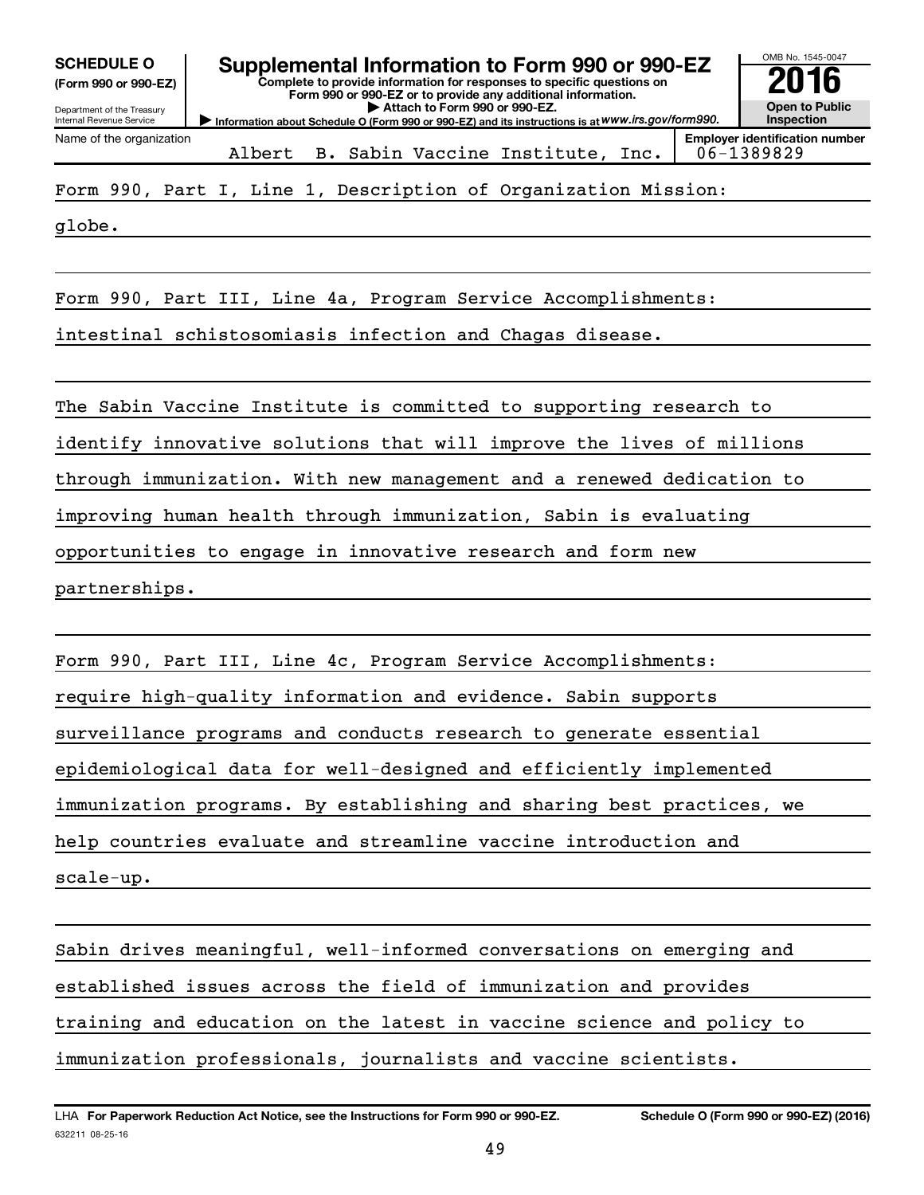**SCHEDULE O**
**(Form 990 or 990-EZ)**

Department of the Treasury
Internal Revenue Service

# Supplemental Information to Form 990 or 990-EZ

**Complete to provide information for responses to specific questions on Form 990 or 990-EZ or to provide any additional information.**
**▶ Attach to Form 990 or 990-EZ.**
**▶ Information about Schedule O (Form 990 or 990-EZ) and its instructions is at *www.irs.gov/form990.***

OMB No. 1545-0047
**2016**
**Open to Public Inspection**

| Name of the organization | Employer identification number |
|---|---|
| Albert B. Sabin Vaccine Institute, Inc. | 06-1389829 |

Form 990, Part I, Line 1, Description of Organization Mission:

globe.

Form 990, Part III, Line 4a, Program Service Accomplishments:

intestinal schistosomiasis infection and Chagas disease.

The Sabin Vaccine Institute is committed to supporting research to identify innovative solutions that will improve the lives of millions through immunization. With new management and a renewed dedication to improving human health through immunization, Sabin is evaluating opportunities to engage in innovative research and form new partnerships.

Form 990, Part III, Line 4c, Program Service Accomplishments:

require high-quality information and evidence. Sabin supports surveillance programs and conducts research to generate essential epidemiological data for well-designed and efficiently implemented immunization programs. By establishing and sharing best practices, we help countries evaluate and streamline vaccine introduction and scale-up.

Sabin drives meaningful, well-informed conversations on emerging and established issues across the field of immunization and provides training and education on the latest in vaccine science and policy to immunization professionals, journalists and vaccine scientists.

LHA **For Paperwork Reduction Act Notice, see the Instructions for Form 990 or 990-EZ.** **Schedule O (Form 990 or 990-EZ) (2016)**
632211 08-25-16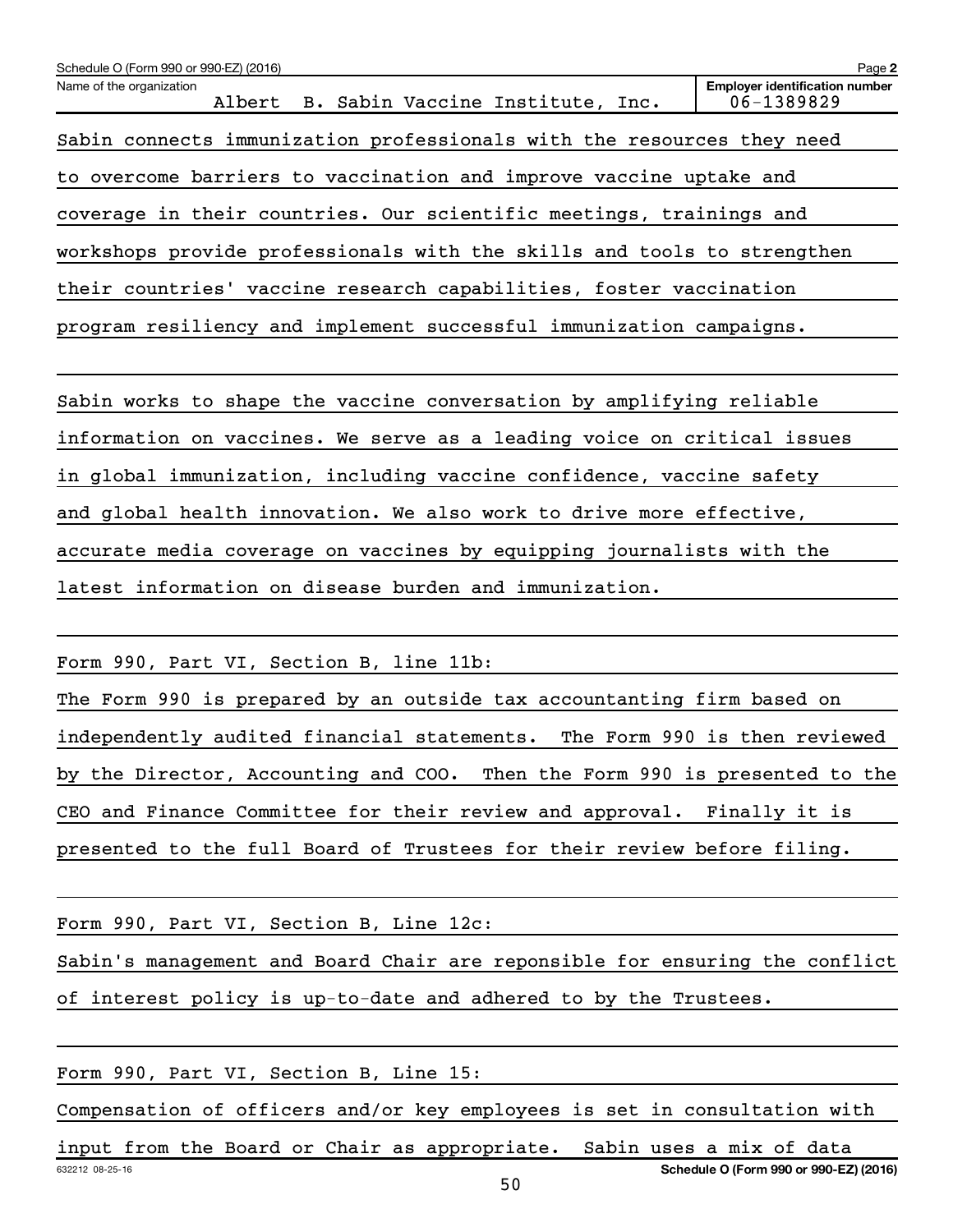Sabin connects immunization professionals with the resources they need to overcome barriers to vaccination and improve vaccine uptake and coverage in their countries. Our scientific meetings, trainings and workshops provide professionals with the skills and tools to strengthen their countries' vaccine research capabilities, foster vaccination program resiliency and implement successful immunization campaigns.

Sabin works to shape the vaccine conversation by amplifying reliable information on vaccines. We serve as a leading voice on critical issues in global immunization, including vaccine confidence, vaccine safety and global health innovation. We also work to drive more effective, accurate media coverage on vaccines by equipping journalists with the latest information on disease burden and immunization.

Form 990, Part VI, Section B, line 11b:

The Form 990 is prepared by an outside tax accountanting firm based on independently audited financial statements. The Form 990 is then reviewed by the Director, Accounting and COO. Then the Form 990 is presented to the CEO and Finance Committee for their review and approval. Finally it is presented to the full Board of Trustees for their review before filing.

Form 990, Part VI, Section B, Line 12c:

Sabin's management and Board Chair are reponsible for ensuring the conflict of interest policy is up-to-date and adhered to by the Trustees.

Form 990, Part VI, Section B, Line 15:

Compensation of officers and/or key employees is set in consultation with input from the Board or Chair as appropriate. Sabin uses a mix of data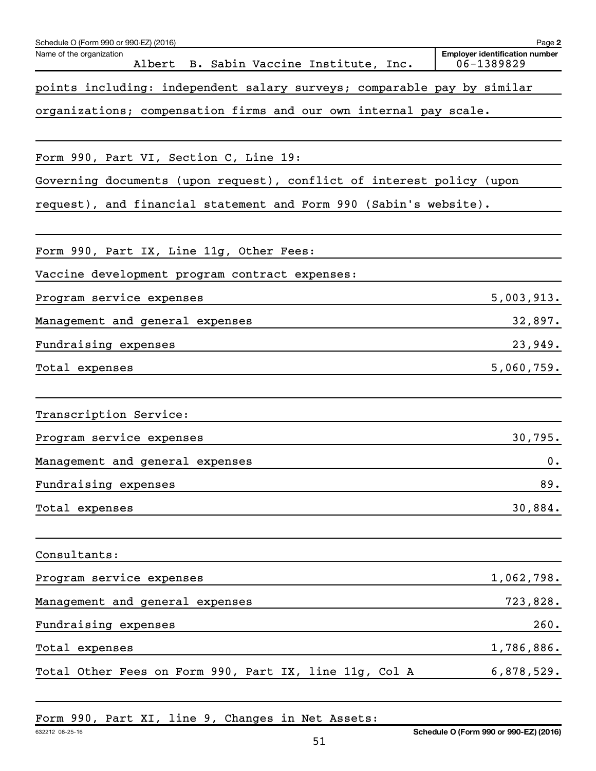Name of the organization: Albert B. Sabin Vaccine Institute, Inc.

Employer identification number: 06-1389829

points including: independent salary surveys; comparable pay by similar organizations; compensation firms and our own internal pay scale.

Form 990, Part VI, Section C, Line 19:

Governing documents (upon request), conflict of interest policy (upon request), and financial statement and Form 990 (Sabin's website).

Form 990, Part IX, Line 11g, Other Fees:

Vaccine development program contract expenses:

| | |
|---|---|
| Program service expenses | 5,003,913. |
| Management and general expenses | 32,897. |
| Fundraising expenses | 23,949. |
| Total expenses | 5,060,759. |

Transcription Service:

| | |
|---|---|
| Program service expenses | 30,795. |
| Management and general expenses | 0. |
| Fundraising expenses | 89. |
| Total expenses | 30,884. |

Consultants:

| | |
|---|---|
| Program service expenses | 1,062,798. |
| Management and general expenses | 723,828. |
| Fundraising expenses | 260. |
| Total expenses | 1,786,886. |
| Total Other Fees on Form 990, Part IX, line 11g, Col A | 6,878,529. |

Form 990, Part XI, line 9, Changes in Net Assets: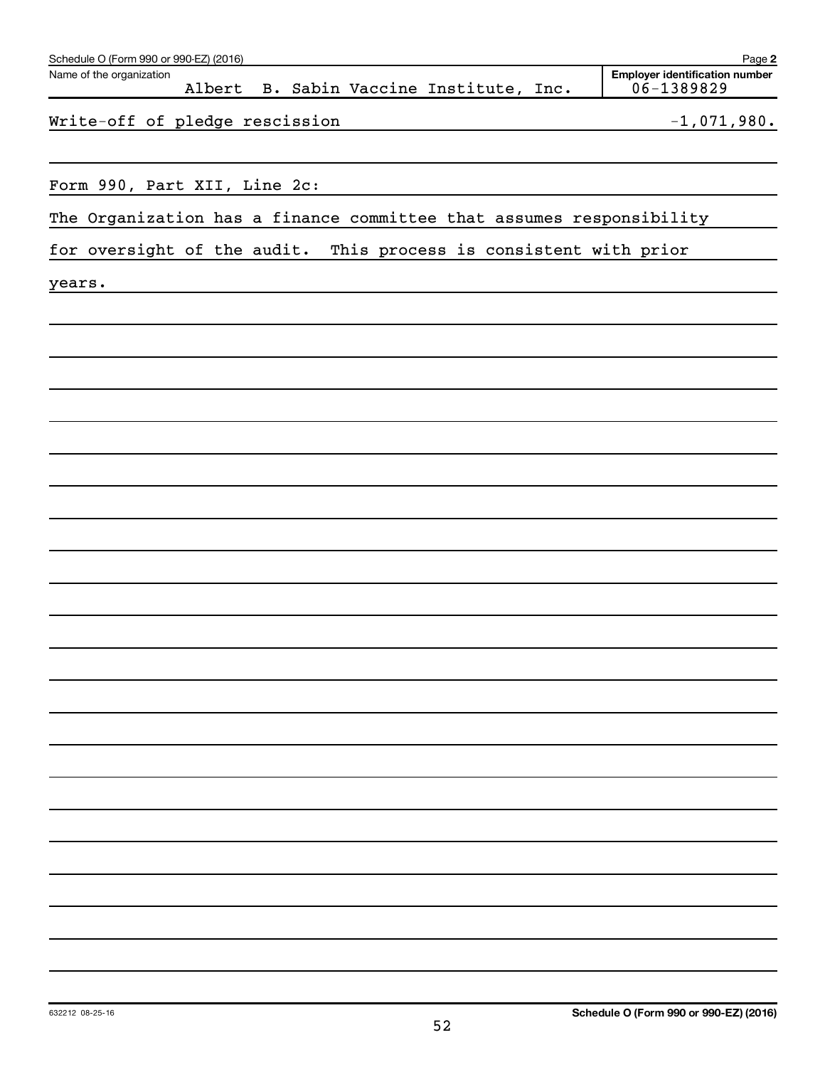Schedule O (Form 990 or 990-EZ) (2016)

Name of the organization: Albert B. Sabin Vaccine Institute, Inc.

Employer identification number: 06-1389829

| | |
|---|---|
| Write-off of pledge rescission | -1,071,980. |

Form 990, Part XII, Line 2c:

The Organization has a finance committee that assumes responsibility for oversight of the audit. This process is consistent with prior years.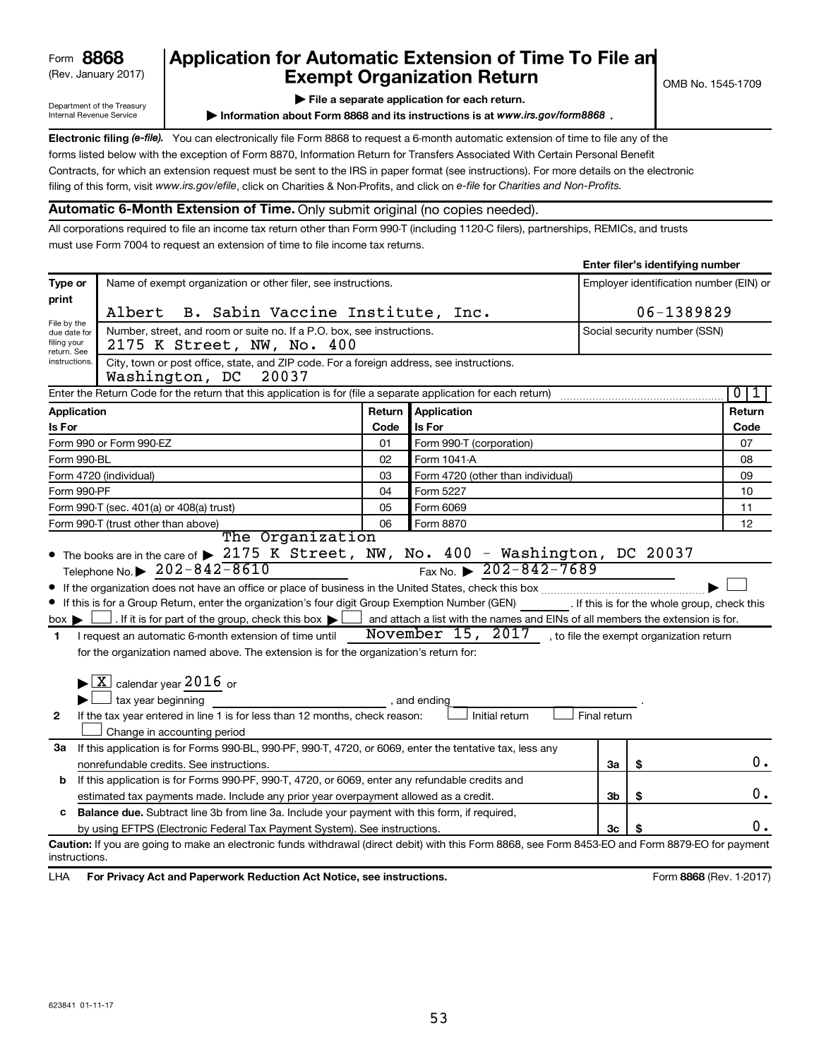Form **8868**
(Rev. January 2017)

Department of the Treasury
Internal Revenue Service

# Application for Automatic Extension of Time To File an Exempt Organization Return

OMB No. 1545-1709

▶ **File a separate application for each return.**

▶ **Information about Form 8868 and its instructions is at *www.irs.gov/form8868*.**

**Electronic filing *(e-file)*.** You can electronically file Form 8868 to request a 6-month automatic extension of time to file any of the forms listed below with the exception of Form 8870, Information Return for Transfers Associated With Certain Personal Benefit Contracts, for which an extension request must be sent to the IRS in paper format (see instructions). For more details on the electronic filing of this form, visit *www.irs.gov/efile*, click on Charities & Non-Profits, and click on *e-file* for *Charities and Non-Profits.*

**Automatic 6-Month Extension of Time.** Only submit original (no copies needed).

All corporations required to file an income tax return other than Form 990-T (including 1120-C filers), partnerships, REMICs, and trusts must use Form 7004 to request an extension of time to file income tax returns.

**Enter filer's identifying number**

| | | |
|---|---|---|
| **Type or print** | Name of exempt organization or other filer, see instructions.<br>Albert B. Sabin Vaccine Institute, Inc. | Employer identification number (EIN) or<br>06-1389829 |
| File by the due date for filing your return. See instructions. | Number, street, and room or suite no. If a P.O. box, see instructions.<br>2175 K Street, NW, No. 400 | Social security number (SSN) |
| | City, town or post office, state, and ZIP code. For a foreign address, see instructions.<br>Washington, DC 20037 | |

Enter the Return Code for the return that this application is for (file a separate application for each return) .......... 0 1

| Application Is For | Return Code | Application Is For | Return Code |
|---|---|---|---|
| Form 990 or Form 990-EZ | 01 | Form 990-T (corporation) | 07 |
| Form 990-BL | 02 | Form 1041-A | 08 |
| Form 4720 (individual) | 03 | Form 4720 (other than individual) | 09 |
| Form 990-PF | 04 | Form 5227 | 10 |
| Form 990-T (sec. 401(a) or 408(a) trust) | 05 | Form 6069 | 11 |
| Form 990-T (trust other than above) | 06 | Form 8870 | 12 |

- The books are in the care of ▶ The Organization 2175 K Street, NW, No. 400 - Washington, DC 20037
  Telephone No. ▶ 202-842-8610 Fax No. ▶ 202-842-7689
- If the organization does not have an office or place of business in the United States, check this box .......... ▶ ☐
- If this is for a Group Return, enter the organization's four digit Group Exemption Number (GEN) ________ . If this is for the whole group, check this box ▶ ☐ . If it is for part of the group, check this box ▶ ☐ and attach a list with the names and EINs of all members the extension is for.

**1** I request an automatic 6-month extension of time until November 15, 2017 , to file the exempt organization return for the organization named above. The extension is for the organization's return for:

▶ ☒ calendar year 2016 or
▶ ☐ tax year beginning ________________ , and ending ________________ .

**2** If the tax year entered in line 1 is for less than 12 months, check reason: ☐ Initial return ☐ Final return ☐ Change in accounting period

| | | | |
|---|---|---|---|
| **3a** | If this application is for Forms 990-BL, 990-PF, 990-T, 4720, or 6069, enter the tentative tax, less any nonrefundable credits. See instructions. | **3a** | $ 0. |
| **b** | If this application is for Forms 990-PF, 990-T, 4720, or 6069, enter any refundable credits and estimated tax payments made. Include any prior year overpayment allowed as a credit. | **3b** | $ 0. |
| **c** | **Balance due.** Subtract line 3b from line 3a. Include your payment with this form, if required, by using EFTPS (Electronic Federal Tax Payment System). See instructions. | **3c** | $ 0. |

**Caution:** If you are going to make an electronic funds withdrawal (direct debit) with this Form 8868, see Form 8453-EO and Form 8879-EO for payment instructions.

LHA **For Privacy Act and Paperwork Reduction Act Notice, see instructions.** Form **8868** (Rev. 1-2017)

623841 01-11-17